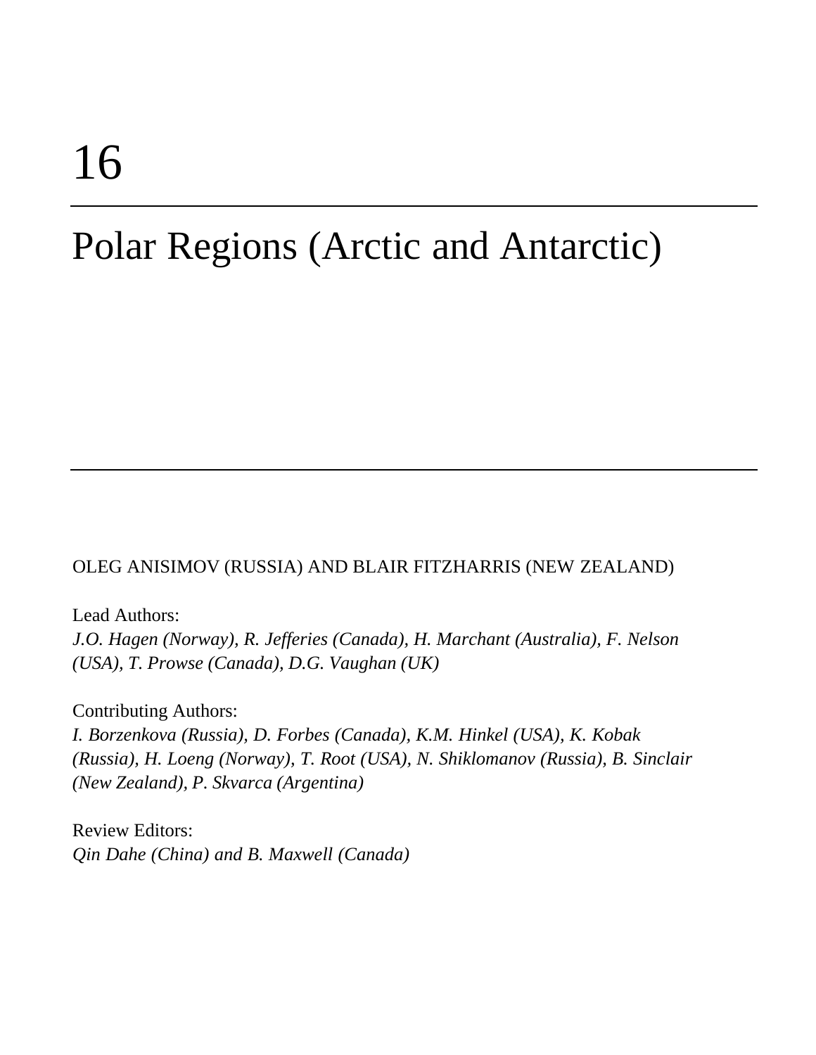# 16

# Polar Regions (Arctic and Antarctic)

OLEG ANISIMOV (RUSSIA) AND BLAIR FITZHARRIS (NEW ZEALAND)

Lead Authors:
*J.O. Hagen (Norway), R. Jefferies (Canada), H. Marchant (Australia), F. Nelson (USA), T. Prowse (Canada), D.G. Vaughan (UK)*

Contributing Authors:
*I. Borzenkova (Russia), D. Forbes (Canada), K.M. Hinkel (USA), K. Kobak (Russia), H. Loeng (Norway), T. Root (USA), N. Shiklomanov (Russia), B. Sinclair (New Zealand), P. Skvarca (Argentina)*

Review Editors:
*Qin Dahe (China) and B. Maxwell (Canada)*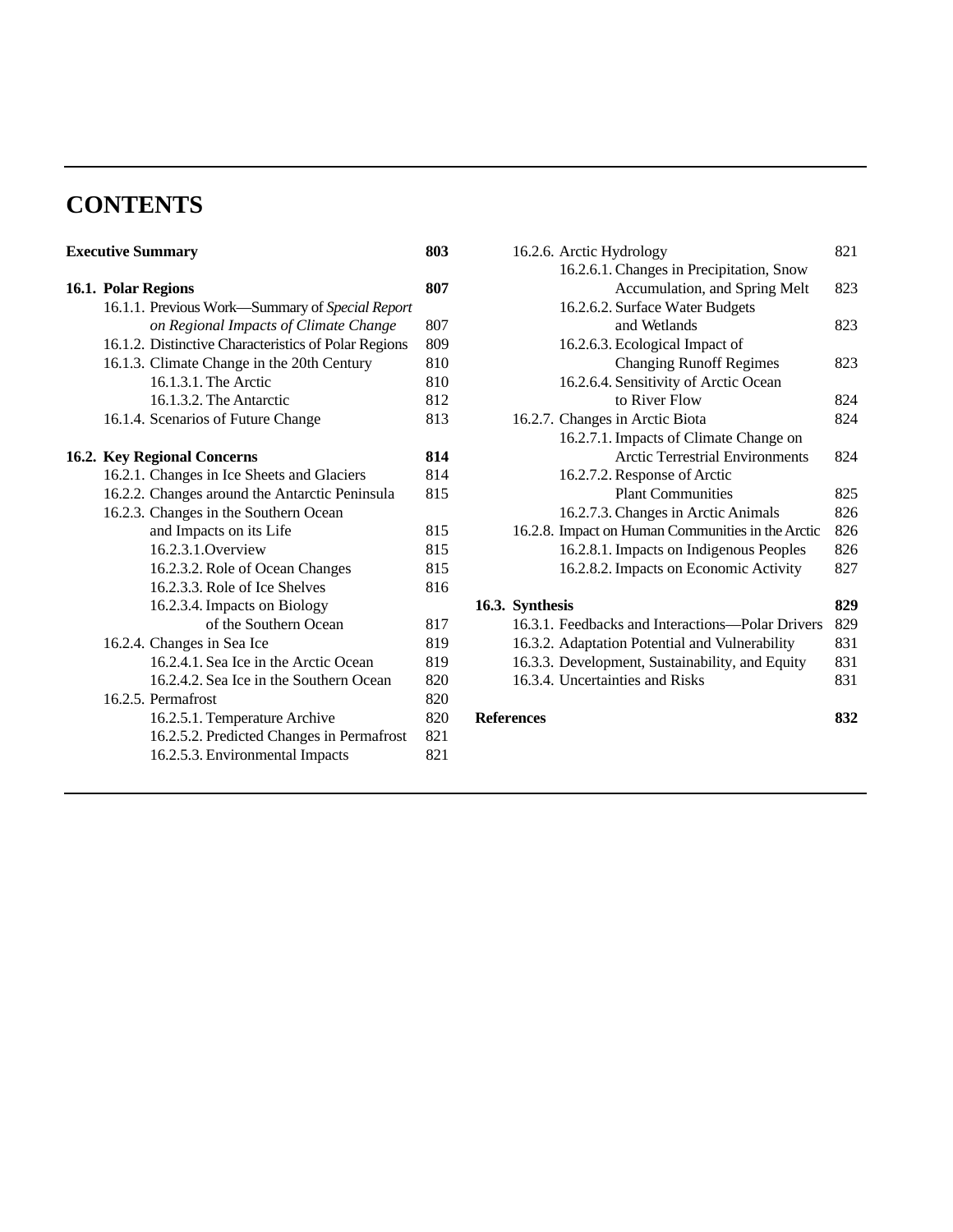# CONTENTS

| | |
|---|---|
| **Executive Summary** | **803** |
| **16.1. Polar Regions** | **807** |
| 16.1.1. Previous Work—Summary of *Special Report on Regional Impacts of Climate Change* | 807 |
| 16.1.2. Distinctive Characteristics of Polar Regions | 809 |
| 16.1.3. Climate Change in the 20th Century | 810 |
| 16.1.3.1. The Arctic | 810 |
| 16.1.3.2. The Antarctic | 812 |
| 16.1.4. Scenarios of Future Change | 813 |
| **16.2. Key Regional Concerns** | **814** |
| 16.2.1. Changes in Ice Sheets and Glaciers | 814 |
| 16.2.2. Changes around the Antarctic Peninsula | 815 |
| 16.2.3. Changes in the Southern Ocean and Impacts on its Life | 815 |
| 16.2.3.1. Overview | 815 |
| 16.2.3.2. Role of Ocean Changes | 815 |
| 16.2.3.3. Role of Ice Shelves | 816 |
| 16.2.3.4. Impacts on Biology of the Southern Ocean | 817 |
| 16.2.4. Changes in Sea Ice | 819 |
| 16.2.4.1. Sea Ice in the Arctic Ocean | 819 |
| 16.2.4.2. Sea Ice in the Southern Ocean | 820 |
| 16.2.5. Permafrost | 820 |
| 16.2.5.1. Temperature Archive | 820 |
| 16.2.5.2. Predicted Changes in Permafrost | 821 |
| 16.2.5.3. Environmental Impacts | 821 |
| 16.2.6. Arctic Hydrology | 821 |
| 16.2.6.1. Changes in Precipitation, Snow Accumulation, and Spring Melt | 823 |
| 16.2.6.2. Surface Water Budgets and Wetlands | 823 |
| 16.2.6.3. Ecological Impact of Changing Runoff Regimes | 823 |
| 16.2.6.4. Sensitivity of Arctic Ocean to River Flow | 824 |
| 16.2.7. Changes in Arctic Biota | 824 |
| 16.2.7.1. Impacts of Climate Change on Arctic Terrestrial Environments | 824 |
| 16.2.7.2. Response of Arctic Plant Communities | 825 |
| 16.2.7.3. Changes in Arctic Animals | 826 |
| 16.2.8. Impact on Human Communities in the Arctic | 826 |
| 16.2.8.1. Impacts on Indigenous Peoples | 826 |
| 16.2.8.2. Impacts on Economic Activity | 827 |
| **16.3. Synthesis** | **829** |
| 16.3.1. Feedbacks and Interactions—Polar Drivers | 829 |
| 16.3.2. Adaptation Potential and Vulnerability | 831 |
| 16.3.3. Development, Sustainability, and Equity | 831 |
| 16.3.4. Uncertainties and Risks | 831 |
| **References** | **832** |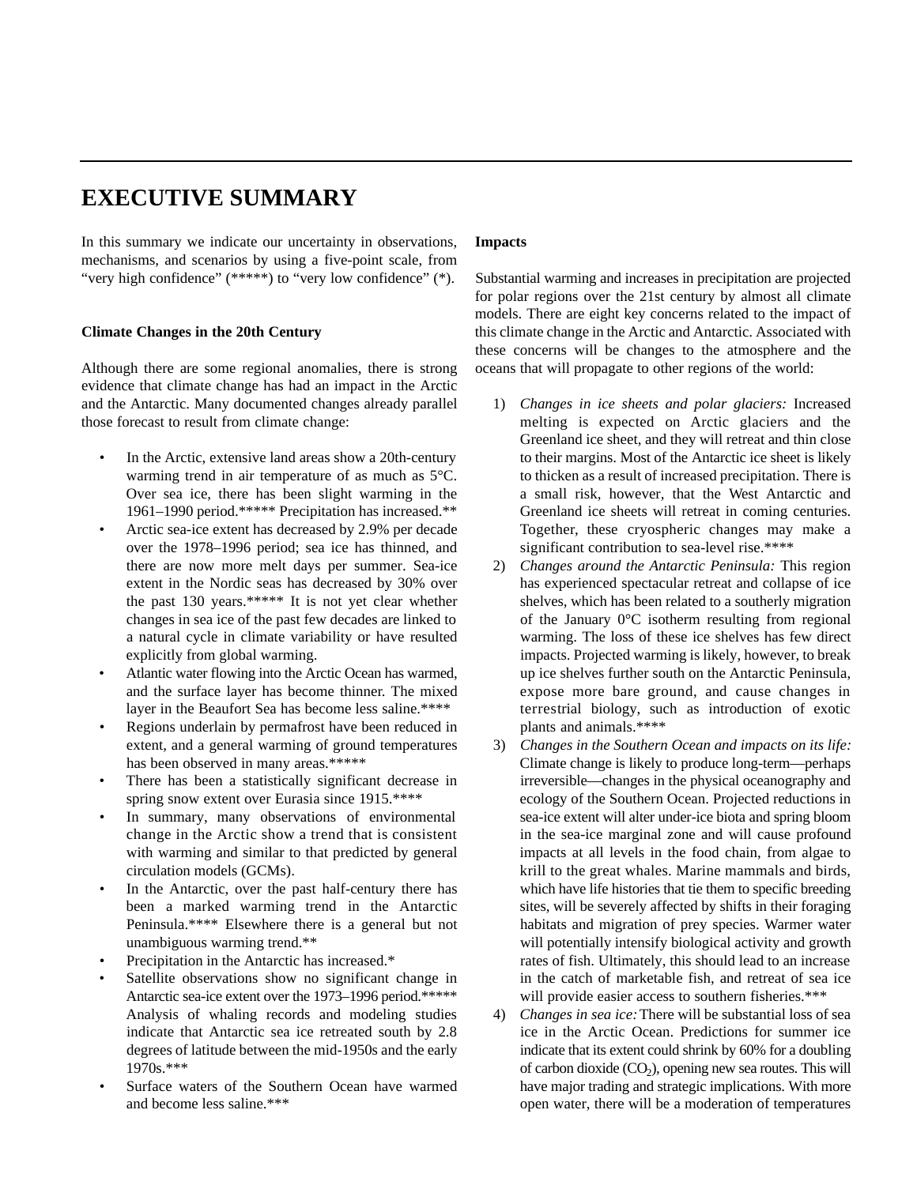# EXECUTIVE SUMMARY

In this summary we indicate our uncertainty in observations, mechanisms, and scenarios by using a five-point scale, from "very high confidence" (*****) to "very low confidence" (*).

### Climate Changes in the 20th Century

Although there are some regional anomalies, there is strong evidence that climate change has had an impact in the Arctic and the Antarctic. Many documented changes already parallel those forecast to result from climate change:

- In the Arctic, extensive land areas show a 20th-century warming trend in air temperature of as much as 5°C. Over sea ice, there has been slight warming in the 1961–1990 period.***** Precipitation has increased.**
- Arctic sea-ice extent has decreased by 2.9% per decade over the 1978–1996 period; sea ice has thinned, and there are now more melt days per summer. Sea-ice extent in the Nordic seas has decreased by 30% over the past 130 years.***** It is not yet clear whether changes in sea ice of the past few decades are linked to a natural cycle in climate variability or have resulted explicitly from global warming.
- Atlantic water flowing into the Arctic Ocean has warmed, and the surface layer has become thinner. The mixed layer in the Beaufort Sea has become less saline.****
- Regions underlain by permafrost have been reduced in extent, and a general warming of ground temperatures has been observed in many areas.*****
- There has been a statistically significant decrease in spring snow extent over Eurasia since 1915.****
- In summary, many observations of environmental change in the Arctic show a trend that is consistent with warming and similar to that predicted by general circulation models (GCMs).
- In the Antarctic, over the past half-century there has been a marked warming trend in the Antarctic Peninsula.**** Elsewhere there is a general but not unambiguous warming trend.**
- Precipitation in the Antarctic has increased.*
- Satellite observations show no significant change in Antarctic sea-ice extent over the 1973–1996 period.***** Analysis of whaling records and modeling studies indicate that Antarctic sea ice retreated south by 2.8 degrees of latitude between the mid-1950s and the early 1970s.***
- Surface waters of the Southern Ocean have warmed and become less saline.***

### Impacts

Substantial warming and increases in precipitation are projected for polar regions over the 21st century by almost all climate models. There are eight key concerns related to the impact of this climate change in the Arctic and Antarctic. Associated with these concerns will be changes to the atmosphere and the oceans that will propagate to other regions of the world:

1) *Changes in ice sheets and polar glaciers:* Increased melting is expected on Arctic glaciers and the Greenland ice sheet, and they will retreat and thin close to their margins. Most of the Antarctic ice sheet is likely to thicken as a result of increased precipitation. There is a small risk, however, that the West Antarctic and Greenland ice sheets will retreat in coming centuries. Together, these cryospheric changes may make a significant contribution to sea-level rise.****
2) *Changes around the Antarctic Peninsula:* This region has experienced spectacular retreat and collapse of ice shelves, which has been related to a southerly migration of the January 0°C isotherm resulting from regional warming. The loss of these ice shelves has few direct impacts. Projected warming is likely, however, to break up ice shelves further south on the Antarctic Peninsula, expose more bare ground, and cause changes in terrestrial biology, such as introduction of exotic plants and animals.****
3) *Changes in the Southern Ocean and impacts on its life:* Climate change is likely to produce long-term—perhaps irreversible—changes in the physical oceanography and ecology of the Southern Ocean. Projected reductions in sea-ice extent will alter under-ice biota and spring bloom in the sea-ice marginal zone and will cause profound impacts at all levels in the food chain, from algae to krill to the great whales. Marine mammals and birds, which have life histories that tie them to specific breeding sites, will be severely affected by shifts in their foraging habitats and migration of prey species. Warmer water will potentially intensify biological activity and growth rates of fish. Ultimately, this should lead to an increase in the catch of marketable fish, and retreat of sea ice will provide easier access to southern fisheries.***
4) *Changes in sea ice:* There will be substantial loss of sea ice in the Arctic Ocean. Predictions for summer ice indicate that its extent could shrink by 60% for a doubling of carbon dioxide ($CO_2$), opening new sea routes. This will have major trading and strategic implications. With more open water, there will be a moderation of temperatures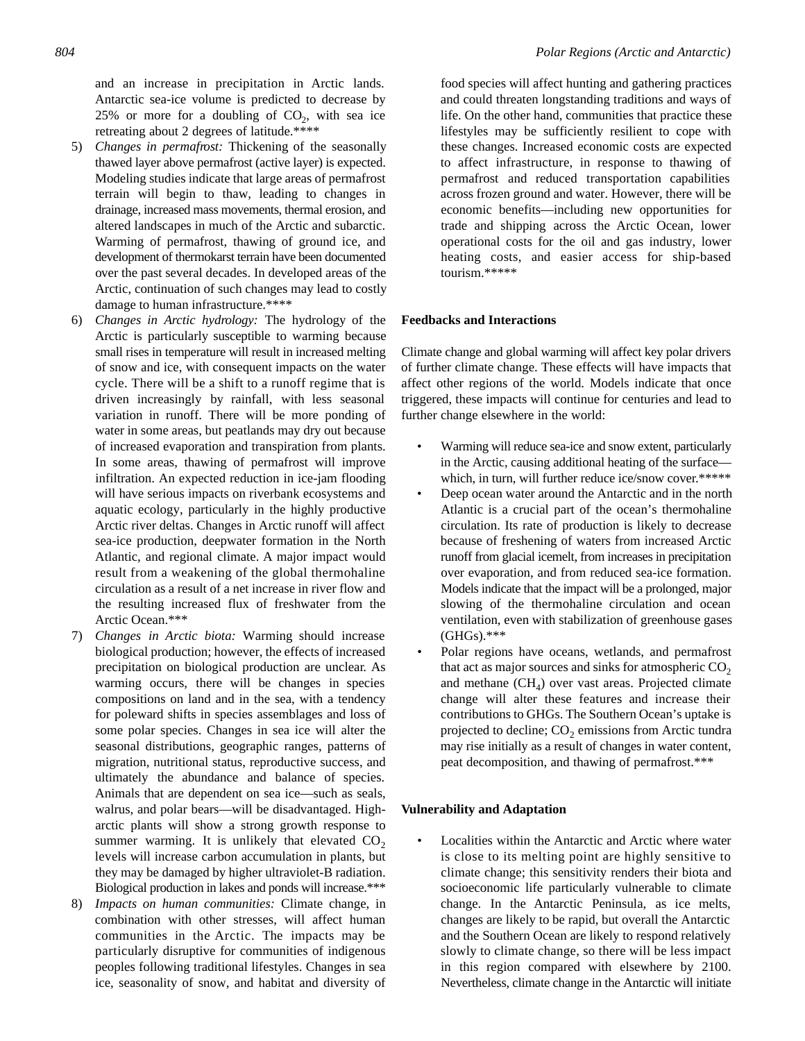and an increase in precipitation in Arctic lands. Antarctic sea-ice volume is predicted to decrease by 25% or more for a doubling of $CO_2$, with sea ice retreating about 2 degrees of latitude.****

5) *Changes in permafrost:* Thickening of the seasonally thawed layer above permafrost (active layer) is expected. Modeling studies indicate that large areas of permafrost terrain will begin to thaw, leading to changes in drainage, increased mass movements, thermal erosion, and altered landscapes in much of the Arctic and subarctic. Warming of permafrost, thawing of ground ice, and development of thermokarst terrain have been documented over the past several decades. In developed areas of the Arctic, continuation of such changes may lead to costly damage to human infrastructure.****
6) *Changes in Arctic hydrology:* The hydrology of the Arctic is particularly susceptible to warming because small rises in temperature will result in increased melting of snow and ice, with consequent impacts on the water cycle. There will be a shift to a runoff regime that is driven increasingly by rainfall, with less seasonal variation in runoff. There will be more ponding of water in some areas, but peatlands may dry out because of increased evaporation and transpiration from plants. In some areas, thawing of permafrost will improve infiltration. An expected reduction in ice-jam flooding will have serious impacts on riverbank ecosystems and aquatic ecology, particularly in the highly productive Arctic river deltas. Changes in Arctic runoff will affect sea-ice production, deepwater formation in the North Atlantic, and regional climate. A major impact would result from a weakening of the global thermohaline circulation as a result of a net increase in river flow and the resulting increased flux of freshwater from the Arctic Ocean.***
7) *Changes in Arctic biota:* Warming should increase biological production; however, the effects of increased precipitation on biological production are unclear. As warming occurs, there will be changes in species compositions on land and in the sea, with a tendency for poleward shifts in species assemblages and loss of some polar species. Changes in sea ice will alter the seasonal distributions, geographic ranges, patterns of migration, nutritional status, reproductive success, and ultimately the abundance and balance of species. Animals that are dependent on sea ice—such as seals, walrus, and polar bears—will be disadvantaged. High-arctic plants will show a strong growth response to summer warming. It is unlikely that elevated $CO_2$ levels will increase carbon accumulation in plants, but they may be damaged by higher ultraviolet-B radiation. Biological production in lakes and ponds will increase.***
8) *Impacts on human communities:* Climate change, in combination with other stresses, will affect human communities in the Arctic. The impacts may be particularly disruptive for communities of indigenous peoples following traditional lifestyles. Changes in sea ice, seasonality of snow, and habitat and diversity of food species will affect hunting and gathering practices and could threaten longstanding traditions and ways of life. On the other hand, communities that practice these lifestyles may be sufficiently resilient to cope with these changes. Increased economic costs are expected to affect infrastructure, in response to thawing of permafrost and reduced transportation capabilities across frozen ground and water. However, there will be economic benefits—including new opportunities for trade and shipping across the Arctic Ocean, lower operational costs for the oil and gas industry, lower heating costs, and easier access for ship-based tourism.*****

## Feedbacks and Interactions

Climate change and global warming will affect key polar drivers of further climate change. These effects will have impacts that affect other regions of the world. Models indicate that once triggered, these impacts will continue for centuries and lead to further change elsewhere in the world:

- Warming will reduce sea-ice and snow extent, particularly in the Arctic, causing additional heating of the surface—which, in turn, will further reduce ice/snow cover.*****
- Deep ocean water around the Antarctic and in the north Atlantic is a crucial part of the ocean's thermohaline circulation. Its rate of production is likely to decrease because of freshening of waters from increased Arctic runoff from glacial icemelt, from increases in precipitation over evaporation, and from reduced sea-ice formation. Models indicate that the impact will be a prolonged, major slowing of the thermohaline circulation and ocean ventilation, even with stabilization of greenhouse gases (GHGs).***
- Polar regions have oceans, wetlands, and permafrost that act as major sources and sinks for atmospheric $CO_2$ and methane ($CH_4$) over vast areas. Projected climate change will alter these features and increase their contributions to GHGs. The Southern Ocean's uptake is projected to decline; $CO_2$ emissions from Arctic tundra may rise initially as a result of changes in water content, peat decomposition, and thawing of permafrost.***

## Vulnerability and Adaptation

- Localities within the Antarctic and Arctic where water is close to its melting point are highly sensitive to climate change; this sensitivity renders their biota and socioeconomic life particularly vulnerable to climate change. In the Antarctic Peninsula, as ice melts, changes are likely to be rapid, but overall the Antarctic and the Southern Ocean are likely to respond relatively slowly to climate change, so there will be less impact in this region compared with elsewhere by 2100. Nevertheless, climate change in the Antarctic will initiate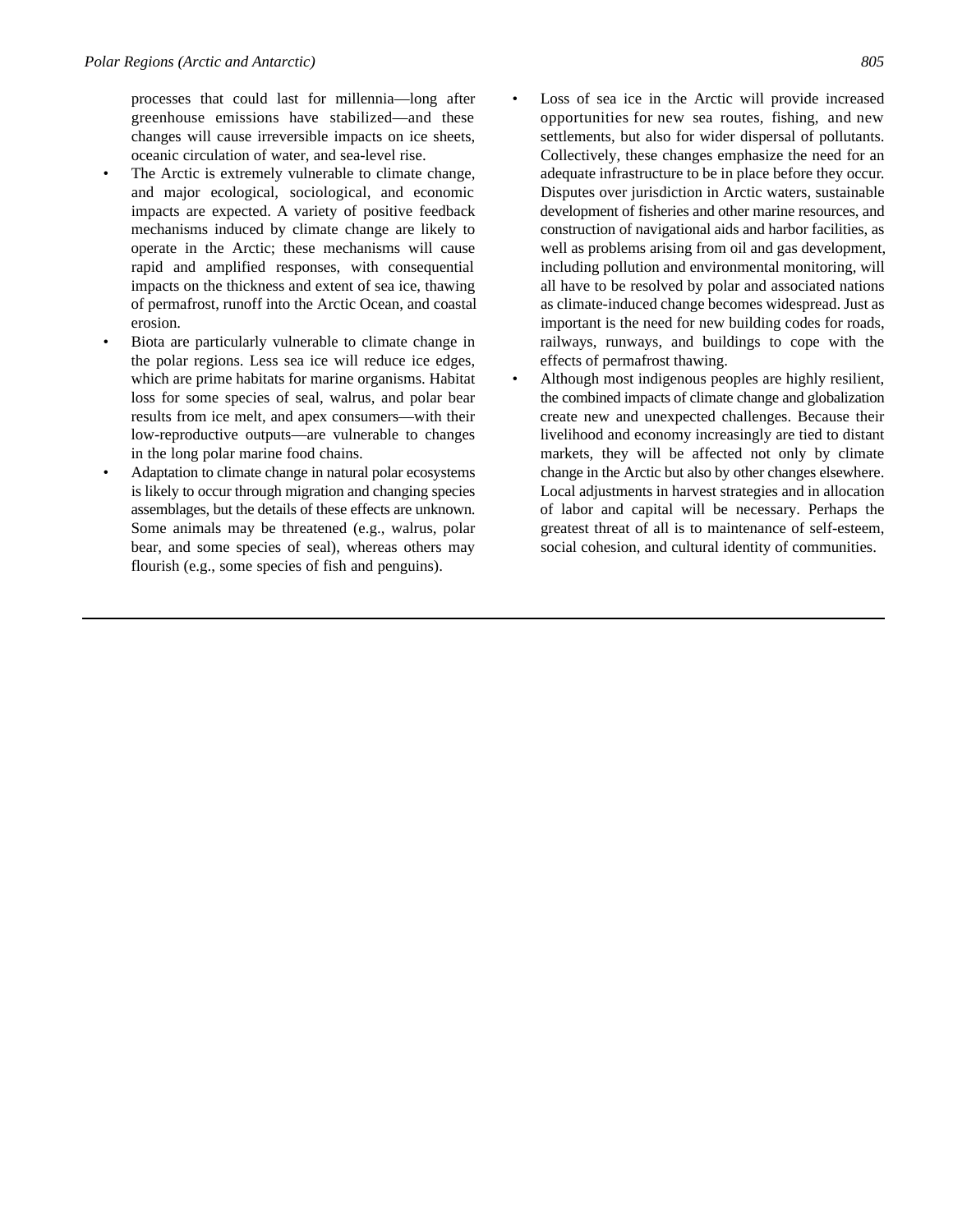processes that could last for millennia—long after greenhouse emissions have stabilized—and these changes will cause irreversible impacts on ice sheets, oceanic circulation of water, and sea-level rise.

- The Arctic is extremely vulnerable to climate change, and major ecological, sociological, and economic impacts are expected. A variety of positive feedback mechanisms induced by climate change are likely to operate in the Arctic; these mechanisms will cause rapid and amplified responses, with consequential impacts on the thickness and extent of sea ice, thawing of permafrost, runoff into the Arctic Ocean, and coastal erosion.
- Biota are particularly vulnerable to climate change in the polar regions. Less sea ice will reduce ice edges, which are prime habitats for marine organisms. Habitat loss for some species of seal, walrus, and polar bear results from ice melt, and apex consumers—with their low-reproductive outputs—are vulnerable to changes in the long polar marine food chains.
- Adaptation to climate change in natural polar ecosystems is likely to occur through migration and changing species assemblages, but the details of these effects are unknown. Some animals may be threatened (e.g., walrus, polar bear, and some species of seal), whereas others may flourish (e.g., some species of fish and penguins).
- Loss of sea ice in the Arctic will provide increased opportunities for new sea routes, fishing, and new settlements, but also for wider dispersal of pollutants. Collectively, these changes emphasize the need for an adequate infrastructure to be in place before they occur. Disputes over jurisdiction in Arctic waters, sustainable development of fisheries and other marine resources, and construction of navigational aids and harbor facilities, as well as problems arising from oil and gas development, including pollution and environmental monitoring, will all have to be resolved by polar and associated nations as climate-induced change becomes widespread. Just as important is the need for new building codes for roads, railways, runways, and buildings to cope with the effects of permafrost thawing.
- Although most indigenous peoples are highly resilient, the combined impacts of climate change and globalization create new and unexpected challenges. Because their livelihood and economy increasingly are tied to distant markets, they will be affected not only by climate change in the Arctic but also by other changes elsewhere. Local adjustments in harvest strategies and in allocation of labor and capital will be necessary. Perhaps the greatest threat of all is to maintenance of self-esteem, social cohesion, and cultural identity of communities.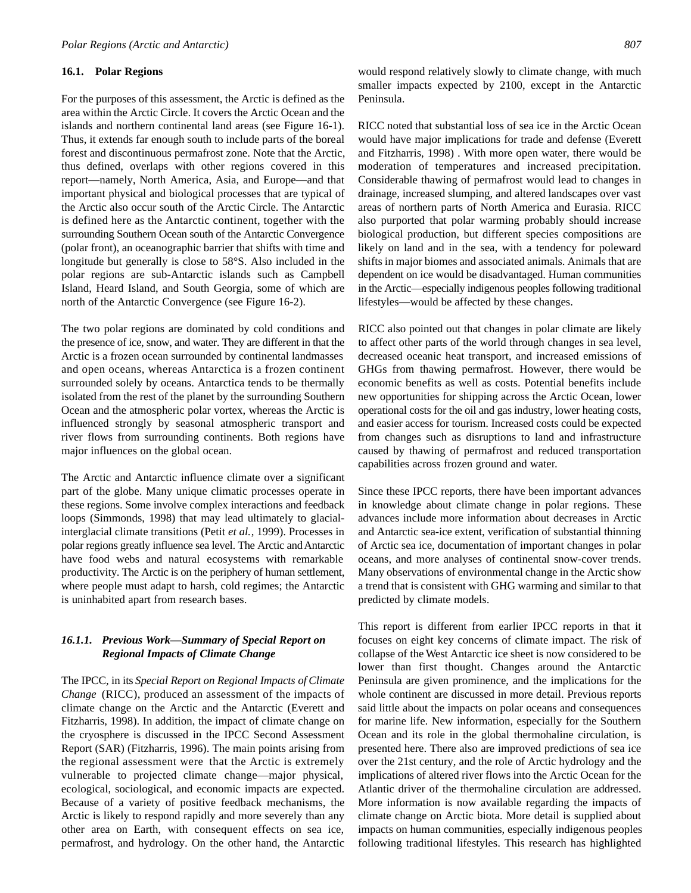## 16.1. Polar Regions

For the purposes of this assessment, the Arctic is defined as the area within the Arctic Circle. It covers the Arctic Ocean and the islands and northern continental land areas (see Figure 16-1). Thus, it extends far enough south to include parts of the boreal forest and discontinuous permafrost zone. Note that the Arctic, thus defined, overlaps with other regions covered in this report—namely, North America, Asia, and Europe—and that important physical and biological processes that are typical of the Arctic also occur south of the Arctic Circle. The Antarctic is defined here as the Antarctic continent, together with the surrounding Southern Ocean south of the Antarctic Convergence (polar front), an oceanographic barrier that shifts with time and longitude but generally is close to 58°S. Also included in the polar regions are sub-Antarctic islands such as Campbell Island, Heard Island, and South Georgia, some of which are north of the Antarctic Convergence (see Figure 16-2).

The two polar regions are dominated by cold conditions and the presence of ice, snow, and water. They are different in that the Arctic is a frozen ocean surrounded by continental landmasses and open oceans, whereas Antarctica is a frozen continent surrounded solely by oceans. Antarctica tends to be thermally isolated from the rest of the planet by the surrounding Southern Ocean and the atmospheric polar vortex, whereas the Arctic is influenced strongly by seasonal atmospheric transport and river flows from surrounding continents. Both regions have major influences on the global ocean.

The Arctic and Antarctic influence climate over a significant part of the globe. Many unique climatic processes operate in these regions. Some involve complex interactions and feedback loops (Simmonds, 1998) that may lead ultimately to glacial-interglacial climate transitions (Petit *et al.*, 1999). Processes in polar regions greatly influence sea level. The Arctic and Antarctic have food webs and natural ecosystems with remarkable productivity. The Arctic is on the periphery of human settlement, where people must adapt to harsh, cold regimes; the Antarctic is uninhabited apart from research bases.

### 16.1.1. Previous Work—Summary of Special Report on Regional Impacts of Climate Change

The IPCC, in its *Special Report on Regional Impacts of Climate Change* (RICC), produced an assessment of the impacts of climate change on the Arctic and the Antarctic (Everett and Fitzharris, 1998). In addition, the impact of climate change on the cryosphere is discussed in the IPCC Second Assessment Report (SAR) (Fitzharris, 1996). The main points arising from the regional assessment were that the Arctic is extremely vulnerable to projected climate change—major physical, ecological, sociological, and economic impacts are expected. Because of a variety of positive feedback mechanisms, the Arctic is likely to respond rapidly and more severely than any other area on Earth, with consequent effects on sea ice, permafrost, and hydrology. On the other hand, the Antarctic would respond relatively slowly to climate change, with much smaller impacts expected by 2100, except in the Antarctic Peninsula.

RICC noted that substantial loss of sea ice in the Arctic Ocean would have major implications for trade and defense (Everett and Fitzharris, 1998) . With more open water, there would be moderation of temperatures and increased precipitation. Considerable thawing of permafrost would lead to changes in drainage, increased slumping, and altered landscapes over vast areas of northern parts of North America and Eurasia. RICC also purported that polar warming probably should increase biological production, but different species compositions are likely on land and in the sea, with a tendency for poleward shifts in major biomes and associated animals. Animals that are dependent on ice would be disadvantaged. Human communities in the Arctic—especially indigenous peoples following traditional lifestyles—would be affected by these changes.

RICC also pointed out that changes in polar climate are likely to affect other parts of the world through changes in sea level, decreased oceanic heat transport, and increased emissions of GHGs from thawing permafrost. However, there would be economic benefits as well as costs. Potential benefits include new opportunities for shipping across the Arctic Ocean, lower operational costs for the oil and gas industry, lower heating costs, and easier access for tourism. Increased costs could be expected from changes such as disruptions to land and infrastructure caused by thawing of permafrost and reduced transportation capabilities across frozen ground and water.

Since these IPCC reports, there have been important advances in knowledge about climate change in polar regions. These advances include more information about decreases in Arctic and Antarctic sea-ice extent, verification of substantial thinning of Arctic sea ice, documentation of important changes in polar oceans, and more analyses of continental snow-cover trends. Many observations of environmental change in the Arctic show a trend that is consistent with GHG warming and similar to that predicted by climate models.

This report is different from earlier IPCC reports in that it focuses on eight key concerns of climate impact. The risk of collapse of the West Antarctic ice sheet is now considered to be lower than first thought. Changes around the Antarctic Peninsula are given prominence, and the implications for the whole continent are discussed in more detail. Previous reports said little about the impacts on polar oceans and consequences for marine life. New information, especially for the Southern Ocean and its role in the global thermohaline circulation, is presented here. There also are improved predictions of sea ice over the 21st century, and the role of Arctic hydrology and the implications of altered river flows into the Arctic Ocean for the Atlantic driver of the thermohaline circulation are addressed. More information is now available regarding the impacts of climate change on Arctic biota. More detail is supplied about impacts on human communities, especially indigenous peoples following traditional lifestyles. This research has highlighted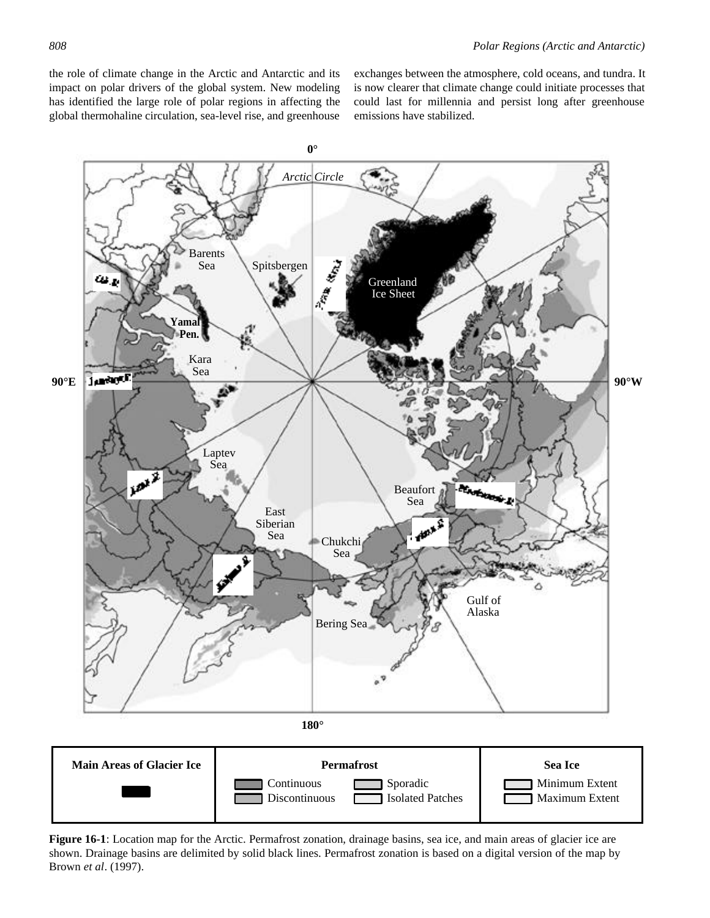the role of climate change in the Arctic and Antarctic and its impact on polar drivers of the global system. New modeling has identified the large role of polar regions in affecting the global thermohaline circulation, sea-level rise, and greenhouse exchanges between the atmosphere, cold oceans, and tundra. It is now clearer that climate change could initiate processes that could last for millennia and persist long after greenhouse emissions have stabilized.

**Figure 16-1**: Location map for the Arctic. Permafrost zonation, drainage basins, sea ice, and main areas of glacier ice are shown. Drainage basins are delimited by solid black lines. Permafrost zonation is based on a digital version of the map by Brown *et al*. (1997).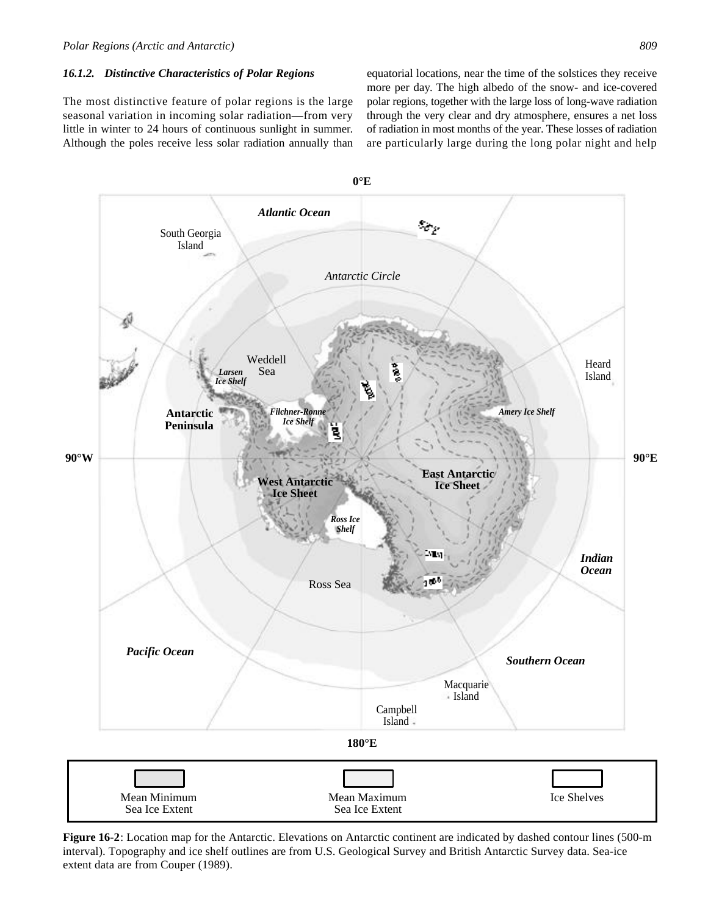### 16.1.2. Distinctive Characteristics of Polar Regions

The most distinctive feature of polar regions is the large seasonal variation in incoming solar radiation—from very little in winter to 24 hours of continuous sunlight in summer. Although the poles receive less solar radiation annually than equatorial locations, near the time of the solstices they receive more per day. The high albedo of the snow- and ice-covered polar regions, together with the large loss of long-wave radiation through the very clear and dry atmosphere, ensures a net loss of radiation in most months of the year. These losses of radiation are particularly large during the long polar night and help

**Figure 16-2**: Location map for the Antarctic. Elevations on Antarctic continent are indicated by dashed contour lines (500-m interval). Topography and ice shelf outlines are from U.S. Geological Survey and British Antarctic Survey data. Sea-ice extent data are from Couper (1989).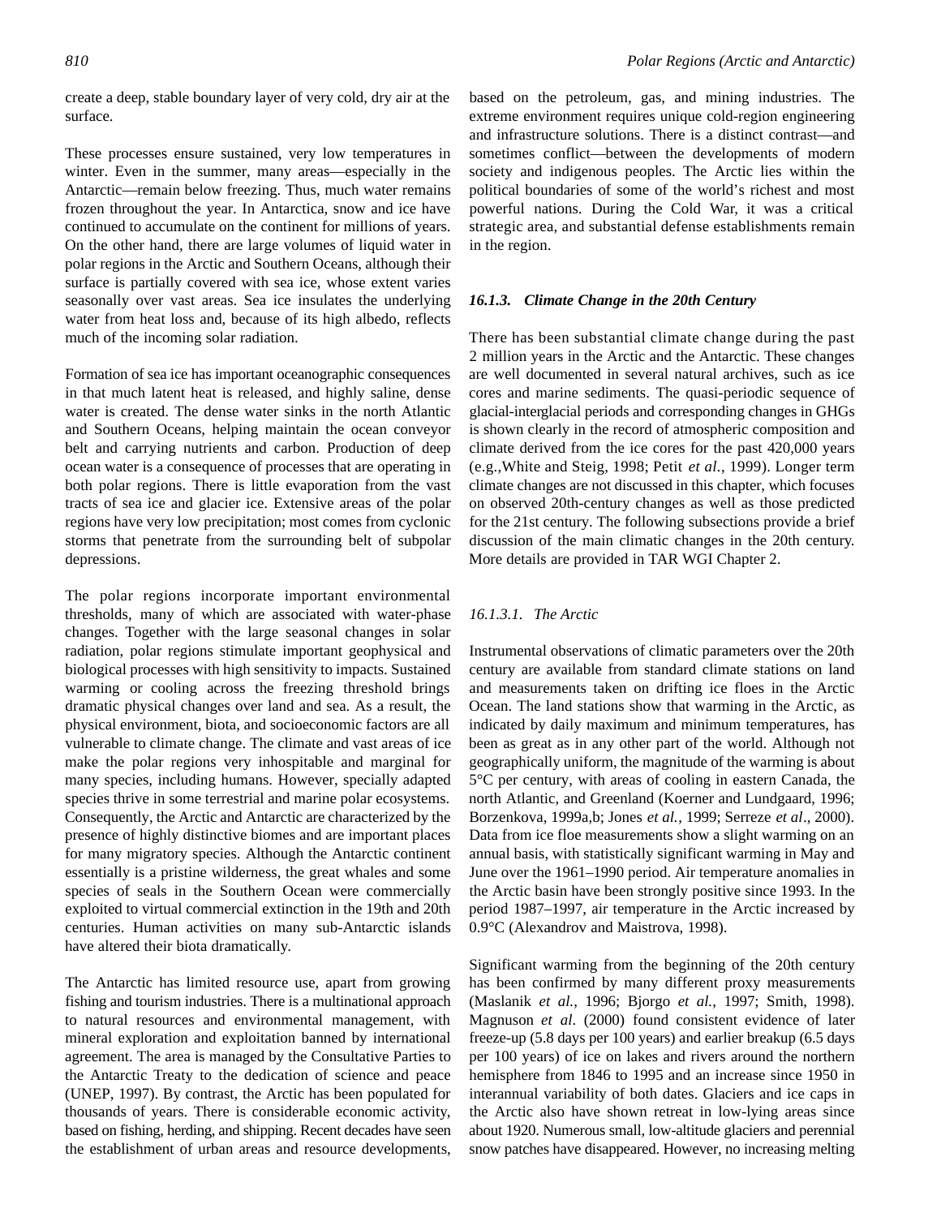create a deep, stable boundary layer of very cold, dry air at the surface.

These processes ensure sustained, very low temperatures in winter. Even in the summer, many areas—especially in the Antarctic—remain below freezing. Thus, much water remains frozen throughout the year. In Antarctica, snow and ice have continued to accumulate on the continent for millions of years. On the other hand, there are large volumes of liquid water in polar regions in the Arctic and Southern Oceans, although their surface is partially covered with sea ice, whose extent varies seasonally over vast areas. Sea ice insulates the underlying water from heat loss and, because of its high albedo, reflects much of the incoming solar radiation.

Formation of sea ice has important oceanographic consequences in that much latent heat is released, and highly saline, dense water is created. The dense water sinks in the north Atlantic and Southern Oceans, helping maintain the ocean conveyor belt and carrying nutrients and carbon. Production of deep ocean water is a consequence of processes that are operating in both polar regions. There is little evaporation from the vast tracts of sea ice and glacier ice. Extensive areas of the polar regions have very low precipitation; most comes from cyclonic storms that penetrate from the surrounding belt of subpolar depressions.

The polar regions incorporate important environmental thresholds, many of which are associated with water-phase changes. Together with the large seasonal changes in solar radiation, polar regions stimulate important geophysical and biological processes with high sensitivity to impacts. Sustained warming or cooling across the freezing threshold brings dramatic physical changes over land and sea. As a result, the physical environment, biota, and socioeconomic factors are all vulnerable to climate change. The climate and vast areas of ice make the polar regions very inhospitable and marginal for many species, including humans. However, specially adapted species thrive in some terrestrial and marine polar ecosystems. Consequently, the Arctic and Antarctic are characterized by the presence of highly distinctive biomes and are important places for many migratory species. Although the Antarctic continent essentially is a pristine wilderness, the great whales and some species of seals in the Southern Ocean were commercially exploited to virtual commercial extinction in the 19th and 20th centuries. Human activities on many sub-Antarctic islands have altered their biota dramatically.

The Antarctic has limited resource use, apart from growing fishing and tourism industries. There is a multinational approach to natural resources and environmental management, with mineral exploration and exploitation banned by international agreement. The area is managed by the Consultative Parties to the Antarctic Treaty to the dedication of science and peace (UNEP, 1997). By contrast, the Arctic has been populated for thousands of years. There is considerable economic activity, based on fishing, herding, and shipping. Recent decades have seen the establishment of urban areas and resource developments, based on the petroleum, gas, and mining industries. The extreme environment requires unique cold-region engineering and infrastructure solutions. There is a distinct contrast—and sometimes conflict—between the developments of modern society and indigenous peoples. The Arctic lies within the political boundaries of some of the world's richest and most powerful nations. During the Cold War, it was a critical strategic area, and substantial defense establishments remain in the region.

### *16.1.3. Climate Change in the 20th Century*

There has been substantial climate change during the past 2 million years in the Arctic and the Antarctic. These changes are well documented in several natural archives, such as ice cores and marine sediments. The quasi-periodic sequence of glacial-interglacial periods and corresponding changes in GHGs is shown clearly in the record of atmospheric composition and climate derived from the ice cores for the past 420,000 years (e.g.,White and Steig, 1998; Petit *et al.*, 1999). Longer term climate changes are not discussed in this chapter, which focuses on observed 20th-century changes as well as those predicted for the 21st century. The following subsections provide a brief discussion of the main climatic changes in the 20th century. More details are provided in TAR WGI Chapter 2.

#### *16.1.3.1. The Arctic*

Instrumental observations of climatic parameters over the 20th century are available from standard climate stations on land and measurements taken on drifting ice floes in the Arctic Ocean. The land stations show that warming in the Arctic, as indicated by daily maximum and minimum temperatures, has been as great as in any other part of the world. Although not geographically uniform, the magnitude of the warming is about 5°C per century, with areas of cooling in eastern Canada, the north Atlantic, and Greenland (Koerner and Lundgaard, 1996; Borzenkova, 1999a,b; Jones *et al.*, 1999; Serreze *et al*., 2000). Data from ice floe measurements show a slight warming on an annual basis, with statistically significant warming in May and June over the 1961–1990 period. Air temperature anomalies in the Arctic basin have been strongly positive since 1993. In the period 1987–1997, air temperature in the Arctic increased by 0.9°C (Alexandrov and Maistrova, 1998).

Significant warming from the beginning of the 20th century has been confirmed by many different proxy measurements (Maslanik *et al.*, 1996; Bjorgo *et al.*, 1997; Smith, 1998). Magnuson *et al*. (2000) found consistent evidence of later freeze-up (5.8 days per 100 years) and earlier breakup (6.5 days per 100 years) of ice on lakes and rivers around the northern hemisphere from 1846 to 1995 and an increase since 1950 in interannual variability of both dates. Glaciers and ice caps in the Arctic also have shown retreat in low-lying areas since about 1920. Numerous small, low-altitude glaciers and perennial snow patches have disappeared. However, no increasing melting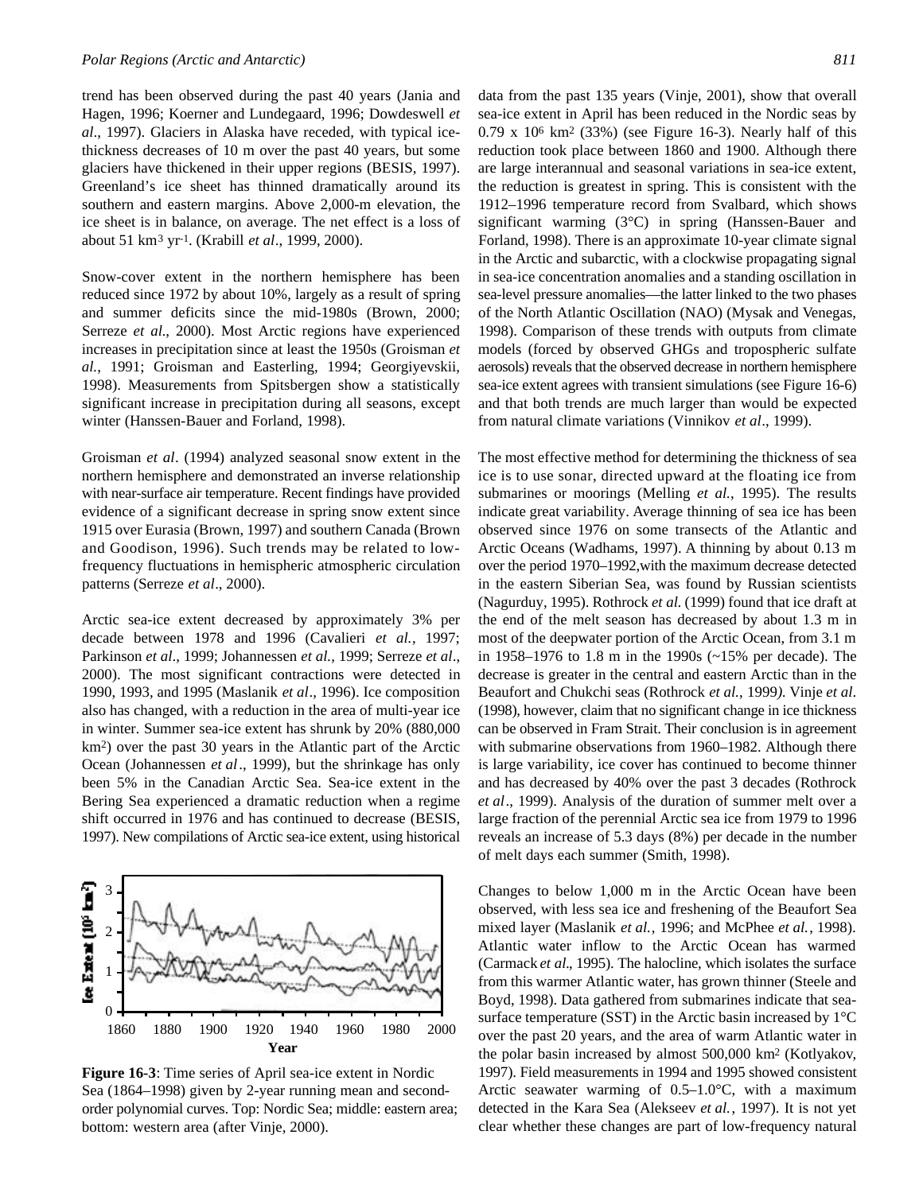trend has been observed during the past 40 years (Jania and Hagen, 1996; Koerner and Lundegaard, 1996; Dowdeswell *et al*., 1997). Glaciers in Alaska have receded, with typical ice-thickness decreases of 10 m over the past 40 years, but some glaciers have thickened in their upper regions (BESIS, 1997). Greenland's ice sheet has thinned dramatically around its southern and eastern margins. Above 2,000-m elevation, the ice sheet is in balance, on average. The net effect is a loss of about 51 $km^3$ $yr^{-1}$. (Krabill *et al*., 1999, 2000).

Snow-cover extent in the northern hemisphere has been reduced since 1972 by about 10%, largely as a result of spring and summer deficits since the mid-1980s (Brown, 2000; Serreze *et al.*, 2000). Most Arctic regions have experienced increases in precipitation since at least the 1950s (Groisman *et al.*, 1991; Groisman and Easterling, 1994; Georgiyevskii, 1998). Measurements from Spitsbergen show a statistically significant increase in precipitation during all seasons, except winter (Hanssen-Bauer and Forland, 1998).

Groisman *et al*. (1994) analyzed seasonal snow extent in the northern hemisphere and demonstrated an inverse relationship with near-surface air temperature. Recent findings have provided evidence of a significant decrease in spring snow extent since 1915 over Eurasia (Brown, 1997) and southern Canada (Brown and Goodison, 1996). Such trends may be related to low-frequency fluctuations in hemispheric atmospheric circulation patterns (Serreze *et al*., 2000).

Arctic sea-ice extent decreased by approximately 3% per decade between 1978 and 1996 (Cavalieri *et al.*, 1997; Parkinson *et al*., 1999; Johannessen *et al.*, 1999; Serreze *et al*., 2000). The most significant contractions were detected in 1990, 1993, and 1995 (Maslanik *et al*., 1996). Ice composition also has changed, with a reduction in the area of multi-year ice in winter. Summer sea-ice extent has shrunk by 20% (880,000 $km^2$) over the past 30 years in the Atlantic part of the Arctic Ocean (Johannessen *et al*., 1999), but the shrinkage has only been 5% in the Canadian Arctic Sea. Sea-ice extent in the Bering Sea experienced a dramatic reduction when a regime shift occurred in 1976 and has continued to decrease (BESIS, 1997). New compilations of Arctic sea-ice extent, using historical data from the past 135 years (Vinje, 2001), show that overall sea-ice extent in April has been reduced in the Nordic seas by $0.79 \times 10^6$ $km^2$ (33%) (see Figure 16-3). Nearly half of this reduction took place between 1860 and 1900. Although there are large interannual and seasonal variations in sea-ice extent, the reduction is greatest in spring. This is consistent with the 1912–1996 temperature record from Svalbard, which shows significant warming (3°C) in spring (Hanssen-Bauer and Forland, 1998). There is an approximate 10-year climate signal in the Arctic and subarctic, with a clockwise propagating signal in sea-ice concentration anomalies and a standing oscillation in sea-level pressure anomalies—the latter linked to the two phases of the North Atlantic Oscillation (NAO) (Mysak and Venegas, 1998). Comparison of these trends with outputs from climate models (forced by observed GHGs and tropospheric sulfate aerosols) reveals that the observed decrease in northern hemisphere sea-ice extent agrees with transient simulations (see Figure 16-6) and that both trends are much larger than would be expected from natural climate variations (Vinnikov *et al*., 1999).

**Figure 16-3**: Time series of April sea-ice extent in Nordic Sea (1864–1998) given by 2-year running mean and second-order polynomial curves. Top: Nordic Sea; middle: eastern area; bottom: western area (after Vinje, 2000).

The most effective method for determining the thickness of sea ice is to use sonar, directed upward at the floating ice from submarines or moorings (Melling *et al.*, 1995). The results indicate great variability. Average thinning of sea ice has been observed since 1976 on some transects of the Atlantic and Arctic Oceans (Wadhams, 1997). A thinning by about 0.13 m over the period 1970–1992,with the maximum decrease detected in the eastern Siberian Sea, was found by Russian scientists (Nagurduy, 1995). Rothrock *et al.* (1999) found that ice draft at the end of the melt season has decreased by about 1.3 m in most of the deepwater portion of the Arctic Ocean, from 3.1 m in 1958–1976 to 1.8 m in the 1990s (~15% per decade). The decrease is greater in the central and eastern Arctic than in the Beaufort and Chukchi seas (Rothrock *et al.*, 1999*).* Vinje *et al*. (1998), however, claim that no significant change in ice thickness can be observed in Fram Strait. Their conclusion is in agreement with submarine observations from 1960–1982. Although there is large variability, ice cover has continued to become thinner and has decreased by 40% over the past 3 decades (Rothrock *et al*., 1999). Analysis of the duration of summer melt over a large fraction of the perennial Arctic sea ice from 1979 to 1996 reveals an increase of 5.3 days (8%) per decade in the number of melt days each summer (Smith, 1998).

Changes to below 1,000 m in the Arctic Ocean have been observed, with less sea ice and freshening of the Beaufort Sea mixed layer (Maslanik *et al.*, 1996; and McPhee *et al.*, 1998). Atlantic water inflow to the Arctic Ocean has warmed (Carmack *et al.*, 1995). The halocline, which isolates the surface from this warmer Atlantic water, has grown thinner (Steele and Boyd, 1998). Data gathered from submarines indicate that sea-surface temperature (SST) in the Arctic basin increased by 1°C over the past 20 years, and the area of warm Atlantic water in the polar basin increased by almost 500,000 $km^2$ (Kotlyakov, 1997). Field measurements in 1994 and 1995 showed consistent Arctic seawater warming of 0.5–1.0°C, with a maximum detected in the Kara Sea (Alekseev *et al.*, 1997). It is not yet clear whether these changes are part of low-frequency natural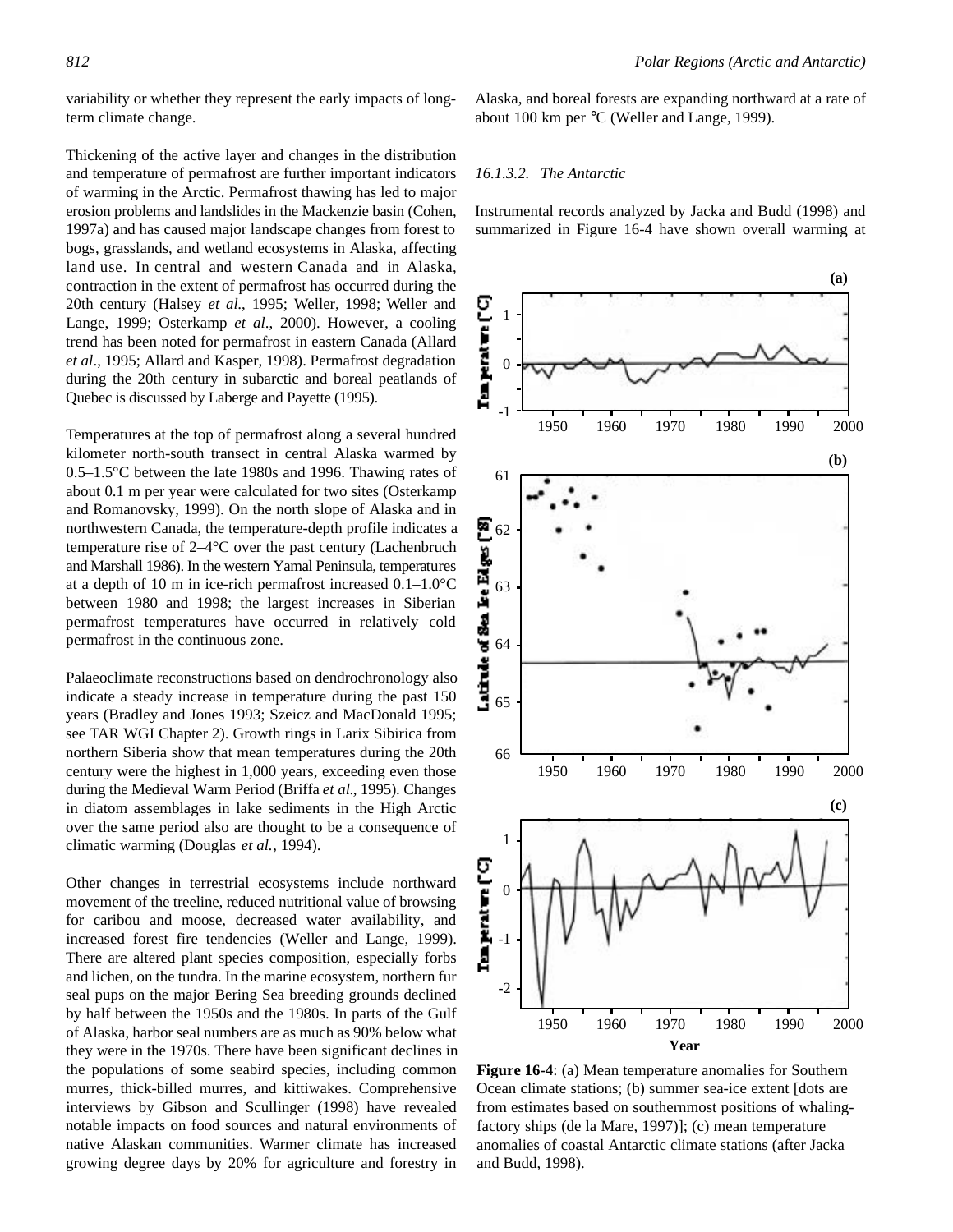variability or whether they represent the early impacts of long-term climate change.

Thickening of the active layer and changes in the distribution and temperature of permafrost are further important indicators of warming in the Arctic. Permafrost thawing has led to major erosion problems and landslides in the Mackenzie basin (Cohen, 1997a) and has caused major landscape changes from forest to bogs, grasslands, and wetland ecosystems in Alaska, affecting land use. In central and western Canada and in Alaska, contraction in the extent of permafrost has occurred during the 20th century (Halsey *et al.*, 1995; Weller, 1998; Weller and Lange, 1999; Osterkamp *et al.*, 2000). However, a cooling trend has been noted for permafrost in eastern Canada (Allard *et al*., 1995; Allard and Kasper, 1998). Permafrost degradation during the 20th century in subarctic and boreal peatlands of Quebec is discussed by Laberge and Payette (1995).

Temperatures at the top of permafrost along a several hundred kilometer north-south transect in central Alaska warmed by 0.5–1.5°C between the late 1980s and 1996. Thawing rates of about 0.1 m per year were calculated for two sites (Osterkamp and Romanovsky, 1999). On the north slope of Alaska and in northwestern Canada, the temperature-depth profile indicates a temperature rise of 2–4°C over the past century (Lachenbruch and Marshall 1986). In the western Yamal Peninsula, temperatures at a depth of 10 m in ice-rich permafrost increased 0.1–1.0°C between 1980 and 1998; the largest increases in Siberian permafrost temperatures have occurred in relatively cold permafrost in the continuous zone.

Palaeoclimate reconstructions based on dendrochronology also indicate a steady increase in temperature during the past 150 years (Bradley and Jones 1993; Szeicz and MacDonald 1995; see TAR WGI Chapter 2). Growth rings in Larix Sibirica from northern Siberia show that mean temperatures during the 20th century were the highest in 1,000 years, exceeding even those during the Medieval Warm Period (Briffa *et al*., 1995). Changes in diatom assemblages in lake sediments in the High Arctic over the same period also are thought to be a consequence of climatic warming (Douglas *et al.*, 1994).

Other changes in terrestrial ecosystems include northward movement of the treeline, reduced nutritional value of browsing for caribou and moose, decreased water availability, and increased forest fire tendencies (Weller and Lange, 1999). There are altered plant species composition, especially forbs and lichen, on the tundra. In the marine ecosystem, northern fur seal pups on the major Bering Sea breeding grounds declined by half between the 1950s and the 1980s. In parts of the Gulf of Alaska, harbor seal numbers are as much as 90% below what they were in the 1970s. There have been significant declines in the populations of some seabird species, including common murres, thick-billed murres, and kittiwakes. Comprehensive interviews by Gibson and Scullinger (1998) have revealed notable impacts on food sources and natural environments of native Alaskan communities. Warmer climate has increased growing degree days by 20% for agriculture and forestry in Alaska, and boreal forests are expanding northward at a rate of about 100 km per °C (Weller and Lange, 1999).

#### 16.1.3.2. The Antarctic

Instrumental records analyzed by Jacka and Budd (1998) and summarized in Figure 16-4 have shown overall warming at

**Figure 16-4**: (a) Mean temperature anomalies for Southern Ocean climate stations; (b) summer sea-ice extent [dots are from estimates based on southernmost positions of whaling-factory ships (de la Mare, 1997)]; (c) mean temperature anomalies of coastal Antarctic climate stations (after Jacka and Budd, 1998).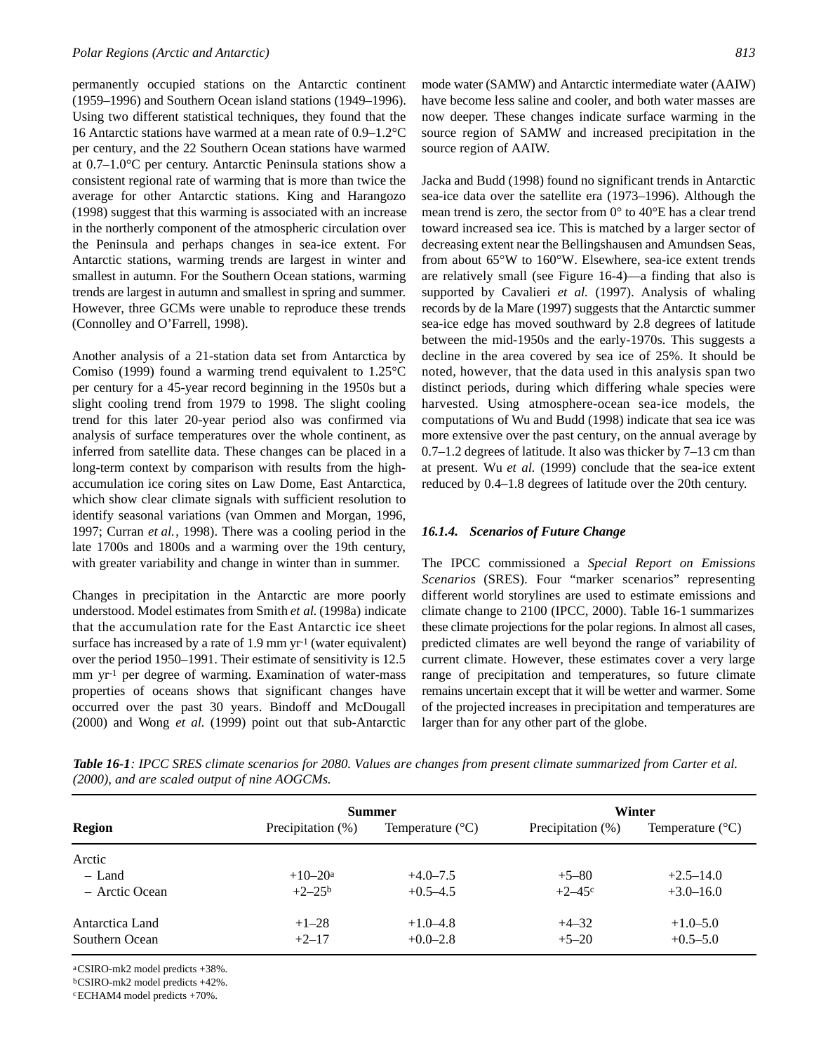permanently occupied stations on the Antarctic continent (1959–1996) and Southern Ocean island stations (1949–1996). Using two different statistical techniques, they found that the 16 Antarctic stations have warmed at a mean rate of 0.9–1.2°C per century, and the 22 Southern Ocean stations have warmed at 0.7–1.0°C per century. Antarctic Peninsula stations show a consistent regional rate of warming that is more than twice the average for other Antarctic stations. King and Harangozo (1998) suggest that this warming is associated with an increase in the northerly component of the atmospheric circulation over the Peninsula and perhaps changes in sea-ice extent. For Antarctic stations, warming trends are largest in winter and smallest in autumn. For the Southern Ocean stations, warming trends are largest in autumn and smallest in spring and summer. However, three GCMs were unable to reproduce these trends (Connolley and O'Farrell, 1998).

Another analysis of a 21-station data set from Antarctica by Comiso (1999) found a warming trend equivalent to 1.25°C per century for a 45-year record beginning in the 1950s but a slight cooling trend from 1979 to 1998. The slight cooling trend for this later 20-year period also was confirmed via analysis of surface temperatures over the whole continent, as inferred from satellite data. These changes can be placed in a long-term context by comparison with results from the high-accumulation ice coring sites on Law Dome, East Antarctica, which show clear climate signals with sufficient resolution to identify seasonal variations (van Ommen and Morgan, 1996, 1997; Curran *et al.*, 1998). There was a cooling period in the late 1700s and 1800s and a warming over the 19th century, with greater variability and change in winter than in summer.

Changes in precipitation in the Antarctic are more poorly understood. Model estimates from Smith *et al.* (1998a) indicate that the accumulation rate for the East Antarctic ice sheet surface has increased by a rate of 1.9 mm $yr^{-1}$ (water equivalent) over the period 1950–1991. Their estimate of sensitivity is 12.5 mm $yr^{-1}$ per degree of warming. Examination of water-mass properties of oceans shows that significant changes have occurred over the past 30 years. Bindoff and McDougall (2000) and Wong *et al.* (1999) point out that sub-Antarctic mode water (SAMW) and Antarctic intermediate water (AAIW) have become less saline and cooler, and both water masses are now deeper. These changes indicate surface warming in the source region of SAMW and increased precipitation in the source region of AAIW.

Jacka and Budd (1998) found no significant trends in Antarctic sea-ice data over the satellite era (1973–1996). Although the mean trend is zero, the sector from 0° to 40°E has a clear trend toward increased sea ice. This is matched by a larger sector of decreasing extent near the Bellingshausen and Amundsen Seas, from about 65°W to 160°W. Elsewhere, sea-ice extent trends are relatively small (see Figure 16-4)—a finding that also is supported by Cavalieri *et al.* (1997). Analysis of whaling records by de la Mare (1997) suggests that the Antarctic summer sea-ice edge has moved southward by 2.8 degrees of latitude between the mid-1950s and the early-1970s. This suggests a decline in the area covered by sea ice of 25%. It should be noted, however, that the data used in this analysis span two distinct periods, during which differing whale species were harvested. Using atmosphere-ocean sea-ice models, the computations of Wu and Budd (1998) indicate that sea ice was more extensive over the past century, on the annual average by 0.7–1.2 degrees of latitude. It also was thicker by 7–13 cm than at present. Wu *et al.* (1999) conclude that the sea-ice extent reduced by 0.4–1.8 degrees of latitude over the 20th century.

### *16.1.4. Scenarios of Future Change*

The IPCC commissioned a *Special Report on Emissions Scenarios* (SRES). Four "marker scenarios" representing different world storylines are used to estimate emissions and climate change to 2100 (IPCC, 2000). Table 16-1 summarizes these climate projections for the polar regions. In almost all cases, predicted climates are well beyond the range of variability of current climate. However, these estimates cover a very large range of precipitation and temperatures, so future climate remains uncertain except that it will be wetter and warmer. Some of the projected increases in precipitation and temperatures are larger than for any other part of the globe.

***Table 16-1****: IPCC SRES climate scenarios for 2080. Values are changes from present climate summarized from Carter et al. (2000), and are scaled output of nine AOGCMs.*

| Region | Summer | | Winter | |
|---|---|---|---|---|
| | Precipitation (%) | Temperature (°C) | Precipitation (%) | Temperature (°C) |
| Arctic | | | | |
| – Land | +10–20[a] | +4.0–7.5 | +5–80 | +2.5–14.0 |
| – Arctic Ocean | +2–25[b] | +0.5–4.5 | +2–45[c] | +3.0–16.0 |
| Antarctica Land | +1–28 | +1.0–4.8 | +4–32 | +1.0–5.0 |
| Southern Ocean | +2–17 | +0.0–2.8 | +5–20 | +0.5–5.0 |

[a]CSIRO-mk2 model predicts +38%.
[b]CSIRO-mk2 model predicts +42%.
[c]ECHAM4 model predicts +70%.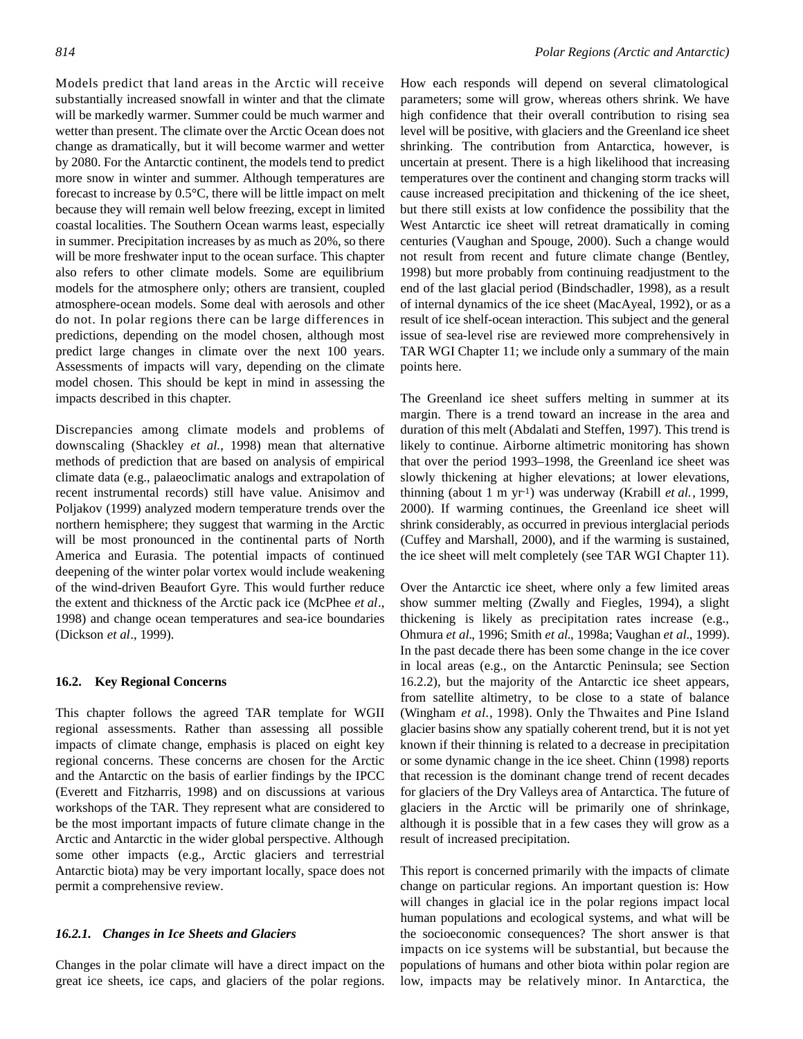Models predict that land areas in the Arctic will receive substantially increased snowfall in winter and that the climate will be markedly warmer. Summer could be much warmer and wetter than present. The climate over the Arctic Ocean does not change as dramatically, but it will become warmer and wetter by 2080. For the Antarctic continent, the models tend to predict more snow in winter and summer. Although temperatures are forecast to increase by 0.5°C, there will be little impact on melt because they will remain well below freezing, except in limited coastal localities. The Southern Ocean warms least, especially in summer. Precipitation increases by as much as 20%, so there will be more freshwater input to the ocean surface. This chapter also refers to other climate models. Some are equilibrium models for the atmosphere only; others are transient, coupled atmosphere-ocean models. Some deal with aerosols and other do not. In polar regions there can be large differences in predictions, depending on the model chosen, although most predict large changes in climate over the next 100 years. Assessments of impacts will vary, depending on the climate model chosen. This should be kept in mind in assessing the impacts described in this chapter.

Discrepancies among climate models and problems of downscaling (Shackley *et al.*, 1998) mean that alternative methods of prediction that are based on analysis of empirical climate data (e.g., palaeoclimatic analogs and extrapolation of recent instrumental records) still have value. Anisimov and Poljakov (1999) analyzed modern temperature trends over the northern hemisphere; they suggest that warming in the Arctic will be most pronounced in the continental parts of North America and Eurasia. The potential impacts of continued deepening of the winter polar vortex would include weakening of the wind-driven Beaufort Gyre. This would further reduce the extent and thickness of the Arctic pack ice (McPhee *et al*., 1998) and change ocean temperatures and sea-ice boundaries (Dickson *et al*., 1999).

## 16.2. Key Regional Concerns

This chapter follows the agreed TAR template for WGII regional assessments. Rather than assessing all possible impacts of climate change, emphasis is placed on eight key regional concerns. These concerns are chosen for the Arctic and the Antarctic on the basis of earlier findings by the IPCC (Everett and Fitzharris, 1998) and on discussions at various workshops of the TAR. They represent what are considered to be the most important impacts of future climate change in the Arctic and Antarctic in the wider global perspective. Although some other impacts (e.g., Arctic glaciers and terrestrial Antarctic biota) may be very important locally, space does not permit a comprehensive review.

### *16.2.1. Changes in Ice Sheets and Glaciers*

Changes in the polar climate will have a direct impact on the great ice sheets, ice caps, and glaciers of the polar regions. How each responds will depend on several climatological parameters; some will grow, whereas others shrink. We have high confidence that their overall contribution to rising sea level will be positive, with glaciers and the Greenland ice sheet shrinking. The contribution from Antarctica, however, is uncertain at present. There is a high likelihood that increasing temperatures over the continent and changing storm tracks will cause increased precipitation and thickening of the ice sheet, but there still exists at low confidence the possibility that the West Antarctic ice sheet will retreat dramatically in coming centuries (Vaughan and Spouge, 2000). Such a change would not result from recent and future climate change (Bentley, 1998) but more probably from continuing readjustment to the end of the last glacial period (Bindschadler, 1998), as a result of internal dynamics of the ice sheet (MacAyeal, 1992), or as a result of ice shelf-ocean interaction. This subject and the general issue of sea-level rise are reviewed more comprehensively in TAR WGI Chapter 11; we include only a summary of the main points here.

The Greenland ice sheet suffers melting in summer at its margin. There is a trend toward an increase in the area and duration of this melt (Abdalati and Steffen, 1997). This trend is likely to continue. Airborne altimetric monitoring has shown that over the period 1993–1998, the Greenland ice sheet was slowly thickening at higher elevations; at lower elevations, thinning (about 1 m $yr^{-1}$) was underway (Krabill *et al.*, 1999, 2000). If warming continues, the Greenland ice sheet will shrink considerably, as occurred in previous interglacial periods (Cuffey and Marshall, 2000), and if the warming is sustained, the ice sheet will melt completely (see TAR WGI Chapter 11).

Over the Antarctic ice sheet, where only a few limited areas show summer melting (Zwally and Fiegles, 1994), a slight thickening is likely as precipitation rates increase (e.g., Ohmura *et al*., 1996; Smith *et al*., 1998a; Vaughan *et al*., 1999). In the past decade there has been some change in the ice cover in local areas (e.g., on the Antarctic Peninsula; see Section 16.2.2), but the majority of the Antarctic ice sheet appears, from satellite altimetry, to be close to a state of balance (Wingham *et al.*, 1998). Only the Thwaites and Pine Island glacier basins show any spatially coherent trend, but it is not yet known if their thinning is related to a decrease in precipitation or some dynamic change in the ice sheet. Chinn (1998) reports that recession is the dominant change trend of recent decades for glaciers of the Dry Valleys area of Antarctica. The future of glaciers in the Arctic will be primarily one of shrinkage, although it is possible that in a few cases they will grow as a result of increased precipitation.

This report is concerned primarily with the impacts of climate change on particular regions. An important question is: How will changes in glacial ice in the polar regions impact local human populations and ecological systems, and what will be the socioeconomic consequences? The short answer is that impacts on ice systems will be substantial, but because the populations of humans and other biota within polar region are low, impacts may be relatively minor. In Antarctica, the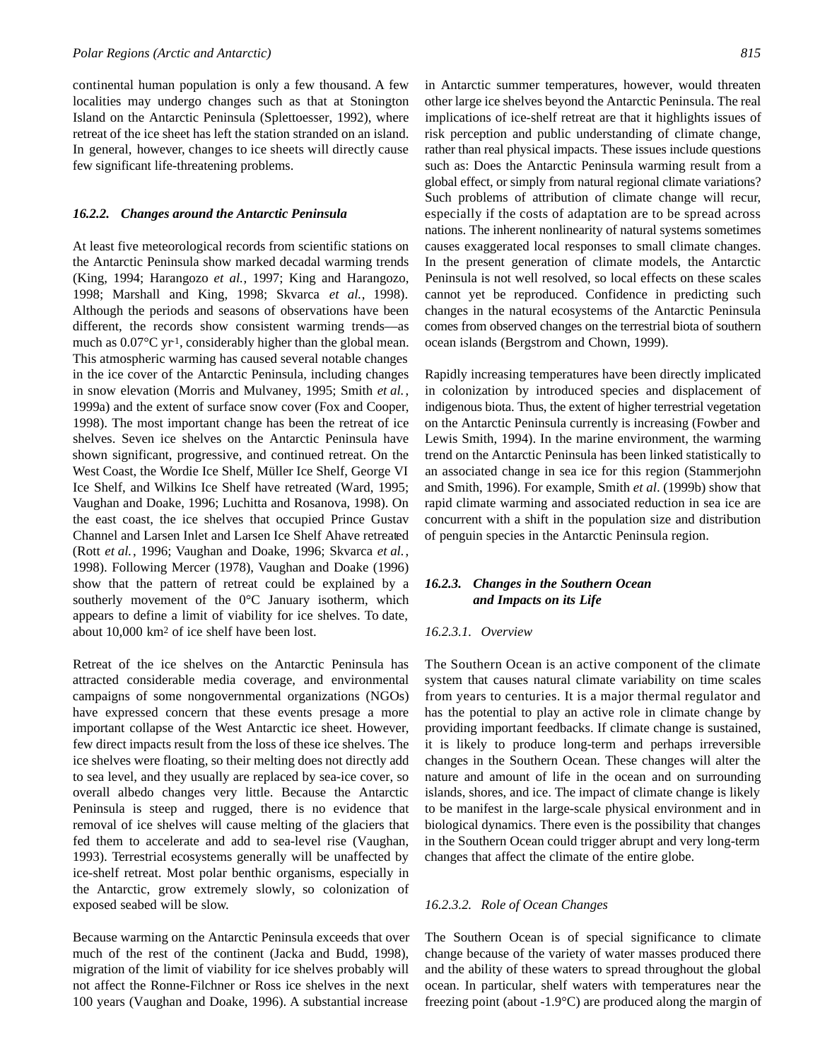continental human population is only a few thousand. A few localities may undergo changes such as that at Stonington Island on the Antarctic Peninsula (Splettoesser, 1992), where retreat of the ice sheet has left the station stranded on an island. In general, however, changes to ice sheets will directly cause few significant life-threatening problems.

### *16.2.2. Changes around the Antarctic Peninsula*

At least five meteorological records from scientific stations on the Antarctic Peninsula show marked decadal warming trends (King, 1994; Harangozo *et al.*, 1997; King and Harangozo, 1998; Marshall and King, 1998; Skvarca *et al.*, 1998). Although the periods and seasons of observations have been different, the records show consistent warming trends—as much as 0.07°C $yr^{-1}$, considerably higher than the global mean. This atmospheric warming has caused several notable changes in the ice cover of the Antarctic Peninsula, including changes in snow elevation (Morris and Mulvaney, 1995; Smith *et al.*, 1999a) and the extent of surface snow cover (Fox and Cooper, 1998). The most important change has been the retreat of ice shelves. Seven ice shelves on the Antarctic Peninsula have shown significant, progressive, and continued retreat. On the West Coast, the Wordie Ice Shelf, Müller Ice Shelf, George VI Ice Shelf, and Wilkins Ice Shelf have retreated (Ward, 1995; Vaughan and Doake, 1996; Luchitta and Rosanova, 1998). On the east coast, the ice shelves that occupied Prince Gustav Channel and Larsen Inlet and Larsen Ice Shelf Ahave retreated (Rott *et al.*, 1996; Vaughan and Doake, 1996; Skvarca *et al.*, 1998). Following Mercer (1978), Vaughan and Doake (1996) show that the pattern of retreat could be explained by a southerly movement of the 0°C January isotherm, which appears to define a limit of viability for ice shelves. To date, about 10,000 $km^2$ of ice shelf have been lost.

Retreat of the ice shelves on the Antarctic Peninsula has attracted considerable media coverage, and environmental campaigns of some nongovernmental organizations (NGOs) have expressed concern that these events presage a more important collapse of the West Antarctic ice sheet. However, few direct impacts result from the loss of these ice shelves. The ice shelves were floating, so their melting does not directly add to sea level, and they usually are replaced by sea-ice cover, so overall albedo changes very little. Because the Antarctic Peninsula is steep and rugged, there is no evidence that removal of ice shelves will cause melting of the glaciers that fed them to accelerate and add to sea-level rise (Vaughan, 1993). Terrestrial ecosystems generally will be unaffected by ice-shelf retreat. Most polar benthic organisms, especially in the Antarctic, grow extremely slowly, so colonization of exposed seabed will be slow.

Because warming on the Antarctic Peninsula exceeds that over much of the rest of the continent (Jacka and Budd, 1998), migration of the limit of viability for ice shelves probably will not affect the Ronne-Filchner or Ross ice shelves in the next 100 years (Vaughan and Doake, 1996). A substantial increase in Antarctic summer temperatures, however, would threaten other large ice shelves beyond the Antarctic Peninsula. The real implications of ice-shelf retreat are that it highlights issues of risk perception and public understanding of climate change, rather than real physical impacts. These issues include questions such as: Does the Antarctic Peninsula warming result from a global effect, or simply from natural regional climate variations? Such problems of attribution of climate change will recur, especially if the costs of adaptation are to be spread across nations. The inherent nonlinearity of natural systems sometimes causes exaggerated local responses to small climate changes. In the present generation of climate models, the Antarctic Peninsula is not well resolved, so local effects on these scales cannot yet be reproduced. Confidence in predicting such changes in the natural ecosystems of the Antarctic Peninsula comes from observed changes on the terrestrial biota of southern ocean islands (Bergstrom and Chown, 1999).

Rapidly increasing temperatures have been directly implicated in colonization by introduced species and displacement of indigenous biota. Thus, the extent of higher terrestrial vegetation on the Antarctic Peninsula currently is increasing (Fowber and Lewis Smith, 1994). In the marine environment, the warming trend on the Antarctic Peninsula has been linked statistically to an associated change in sea ice for this region (Stammerjohn and Smith, 1996). For example, Smith *et al*. (1999b) show that rapid climate warming and associated reduction in sea ice are concurrent with a shift in the population size and distribution of penguin species in the Antarctic Peninsula region.

### *16.2.3. Changes in the Southern Ocean and Impacts on its Life*

#### *16.2.3.1. Overview*

The Southern Ocean is an active component of the climate system that causes natural climate variability on time scales from years to centuries. It is a major thermal regulator and has the potential to play an active role in climate change by providing important feedbacks. If climate change is sustained, it is likely to produce long-term and perhaps irreversible changes in the Southern Ocean. These changes will alter the nature and amount of life in the ocean and on surrounding islands, shores, and ice. The impact of climate change is likely to be manifest in the large-scale physical environment and in biological dynamics. There even is the possibility that changes in the Southern Ocean could trigger abrupt and very long-term changes that affect the climate of the entire globe.

#### *16.2.3.2. Role of Ocean Changes*

The Southern Ocean is of special significance to climate change because of the variety of water masses produced there and the ability of these waters to spread throughout the global ocean. In particular, shelf waters with temperatures near the freezing point (about -1.9°C) are produced along the margin of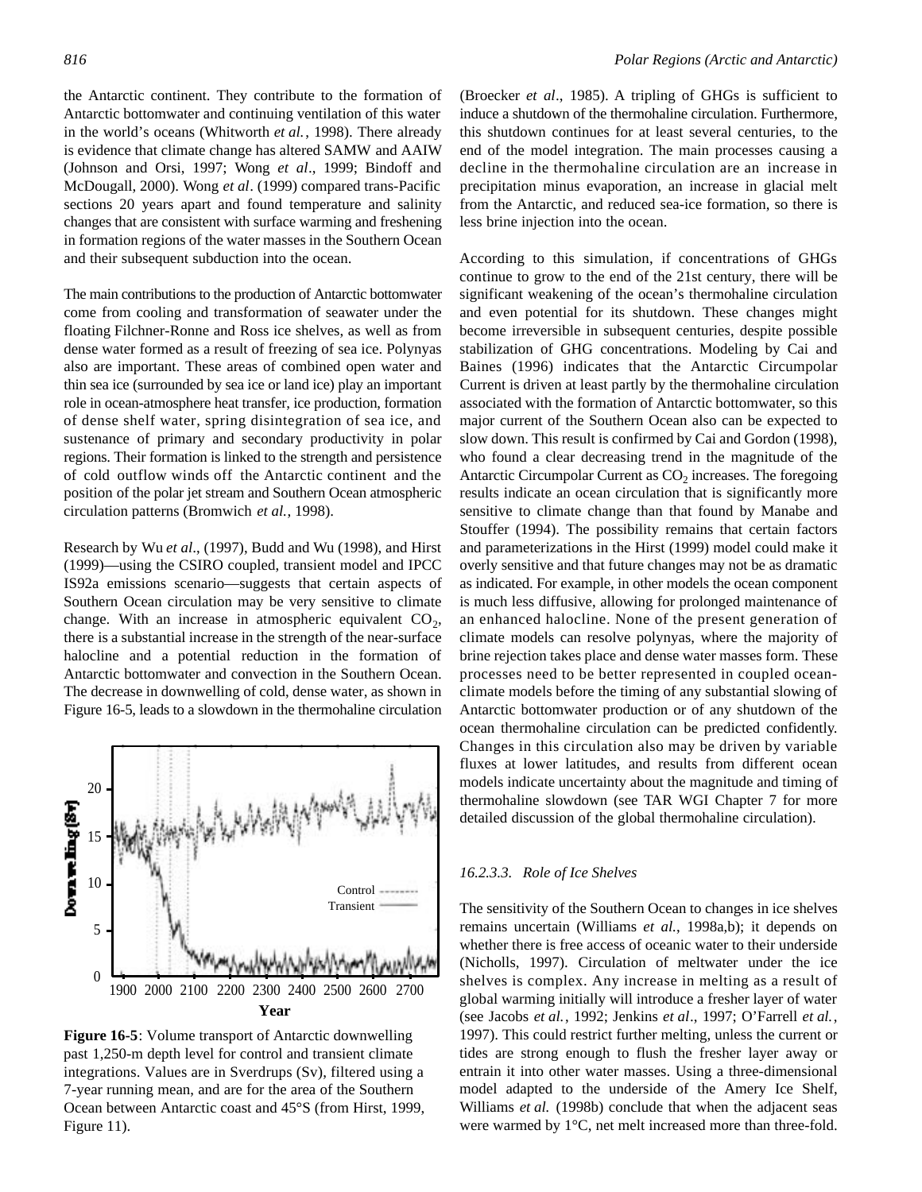the Antarctic continent. They contribute to the formation of Antarctic bottomwater and continuing ventilation of this water in the world's oceans (Whitworth *et al.*, 1998). There already is evidence that climate change has altered SAMW and AAIW (Johnson and Orsi, 1997; Wong *et al*., 1999; Bindoff and McDougall, 2000). Wong *et al*. (1999) compared trans-Pacific sections 20 years apart and found temperature and salinity changes that are consistent with surface warming and freshening in formation regions of the water masses in the Southern Ocean and their subsequent subduction into the ocean.

The main contributions to the production of Antarctic bottomwater come from cooling and transformation of seawater under the floating Filchner-Ronne and Ross ice shelves, as well as from dense water formed as a result of freezing of sea ice. Polynyas also are important. These areas of combined open water and thin sea ice (surrounded by sea ice or land ice) play an important role in ocean-atmosphere heat transfer, ice production, formation of dense shelf water, spring disintegration of sea ice, and sustenance of primary and secondary productivity in polar regions. Their formation is linked to the strength and persistence of cold outflow winds off the Antarctic continent and the position of the polar jet stream and Southern Ocean atmospheric circulation patterns (Bromwich *et al.*, 1998).

Research by Wu *et al*., (1997), Budd and Wu (1998), and Hirst (1999)—using the CSIRO coupled, transient model and IPCC IS92a emissions scenario—suggests that certain aspects of Southern Ocean circulation may be very sensitive to climate change. With an increase in atmospheric equivalent $CO_2$, there is a substantial increase in the strength of the near-surface halocline and a potential reduction in the formation of Antarctic bottomwater and convection in the Southern Ocean. The decrease in downwelling of cold, dense water, as shown in Figure 16-5, leads to a slowdown in the thermohaline circulation

**Figure 16-5**: Volume transport of Antarctic downwelling past 1,250-m depth level for control and transient climate integrations. Values are in Sverdrups (Sv), filtered using a 7-year running mean, and are for the area of the Southern Ocean between Antarctic coast and 45°S (from Hirst, 1999, Figure 11).

(Broecker *et al*., 1985). A tripling of GHGs is sufficient to induce a shutdown of the thermohaline circulation. Furthermore, this shutdown continues for at least several centuries, to the end of the model integration. The main processes causing a decline in the thermohaline circulation are an increase in precipitation minus evaporation, an increase in glacial melt from the Antarctic, and reduced sea-ice formation, so there is less brine injection into the ocean.

According to this simulation, if concentrations of GHGs continue to grow to the end of the 21st century, there will be significant weakening of the ocean's thermohaline circulation and even potential for its shutdown. These changes might become irreversible in subsequent centuries, despite possible stabilization of GHG concentrations. Modeling by Cai and Baines (1996) indicates that the Antarctic Circumpolar Current is driven at least partly by the thermohaline circulation associated with the formation of Antarctic bottomwater, so this major current of the Southern Ocean also can be expected to slow down. This result is confirmed by Cai and Gordon (1998), who found a clear decreasing trend in the magnitude of the Antarctic Circumpolar Current as $CO_2$ increases. The foregoing results indicate an ocean circulation that is significantly more sensitive to climate change than that found by Manabe and Stouffer (1994). The possibility remains that certain factors and parameterizations in the Hirst (1999) model could make it overly sensitive and that future changes may not be as dramatic as indicated. For example, in other models the ocean component is much less diffusive, allowing for prolonged maintenance of an enhanced halocline. None of the present generation of climate models can resolve polynyas, where the majority of brine rejection takes place and dense water masses form. These processes need to be better represented in coupled ocean-climate models before the timing of any substantial slowing of Antarctic bottomwater production or of any shutdown of the ocean thermohaline circulation can be predicted confidently. Changes in this circulation also may be driven by variable fluxes at lower latitudes, and results from different ocean models indicate uncertainty about the magnitude and timing of thermohaline slowdown (see TAR WGI Chapter 7 for more detailed discussion of the global thermohaline circulation).

#### 16.2.3.3. Role of Ice Shelves

The sensitivity of the Southern Ocean to changes in ice shelves remains uncertain (Williams *et al.*, 1998a,b); it depends on whether there is free access of oceanic water to their underside (Nicholls, 1997). Circulation of meltwater under the ice shelves is complex. Any increase in melting as a result of global warming initially will introduce a fresher layer of water (see Jacobs *et al.*, 1992; Jenkins *et al*., 1997; O'Farrell *et al.*, 1997). This could restrict further melting, unless the current or tides are strong enough to flush the fresher layer away or entrain it into other water masses. Using a three-dimensional model adapted to the underside of the Amery Ice Shelf, Williams *et al.* (1998b) conclude that when the adjacent seas were warmed by 1°C, net melt increased more than three-fold.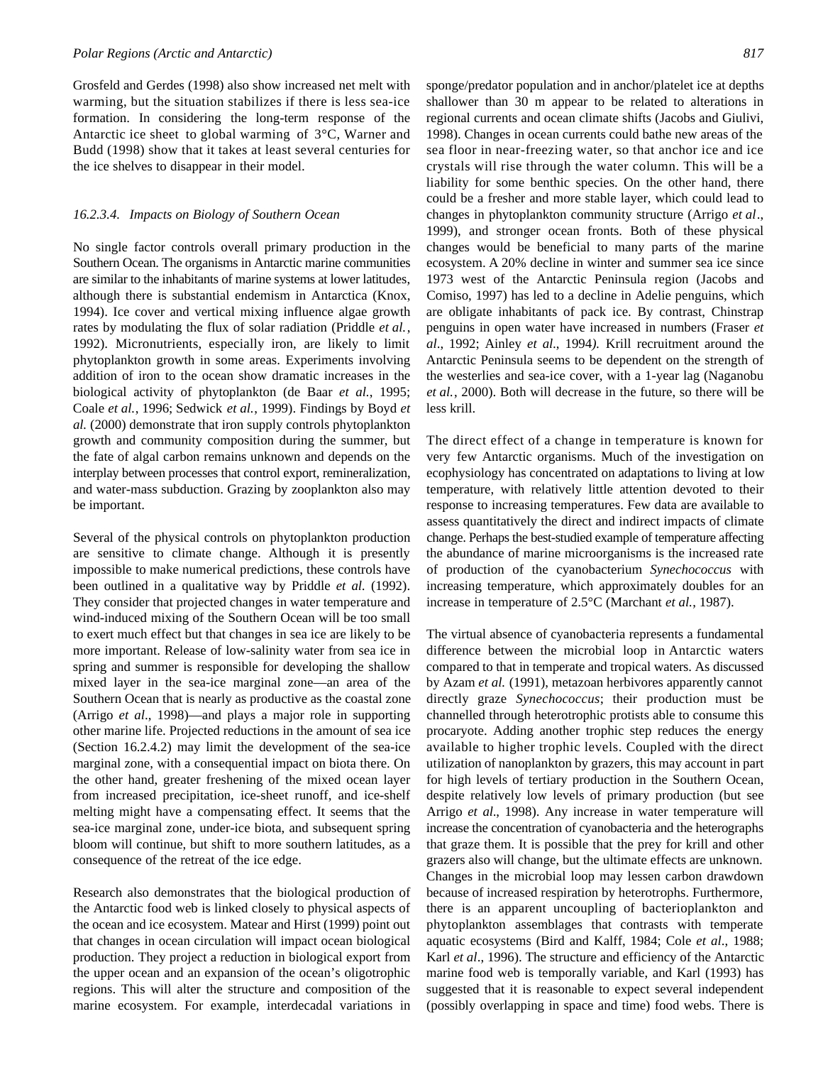Grosfeld and Gerdes (1998) also show increased net melt with warming, but the situation stabilizes if there is less sea-ice formation. In considering the long-term response of the Antarctic ice sheet to global warming of 3°C, Warner and Budd (1998) show that it takes at least several centuries for the ice shelves to disappear in their model.

#### *16.2.3.4. Impacts on Biology of Southern Ocean*

No single factor controls overall primary production in the Southern Ocean. The organisms in Antarctic marine communities are similar to the inhabitants of marine systems at lower latitudes, although there is substantial endemism in Antarctica (Knox, 1994). Ice cover and vertical mixing influence algae growth rates by modulating the flux of solar radiation (Priddle *et al.*, 1992). Micronutrients, especially iron, are likely to limit phytoplankton growth in some areas. Experiments involving addition of iron to the ocean show dramatic increases in the biological activity of phytoplankton (de Baar *et al.*, 1995; Coale *et al.*, 1996; Sedwick *et al.*, 1999). Findings by Boyd *et al.* (2000) demonstrate that iron supply controls phytoplankton growth and community composition during the summer, but the fate of algal carbon remains unknown and depends on the interplay between processes that control export, remineralization, and water-mass subduction. Grazing by zooplankton also may be important.

Several of the physical controls on phytoplankton production are sensitive to climate change. Although it is presently impossible to make numerical predictions, these controls have been outlined in a qualitative way by Priddle *et al.* (1992). They consider that projected changes in water temperature and wind-induced mixing of the Southern Ocean will be too small to exert much effect but that changes in sea ice are likely to be more important. Release of low-salinity water from sea ice in spring and summer is responsible for developing the shallow mixed layer in the sea-ice marginal zone—an area of the Southern Ocean that is nearly as productive as the coastal zone (Arrigo *et al*., 1998)—and plays a major role in supporting other marine life. Projected reductions in the amount of sea ice (Section 16.2.4.2) may limit the development of the sea-ice marginal zone, with a consequential impact on biota there. On the other hand, greater freshening of the mixed ocean layer from increased precipitation, ice-sheet runoff, and ice-shelf melting might have a compensating effect. It seems that the sea-ice marginal zone, under-ice biota, and subsequent spring bloom will continue, but shift to more southern latitudes, as a consequence of the retreat of the ice edge.

Research also demonstrates that the biological production of the Antarctic food web is linked closely to physical aspects of the ocean and ice ecosystem. Matear and Hirst (1999) point out that changes in ocean circulation will impact ocean biological production. They project a reduction in biological export from the upper ocean and an expansion of the ocean's oligotrophic regions. This will alter the structure and composition of the marine ecosystem. For example, interdecadal variations in sponge/predator population and in anchor/platelet ice at depths shallower than 30 m appear to be related to alterations in regional currents and ocean climate shifts (Jacobs and Giulivi, 1998). Changes in ocean currents could bathe new areas of the sea floor in near-freezing water, so that anchor ice and ice crystals will rise through the water column. This will be a liability for some benthic species. On the other hand, there could be a fresher and more stable layer, which could lead to changes in phytoplankton community structure (Arrigo *et al*., 1999), and stronger ocean fronts. Both of these physical changes would be beneficial to many parts of the marine ecosystem. A 20% decline in winter and summer sea ice since 1973 west of the Antarctic Peninsula region (Jacobs and Comiso, 1997) has led to a decline in Adelie penguins, which are obligate inhabitants of pack ice. By contrast, Chinstrap penguins in open water have increased in numbers (Fraser *et al*., 1992; Ainley *et al*., 1994*).* Krill recruitment around the Antarctic Peninsula seems to be dependent on the strength of the westerlies and sea-ice cover, with a 1-year lag (Naganobu *et al.*, 2000). Both will decrease in the future, so there will be less krill.

The direct effect of a change in temperature is known for very few Antarctic organisms. Much of the investigation on ecophysiology has concentrated on adaptations to living at low temperature, with relatively little attention devoted to their response to increasing temperatures. Few data are available to assess quantitatively the direct and indirect impacts of climate change. Perhaps the best-studied example of temperature affecting the abundance of marine microorganisms is the increased rate of production of the cyanobacterium *Synechococcus* with increasing temperature, which approximately doubles for an increase in temperature of 2.5°C (Marchant *et al.*, 1987).

The virtual absence of cyanobacteria represents a fundamental difference between the microbial loop in Antarctic waters compared to that in temperate and tropical waters. As discussed by Azam *et al.* (1991), metazoan herbivores apparently cannot directly graze *Synechococcus*; their production must be channelled through heterotrophic protists able to consume this procaryote. Adding another trophic step reduces the energy available to higher trophic levels. Coupled with the direct utilization of nanoplankton by grazers, this may account in part for high levels of tertiary production in the Southern Ocean, despite relatively low levels of primary production (but see Arrigo *et al*., 1998). Any increase in water temperature will increase the concentration of cyanobacteria and the heterographs that graze them. It is possible that the prey for krill and other grazers also will change, but the ultimate effects are unknown. Changes in the microbial loop may lessen carbon drawdown because of increased respiration by heterotrophs. Furthermore, there is an apparent uncoupling of bacterioplankton and phytoplankton assemblages that contrasts with temperate aquatic ecosystems (Bird and Kalff, 1984; Cole *et al*., 1988; Karl *et al*., 1996). The structure and efficiency of the Antarctic marine food web is temporally variable, and Karl (1993) has suggested that it is reasonable to expect several independent (possibly overlapping in space and time) food webs. There is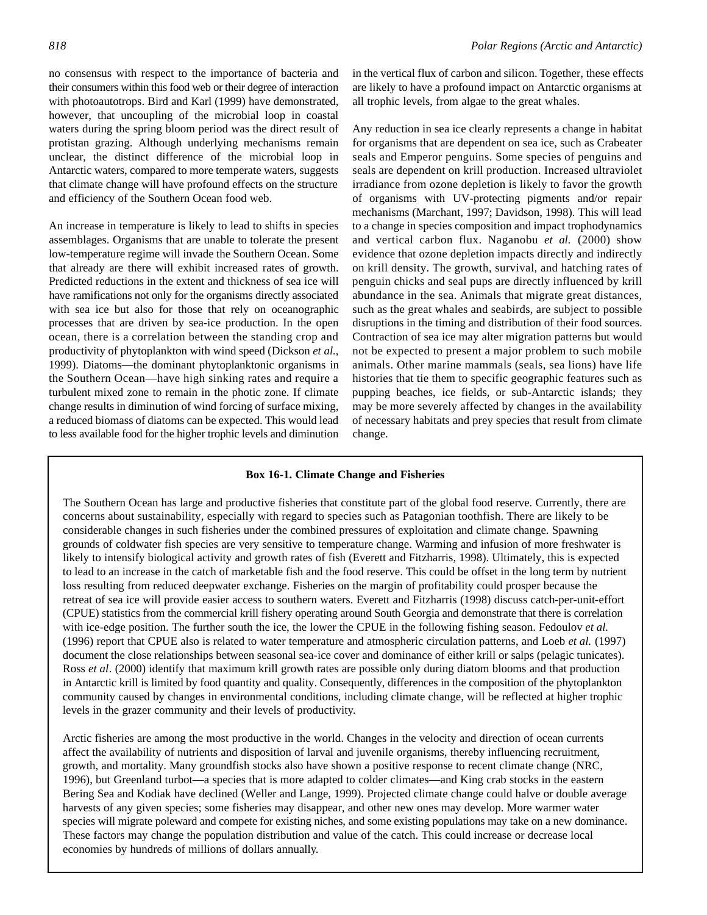no consensus with respect to the importance of bacteria and their consumers within this food web or their degree of interaction with photoautotrops. Bird and Karl (1999) have demonstrated, however, that uncoupling of the microbial loop in coastal waters during the spring bloom period was the direct result of protistan grazing. Although underlying mechanisms remain unclear, the distinct difference of the microbial loop in Antarctic waters, compared to more temperate waters, suggests that climate change will have profound effects on the structure and efficiency of the Southern Ocean food web.

An increase in temperature is likely to lead to shifts in species assemblages. Organisms that are unable to tolerate the present low-temperature regime will invade the Southern Ocean. Some that already are there will exhibit increased rates of growth. Predicted reductions in the extent and thickness of sea ice will have ramifications not only for the organisms directly associated with sea ice but also for those that rely on oceanographic processes that are driven by sea-ice production. In the open ocean, there is a correlation between the standing crop and productivity of phytoplankton with wind speed (Dickson *et al.*, 1999). Diatoms—the dominant phytoplanktonic organisms in the Southern Ocean—have high sinking rates and require a turbulent mixed zone to remain in the photic zone. If climate change results in diminution of wind forcing of surface mixing, a reduced biomass of diatoms can be expected. This would lead to less available food for the higher trophic levels and diminution in the vertical flux of carbon and silicon. Together, these effects are likely to have a profound impact on Antarctic organisms at all trophic levels, from algae to the great whales.

Any reduction in sea ice clearly represents a change in habitat for organisms that are dependent on sea ice, such as Crabeater seals and Emperor penguins. Some species of penguins and seals are dependent on krill production. Increased ultraviolet irradiance from ozone depletion is likely to favor the growth of organisms with UV-protecting pigments and/or repair mechanisms (Marchant, 1997; Davidson, 1998). This will lead to a change in species composition and impact trophodynamics and vertical carbon flux. Naganobu *et al.* (2000) show evidence that ozone depletion impacts directly and indirectly on krill density. The growth, survival, and hatching rates of penguin chicks and seal pups are directly influenced by krill abundance in the sea. Animals that migrate great distances, such as the great whales and seabirds, are subject to possible disruptions in the timing and distribution of their food sources. Contraction of sea ice may alter migration patterns but would not be expected to present a major problem to such mobile animals. Other marine mammals (seals, sea lions) have life histories that tie them to specific geographic features such as pupping beaches, ice fields, or sub-Antarctic islands; they may be more severely affected by changes in the availability of necessary habitats and prey species that result from climate change.

**Box 16-1. Climate Change and Fisheries**

The Southern Ocean has large and productive fisheries that constitute part of the global food reserve. Currently, there are concerns about sustainability, especially with regard to species such as Patagonian toothfish. There are likely to be considerable changes in such fisheries under the combined pressures of exploitation and climate change. Spawning grounds of coldwater fish species are very sensitive to temperature change. Warming and infusion of more freshwater is likely to intensify biological activity and growth rates of fish (Everett and Fitzharris, 1998). Ultimately, this is expected to lead to an increase in the catch of marketable fish and the food reserve. This could be offset in the long term by nutrient loss resulting from reduced deepwater exchange. Fisheries on the margin of profitability could prosper because the retreat of sea ice will provide easier access to southern waters. Everett and Fitzharris (1998) discuss catch-per-unit-effort (CPUE) statistics from the commercial krill fishery operating around South Georgia and demonstrate that there is correlation with ice-edge position. The further south the ice, the lower the CPUE in the following fishing season. Fedoulov *et al.* (1996) report that CPUE also is related to water temperature and atmospheric circulation patterns, and Loeb *et al.* (1997) document the close relationships between seasonal sea-ice cover and dominance of either krill or salps (pelagic tunicates). Ross *et al*. (2000) identify that maximum krill growth rates are possible only during diatom blooms and that production in Antarctic krill is limited by food quantity and quality. Consequently, differences in the composition of the phytoplankton community caused by changes in environmental conditions, including climate change, will be reflected at higher trophic levels in the grazer community and their levels of productivity.

Arctic fisheries are among the most productive in the world. Changes in the velocity and direction of ocean currents affect the availability of nutrients and disposition of larval and juvenile organisms, thereby influencing recruitment, growth, and mortality. Many groundfish stocks also have shown a positive response to recent climate change (NRC, 1996), but Greenland turbot—a species that is more adapted to colder climates—and King crab stocks in the eastern Bering Sea and Kodiak have declined (Weller and Lange, 1999). Projected climate change could halve or double average harvests of any given species; some fisheries may disappear, and other new ones may develop. More warmer water species will migrate poleward and compete for existing niches, and some existing populations may take on a new dominance. These factors may change the population distribution and value of the catch. This could increase or decrease local economies by hundreds of millions of dollars annually.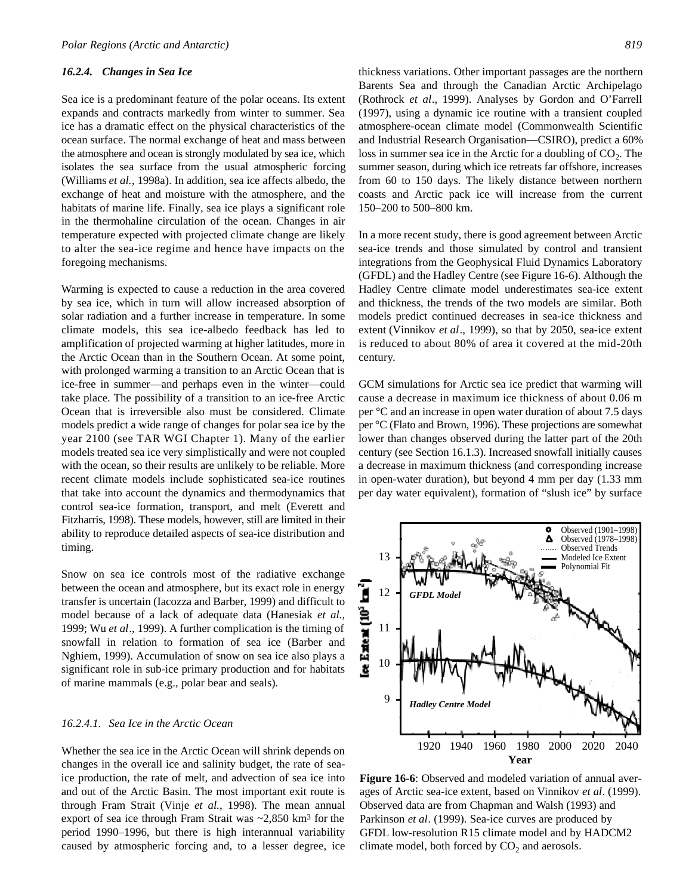### 16.2.4. Changes in Sea Ice

Sea ice is a predominant feature of the polar oceans. Its extent expands and contracts markedly from winter to summer. Sea ice has a dramatic effect on the physical characteristics of the ocean surface. The normal exchange of heat and mass between the atmosphere and ocean is strongly modulated by sea ice, which isolates the sea surface from the usual atmospheric forcing (Williams *et al.*, 1998a). In addition, sea ice affects albedo, the exchange of heat and moisture with the atmosphere, and the habitats of marine life. Finally, sea ice plays a significant role in the thermohaline circulation of the ocean. Changes in air temperature expected with projected climate change are likely to alter the sea-ice regime and hence have impacts on the foregoing mechanisms.

Warming is expected to cause a reduction in the area covered by sea ice, which in turn will allow increased absorption of solar radiation and a further increase in temperature. In some climate models, this sea ice-albedo feedback has led to amplification of projected warming at higher latitudes, more in the Arctic Ocean than in the Southern Ocean. At some point, with prolonged warming a transition to an Arctic Ocean that is ice-free in summer—and perhaps even in the winter—could take place. The possibility of a transition to an ice-free Arctic Ocean that is irreversible also must be considered. Climate models predict a wide range of changes for polar sea ice by the year 2100 (see TAR WGI Chapter 1). Many of the earlier models treated sea ice very simplistically and were not coupled with the ocean, so their results are unlikely to be reliable. More recent climate models include sophisticated sea-ice routines that take into account the dynamics and thermodynamics that control sea-ice formation, transport, and melt (Everett and Fitzharris, 1998). These models, however, still are limited in their ability to reproduce detailed aspects of sea-ice distribution and timing.

Snow on sea ice controls most of the radiative exchange between the ocean and atmosphere, but its exact role in energy transfer is uncertain (Iacozza and Barber, 1999) and difficult to model because of a lack of adequate data (Hanesiak *et al.*, 1999; Wu *et al*., 1999). A further complication is the timing of snowfall in relation to formation of sea ice (Barber and Nghiem, 1999). Accumulation of snow on sea ice also plays a significant role in sub-ice primary production and for habitats of marine mammals (e.g., polar bear and seals).

#### 16.2.4.1. Sea Ice in the Arctic Ocean

Whether the sea ice in the Arctic Ocean will shrink depends on changes in the overall ice and salinity budget, the rate of sea-ice production, the rate of melt, and advection of sea ice into and out of the Arctic Basin. The most important exit route is through Fram Strait (Vinje *et al.*, 1998). The mean annual export of sea ice through Fram Strait was ~2,850 km$^3$ for the period 1990–1996, but there is high interannual variability caused by atmospheric forcing and, to a lesser degree, ice thickness variations. Other important passages are the northern Barents Sea and through the Canadian Arctic Archipelago (Rothrock *et al*., 1999). Analyses by Gordon and O'Farrell (1997), using a dynamic ice routine with a transient coupled atmosphere-ocean climate model (Commonwealth Scientific and Industrial Research Organisation—CSIRO), predict a 60% loss in summer sea ice in the Arctic for a doubling of $CO_2$. The summer season, during which ice retreats far offshore, increases from 60 to 150 days. The likely distance between northern coasts and Arctic pack ice will increase from the current 150–200 to 500–800 km.

In a more recent study, there is good agreement between Arctic sea-ice trends and those simulated by control and transient integrations from the Geophysical Fluid Dynamics Laboratory (GFDL) and the Hadley Centre (see Figure 16-6). Although the Hadley Centre climate model underestimates sea-ice extent and thickness, the trends of the two models are similar. Both models predict continued decreases in sea-ice thickness and extent (Vinnikov *et al*., 1999), so that by 2050, sea-ice extent is reduced to about 80% of area it covered at the mid-20th century.

GCM simulations for Arctic sea ice predict that warming will cause a decrease in maximum ice thickness of about 0.06 m per °C and an increase in open water duration of about 7.5 days per °C (Flato and Brown, 1996). These projections are somewhat lower than changes observed during the latter part of the 20th century (see Section 16.1.3). Increased snowfall initially causes a decrease in maximum thickness (and corresponding increase in open-water duration), but beyond 4 mm per day (1.33 mm per day water equivalent), formation of "slush ice" by surface

**Figure 16-6**: Observed and modeled variation of annual averages of Arctic sea-ice extent, based on Vinnikov *et al*. (1999). Observed data are from Chapman and Walsh (1993) and Parkinson *et al*. (1999). Sea-ice curves are produced by GFDL low-resolution R15 climate model and by HADCM2 climate model, both forced by $CO_2$ and aerosols.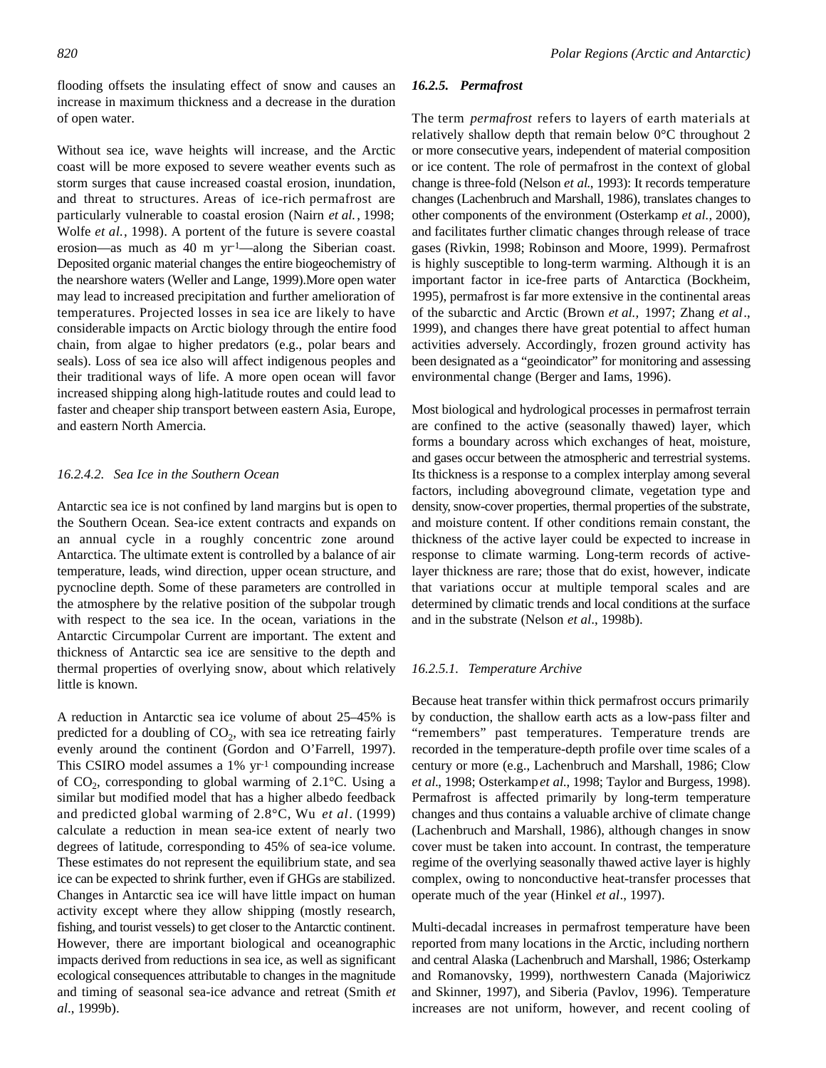flooding offsets the insulating effect of snow and causes an increase in maximum thickness and a decrease in the duration of open water.

Without sea ice, wave heights will increase, and the Arctic coast will be more exposed to severe weather events such as storm surges that cause increased coastal erosion, inundation, and threat to structures. Areas of ice-rich permafrost are particularly vulnerable to coastal erosion (Nairn *et al.*, 1998; Wolfe *et al.*, 1998). A portent of the future is severe coastal erosion—as much as 40 m $yr^{-1}$—along the Siberian coast. Deposited organic material changes the entire biogeochemistry of the nearshore waters (Weller and Lange, 1999).More open water may lead to increased precipitation and further amelioration of temperatures. Projected losses in sea ice are likely to have considerable impacts on Arctic biology through the entire food chain, from algae to higher predators (e.g., polar bears and seals). Loss of sea ice also will affect indigenous peoples and their traditional ways of life. A more open ocean will favor increased shipping along high-latitude routes and could lead to faster and cheaper ship transport between eastern Asia, Europe, and eastern North Amercia.

#### *16.2.4.2. Sea Ice in the Southern Ocean*

Antarctic sea ice is not confined by land margins but is open to the Southern Ocean. Sea-ice extent contracts and expands on an annual cycle in a roughly concentric zone around Antarctica. The ultimate extent is controlled by a balance of air temperature, leads, wind direction, upper ocean structure, and pycnocline depth. Some of these parameters are controlled in the atmosphere by the relative position of the subpolar trough with respect to the sea ice. In the ocean, variations in the Antarctic Circumpolar Current are important. The extent and thickness of Antarctic sea ice are sensitive to the depth and thermal properties of overlying snow, about which relatively little is known.

A reduction in Antarctic sea ice volume of about 25–45% is predicted for a doubling of $CO_2$, with sea ice retreating fairly evenly around the continent (Gordon and O'Farrell, 1997). This CSIRO model assumes a 1% $yr^{-1}$ compounding increase of $CO_2$, corresponding to global warming of 2.1°C. Using a similar but modified model that has a higher albedo feedback and predicted global warming of 2.8°C, Wu *et al*. (1999) calculate a reduction in mean sea-ice extent of nearly two degrees of latitude, corresponding to 45% of sea-ice volume. These estimates do not represent the equilibrium state, and sea ice can be expected to shrink further, even if GHGs are stabilized. Changes in Antarctic sea ice will have little impact on human activity except where they allow shipping (mostly research, fishing, and tourist vessels) to get closer to the Antarctic continent. However, there are important biological and oceanographic impacts derived from reductions in sea ice, as well as significant ecological consequences attributable to changes in the magnitude and timing of seasonal sea-ice advance and retreat (Smith *et al*., 1999b).

### *16.2.5. Permafrost*

The term *permafrost* refers to layers of earth materials at relatively shallow depth that remain below 0°C throughout 2 or more consecutive years, independent of material composition or ice content. The role of permafrost in the context of global change is three-fold (Nelson *et al.*, 1993): It records temperature changes (Lachenbruch and Marshall, 1986), translates changes to other components of the environment (Osterkamp *et al.*, 2000), and facilitates further climatic changes through release of trace gases (Rivkin, 1998; Robinson and Moore, 1999). Permafrost is highly susceptible to long-term warming. Although it is an important factor in ice-free parts of Antarctica (Bockheim, 1995), permafrost is far more extensive in the continental areas of the subarctic and Arctic (Brown *et al.*, 1997; Zhang *et al*., 1999), and changes there have great potential to affect human activities adversely. Accordingly, frozen ground activity has been designated as a "geoindicator" for monitoring and assessing environmental change (Berger and Iams, 1996).

Most biological and hydrological processes in permafrost terrain are confined to the active (seasonally thawed) layer, which forms a boundary across which exchanges of heat, moisture, and gases occur between the atmospheric and terrestrial systems. Its thickness is a response to a complex interplay among several factors, including aboveground climate, vegetation type and density, snow-cover properties, thermal properties of the substrate, and moisture content. If other conditions remain constant, the thickness of the active layer could be expected to increase in response to climate warming. Long-term records of active-layer thickness are rare; those that do exist, however, indicate that variations occur at multiple temporal scales and are determined by climatic trends and local conditions at the surface and in the substrate (Nelson *et al*., 1998b).

#### *16.2.5.1. Temperature Archive*

Because heat transfer within thick permafrost occurs primarily by conduction, the shallow earth acts as a low-pass filter and "remembers" past temperatures. Temperature trends are recorded in the temperature-depth profile over time scales of a century or more (e.g., Lachenbruch and Marshall, 1986; Clow *et al*., 1998; Osterkamp *et al*., 1998; Taylor and Burgess, 1998). Permafrost is affected primarily by long-term temperature changes and thus contains a valuable archive of climate change (Lachenbruch and Marshall, 1986), although changes in snow cover must be taken into account. In contrast, the temperature regime of the overlying seasonally thawed active layer is highly complex, owing to nonconductive heat-transfer processes that operate much of the year (Hinkel *et al*., 1997).

Multi-decadal increases in permafrost temperature have been reported from many locations in the Arctic, including northern and central Alaska (Lachenbruch and Marshall, 1986; Osterkamp and Romanovsky, 1999), northwestern Canada (Majoriwicz and Skinner, 1997), and Siberia (Pavlov, 1996). Temperature increases are not uniform, however, and recent cooling of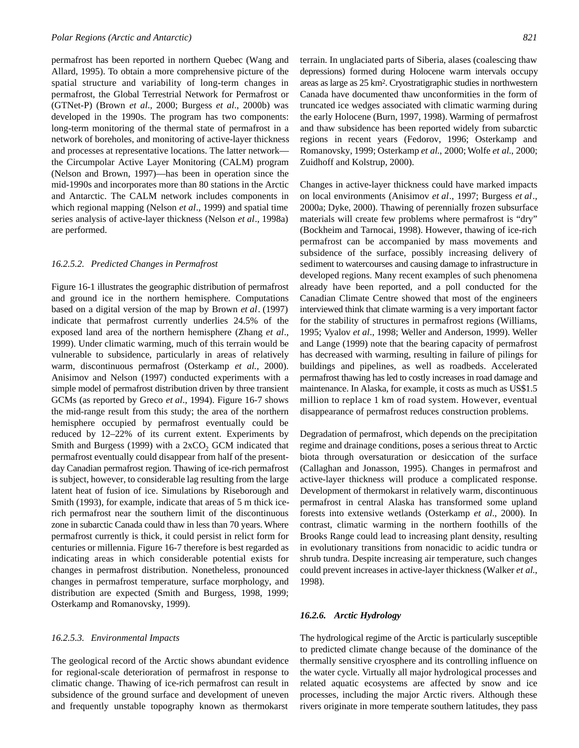permafrost has been reported in northern Quebec (Wang and Allard, 1995). To obtain a more comprehensive picture of the spatial structure and variability of long-term changes in permafrost, the Global Terrestrial Network for Permafrost or (GTNet-P) (Brown *et al*., 2000; Burgess *et al*., 2000b) was developed in the 1990s. The program has two components: long-term monitoring of the thermal state of permafrost in a network of boreholes, and monitoring of active-layer thickness and processes at representative locations. The latter network—the Circumpolar Active Layer Monitoring (CALM) program (Nelson and Brown, 1997)—has been in operation since the mid-1990s and incorporates more than 80 stations in the Arctic and Antarctic. The CALM network includes components in which regional mapping (Nelson *et al*., 1999) and spatial time series analysis of active-layer thickness (Nelson *et al*., 1998a) are performed.

#### *16.2.5.2. Predicted Changes in Permafrost*

Figure 16-1 illustrates the geographic distribution of permafrost and ground ice in the northern hemisphere. Computations based on a digital version of the map by Brown *et al*. (1997) indicate that permafrost currently underlies 24.5% of the exposed land area of the northern hemisphere (Zhang *et al*., 1999). Under climatic warming, much of this terrain would be vulnerable to subsidence, particularly in areas of relatively warm, discontinuous permafrost (Osterkamp *et al.*, 2000). Anisimov and Nelson (1997) conducted experiments with a simple model of permafrost distribution driven by three transient GCMs (as reported by Greco *et al*., 1994). Figure 16-7 shows the mid-range result from this study; the area of the northern hemisphere occupied by permafrost eventually could be reduced by 12–22% of its current extent. Experiments by Smith and Burgess (1999) with a $2xCO_2$ GCM indicated that permafrost eventually could disappear from half of the present-day Canadian permafrost region. Thawing of ice-rich permafrost is subject, however, to considerable lag resulting from the large latent heat of fusion of ice. Simulations by Riseborough and Smith (1993), for example, indicate that areas of 5 m thick ice-rich permafrost near the southern limit of the discontinuous zone in subarctic Canada could thaw in less than 70 years. Where permafrost currently is thick, it could persist in relict form for centuries or millennia. Figure 16-7 therefore is best regarded as indicating areas in which considerable potential exists for changes in permafrost distribution. Nonetheless, pronounced changes in permafrost temperature, surface morphology, and distribution are expected (Smith and Burgess, 1998, 1999; Osterkamp and Romanovsky, 1999).

#### *16.2.5.3. Environmental Impacts*

The geological record of the Arctic shows abundant evidence for regional-scale deterioration of permafrost in response to climatic change. Thawing of ice-rich permafrost can result in subsidence of the ground surface and development of uneven and frequently unstable topography known as thermokarst terrain. In unglaciated parts of Siberia, alases (coalescing thaw depressions) formed during Holocene warm intervals occupy areas as large as 25 km$^2$. Cryostratigraphic studies in northwestern Canada have documented thaw unconformities in the form of truncated ice wedges associated with climatic warming during the early Holocene (Burn, 1997, 1998). Warming of permafrost and thaw subsidence has been reported widely from subarctic regions in recent years (Fedorov, 1996; Osterkamp and Romanovsky, 1999; Osterkamp *et al.*, 2000; Wolfe *et al.*, 2000; Zuidhoff and Kolstrup, 2000).

Changes in active-layer thickness could have marked impacts on local environments (Anisimov *et al*., 1997; Burgess *et al*., 2000a; Dyke, 2000). Thawing of perennially frozen subsurface materials will create few problems where permafrost is "dry" (Bockheim and Tarnocai, 1998). However, thawing of ice-rich permafrost can be accompanied by mass movements and subsidence of the surface, possibly increasing delivery of sediment to watercourses and causing damage to infrastructure in developed regions. Many recent examples of such phenomena already have been reported, and a poll conducted for the Canadian Climate Centre showed that most of the engineers interviewed think that climate warming is a very important factor for the stability of structures in permafrost regions (Williams, 1995; Vyalov *et al*., 1998; Weller and Anderson, 1999). Weller and Lange (1999) note that the bearing capacity of permafrost has decreased with warming, resulting in failure of pilings for buildings and pipelines, as well as roadbeds. Accelerated permafrost thawing has led to costly increases in road damage and maintenance. In Alaska, for example, it costs as much as US$1.5 million to replace 1 km of road system. However, eventual disappearance of permafrost reduces construction problems.

Degradation of permafrost, which depends on the precipitation regime and drainage conditions, poses a serious threat to Arctic biota through oversaturation or desiccation of the surface (Callaghan and Jonasson, 1995). Changes in permafrost and active-layer thickness will produce a complicated response. Development of thermokarst in relatively warm, discontinuous permafrost in central Alaska has transformed some upland forests into extensive wetlands (Osterkamp *et al*., 2000). In contrast, climatic warming in the northern foothills of the Brooks Range could lead to increasing plant density, resulting in evolutionary transitions from nonacidic to acidic tundra or shrub tundra. Despite increasing air temperature, such changes could prevent increases in active-layer thickness (Walker *et al.*, 1998).

### ***16.2.6. Arctic Hydrology***

The hydrological regime of the Arctic is particularly susceptible to predicted climate change because of the dominance of the thermally sensitive cryosphere and its controlling influence on the water cycle. Virtually all major hydrological processes and related aquatic ecosystems are affected by snow and ice processes, including the major Arctic rivers. Although these rivers originate in more temperate southern latitudes, they pass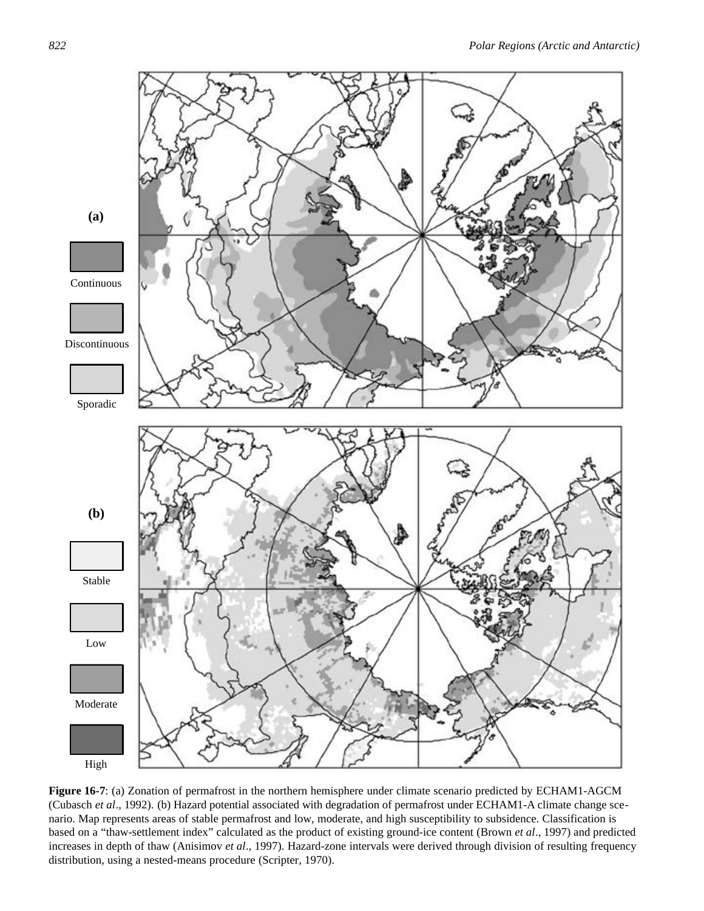**Figure 16-7**: (a) Zonation of permafrost in the northern hemisphere under climate scenario predicted by ECHAM1-AGCM (Cubasch *et al*., 1992). (b) Hazard potential associated with degradation of permafrost under ECHAM1-A climate change scenario. Map represents areas of stable permafrost and low, moderate, and high susceptibility to subsidence. Classification is based on a "thaw-settlement index" calculated as the product of existing ground-ice content (Brown *et al*., 1997) and predicted increases in depth of thaw (Anisimov *et al*., 1997). Hazard-zone intervals were derived through division of resulting frequency distribution, using a nested-means procedure (Scripter, 1970).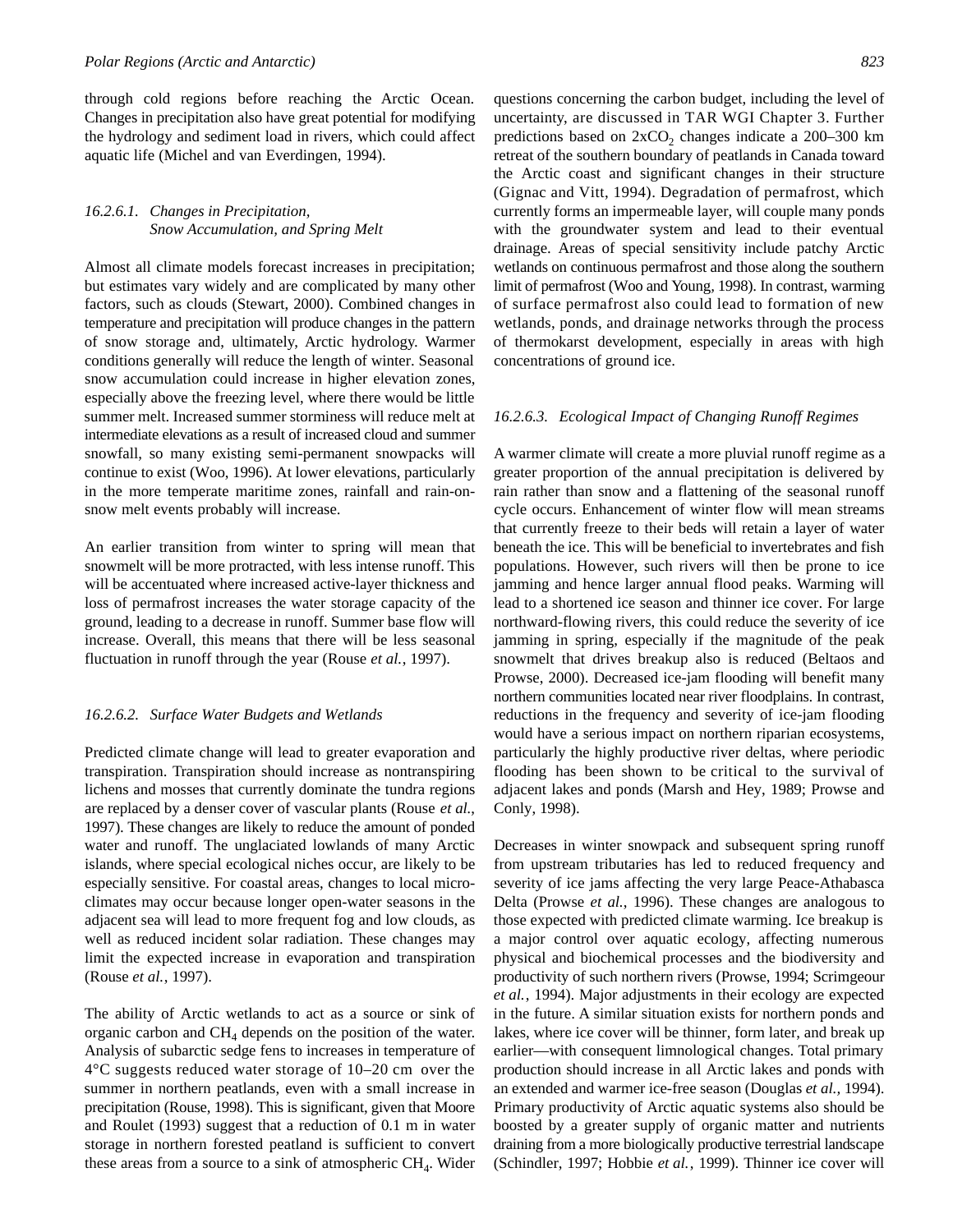through cold regions before reaching the Arctic Ocean. Changes in precipitation also have great potential for modifying the hydrology and sediment load in rivers, which could affect aquatic life (Michel and van Everdingen, 1994).

#### *16.2.6.1. Changes in Precipitation, Snow Accumulation, and Spring Melt*

Almost all climate models forecast increases in precipitation; but estimates vary widely and are complicated by many other factors, such as clouds (Stewart, 2000). Combined changes in temperature and precipitation will produce changes in the pattern of snow storage and, ultimately, Arctic hydrology. Warmer conditions generally will reduce the length of winter. Seasonal snow accumulation could increase in higher elevation zones, especially above the freezing level, where there would be little summer melt. Increased summer storminess will reduce melt at intermediate elevations as a result of increased cloud and summer snowfall, so many existing semi-permanent snowpacks will continue to exist (Woo, 1996). At lower elevations, particularly in the more temperate maritime zones, rainfall and rain-on-snow melt events probably will increase.

An earlier transition from winter to spring will mean that snowmelt will be more protracted, with less intense runoff. This will be accentuated where increased active-layer thickness and loss of permafrost increases the water storage capacity of the ground, leading to a decrease in runoff. Summer base flow will increase. Overall, this means that there will be less seasonal fluctuation in runoff through the year (Rouse *et al.*, 1997).

#### *16.2.6.2. Surface Water Budgets and Wetlands*

Predicted climate change will lead to greater evaporation and transpiration. Transpiration should increase as nontranspiring lichens and mosses that currently dominate the tundra regions are replaced by a denser cover of vascular plants (Rouse *et al.*, 1997). These changes are likely to reduce the amount of ponded water and runoff. The unglaciated lowlands of many Arctic islands, where special ecological niches occur, are likely to be especially sensitive. For coastal areas, changes to local micro-climates may occur because longer open-water seasons in the adjacent sea will lead to more frequent fog and low clouds, as well as reduced incident solar radiation. These changes may limit the expected increase in evaporation and transpiration (Rouse *et al.*, 1997).

The ability of Arctic wetlands to act as a source or sink of organic carbon and $CH_4$ depends on the position of the water. Analysis of subarctic sedge fens to increases in temperature of 4°C suggests reduced water storage of 10–20 cm over the summer in northern peatlands, even with a small increase in precipitation (Rouse, 1998). This is significant, given that Moore and Roulet (1993) suggest that a reduction of 0.1 m in water storage in northern forested peatland is sufficient to convert these areas from a source to a sink of atmospheric $CH_4$. Wider questions concerning the carbon budget, including the level of uncertainty, are discussed in TAR WGI Chapter 3. Further predictions based on $2xCO_2$ changes indicate a 200–300 km retreat of the southern boundary of peatlands in Canada toward the Arctic coast and significant changes in their structure (Gignac and Vitt, 1994). Degradation of permafrost, which currently forms an impermeable layer, will couple many ponds with the groundwater system and lead to their eventual drainage. Areas of special sensitivity include patchy Arctic wetlands on continuous permafrost and those along the southern limit of permafrost (Woo and Young, 1998). In contrast, warming of surface permafrost also could lead to formation of new wetlands, ponds, and drainage networks through the process of thermokarst development, especially in areas with high concentrations of ground ice.

#### *16.2.6.3. Ecological Impact of Changing Runoff Regimes*

A warmer climate will create a more pluvial runoff regime as a greater proportion of the annual precipitation is delivered by rain rather than snow and a flattening of the seasonal runoff cycle occurs. Enhancement of winter flow will mean streams that currently freeze to their beds will retain a layer of water beneath the ice. This will be beneficial to invertebrates and fish populations. However, such rivers will then be prone to ice jamming and hence larger annual flood peaks. Warming will lead to a shortened ice season and thinner ice cover. For large northward-flowing rivers, this could reduce the severity of ice jamming in spring, especially if the magnitude of the peak snowmelt that drives breakup also is reduced (Beltaos and Prowse, 2000). Decreased ice-jam flooding will benefit many northern communities located near river floodplains. In contrast, reductions in the frequency and severity of ice-jam flooding would have a serious impact on northern riparian ecosystems, particularly the highly productive river deltas, where periodic flooding has been shown to be critical to the survival of adjacent lakes and ponds (Marsh and Hey, 1989; Prowse and Conly, 1998).

Decreases in winter snowpack and subsequent spring runoff from upstream tributaries has led to reduced frequency and severity of ice jams affecting the very large Peace-Athabasca Delta (Prowse *et al.*, 1996). These changes are analogous to those expected with predicted climate warming. Ice breakup is a major control over aquatic ecology, affecting numerous physical and biochemical processes and the biodiversity and productivity of such northern rivers (Prowse, 1994; Scrimgeour *et al.*, 1994). Major adjustments in their ecology are expected in the future. A similar situation exists for northern ponds and lakes, where ice cover will be thinner, form later, and break up earlier—with consequent limnological changes. Total primary production should increase in all Arctic lakes and ponds with an extended and warmer ice-free season (Douglas *et al.*, 1994). Primary productivity of Arctic aquatic systems also should be boosted by a greater supply of organic matter and nutrients draining from a more biologically productive terrestrial landscape (Schindler, 1997; Hobbie *et al.*, 1999). Thinner ice cover will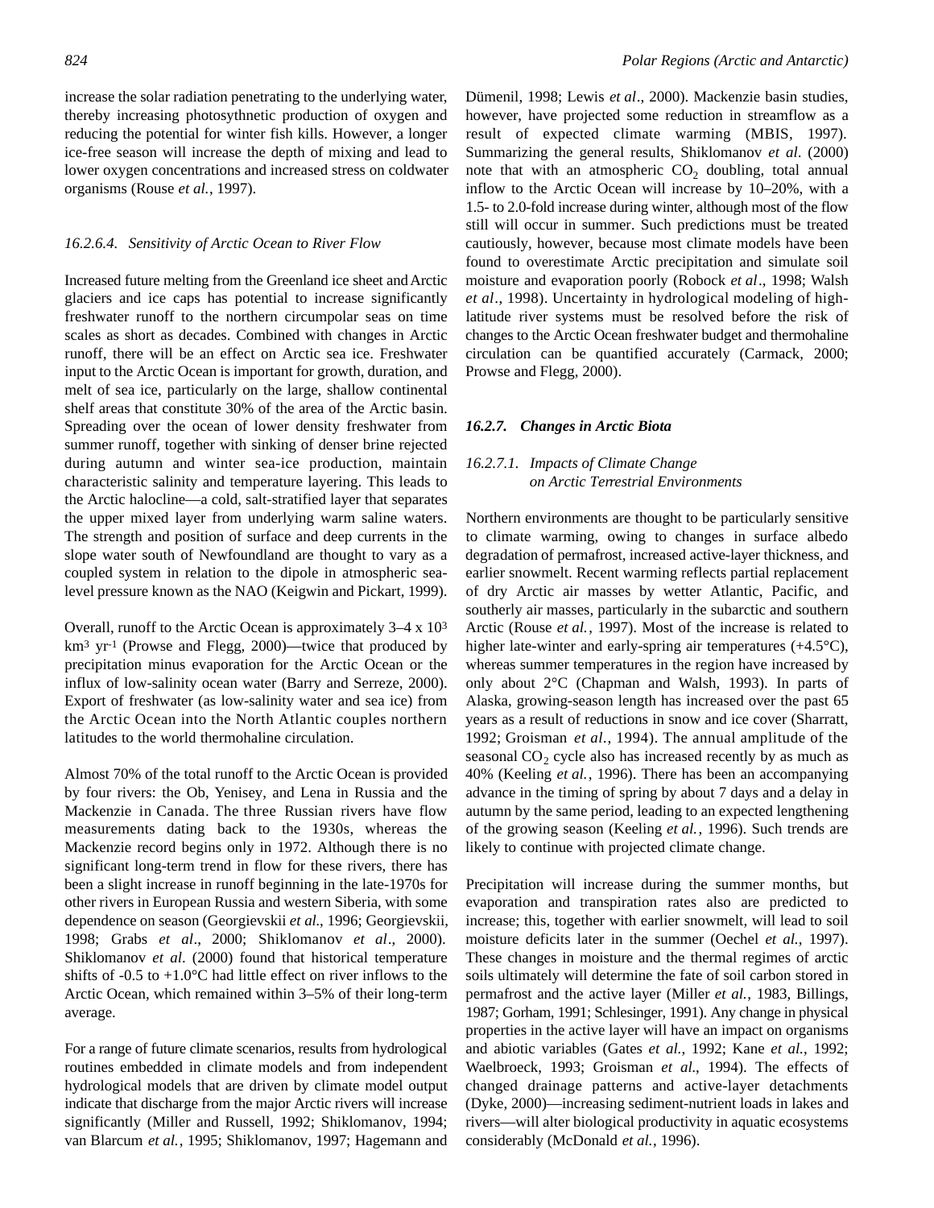increase the solar radiation penetrating to the underlying water, thereby increasing photosythnetic production of oxygen and reducing the potential for winter fish kills. However, a longer ice-free season will increase the depth of mixing and lead to lower oxygen concentrations and increased stress on coldwater organisms (Rouse *et al.*, 1997).

#### *16.2.6.4. Sensitivity of Arctic Ocean to River Flow*

Increased future melting from the Greenland ice sheet and Arctic glaciers and ice caps has potential to increase significantly freshwater runoff to the northern circumpolar seas on time scales as short as decades. Combined with changes in Arctic runoff, there will be an effect on Arctic sea ice. Freshwater input to the Arctic Ocean is important for growth, duration, and melt of sea ice, particularly on the large, shallow continental shelf areas that constitute 30% of the area of the Arctic basin. Spreading over the ocean of lower density freshwater from summer runoff, together with sinking of denser brine rejected during autumn and winter sea-ice production, maintain characteristic salinity and temperature layering. This leads to the Arctic halocline—a cold, salt-stratified layer that separates the upper mixed layer from underlying warm saline waters. The strength and position of surface and deep currents in the slope water south of Newfoundland are thought to vary as a coupled system in relation to the dipole in atmospheric sea-level pressure known as the NAO (Keigwin and Pickart, 1999).

Overall, runoff to the Arctic Ocean is approximately 3–4 x $10^3$ $km^3$ $yr^{-1}$ (Prowse and Flegg, 2000)—twice that produced by precipitation minus evaporation for the Arctic Ocean or the influx of low-salinity ocean water (Barry and Serreze, 2000). Export of freshwater (as low-salinity water and sea ice) from the Arctic Ocean into the North Atlantic couples northern latitudes to the world thermohaline circulation.

Almost 70% of the total runoff to the Arctic Ocean is provided by four rivers: the Ob, Yenisey, and Lena in Russia and the Mackenzie in Canada. The three Russian rivers have flow measurements dating back to the 1930s, whereas the Mackenzie record begins only in 1972. Although there is no significant long-term trend in flow for these rivers, there has been a slight increase in runoff beginning in the late-1970s for other rivers in European Russia and western Siberia, with some dependence on season (Georgievskii *et al.*, 1996; Georgievskii, 1998; Grabs *et al*., 2000; Shiklomanov *et al*., 2000). Shiklomanov *et al.* (2000) found that historical temperature shifts of -0.5 to +1.0°C had little effect on river inflows to the Arctic Ocean, which remained within 3–5% of their long-term average.

For a range of future climate scenarios, results from hydrological routines embedded in climate models and from independent hydrological models that are driven by climate model output indicate that discharge from the major Arctic rivers will increase significantly (Miller and Russell, 1992; Shiklomanov, 1994; van Blarcum *et al.*, 1995; Shiklomanov, 1997; Hagemann and Dümenil, 1998; Lewis *et al*., 2000). Mackenzie basin studies, however, have projected some reduction in streamflow as a result of expected climate warming (MBIS, 1997). Summarizing the general results, Shiklomanov *et al.* (2000) note that with an atmospheric $CO_2$ doubling, total annual inflow to the Arctic Ocean will increase by 10–20%, with a 1.5- to 2.0-fold increase during winter, although most of the flow still will occur in summer. Such predictions must be treated cautiously, however, because most climate models have been found to overestimate Arctic precipitation and simulate soil moisture and evaporation poorly (Robock *et al*., 1998; Walsh *et al*., 1998). Uncertainty in hydrological modeling of high-latitude river systems must be resolved before the risk of changes to the Arctic Ocean freshwater budget and thermohaline circulation can be quantified accurately (Carmack, 2000; Prowse and Flegg, 2000).

### ***16.2.7. Changes in Arctic Biota***

#### *16.2.7.1. Impacts of Climate Change on Arctic Terrestrial Environments*

Northern environments are thought to be particularly sensitive to climate warming, owing to changes in surface albedo degradation of permafrost, increased active-layer thickness, and earlier snowmelt. Recent warming reflects partial replacement of dry Arctic air masses by wetter Atlantic, Pacific, and southerly air masses, particularly in the subarctic and southern Arctic (Rouse *et al.*, 1997). Most of the increase is related to higher late-winter and early-spring air temperatures (+4.5°C), whereas summer temperatures in the region have increased by only about 2°C (Chapman and Walsh, 1993). In parts of Alaska, growing-season length has increased over the past 65 years as a result of reductions in snow and ice cover (Sharratt, 1992; Groisman *et al*., 1994). The annual amplitude of the seasonal $CO_2$ cycle also has increased recently by as much as 40% (Keeling *et al.*, 1996). There has been an accompanying advance in the timing of spring by about 7 days and a delay in autumn by the same period, leading to an expected lengthening of the growing season (Keeling *et al.*, 1996). Such trends are likely to continue with projected climate change.

Precipitation will increase during the summer months, but evaporation and transpiration rates also are predicted to increase; this, together with earlier snowmelt, will lead to soil moisture deficits later in the summer (Oechel *et al.*, 1997). These changes in moisture and the thermal regimes of arctic soils ultimately will determine the fate of soil carbon stored in permafrost and the active layer (Miller *et al.*, 1983, Billings, 1987; Gorham, 1991; Schlesinger, 1991). Any change in physical properties in the active layer will have an impact on organisms and abiotic variables (Gates *et al.*, 1992; Kane *et al.*, 1992; Waelbroeck, 1993; Groisman *et al.*, 1994). The effects of changed drainage patterns and active-layer detachments (Dyke, 2000)—increasing sediment-nutrient loads in lakes and rivers—will alter biological productivity in aquatic ecosystems considerably (McDonald *et al.*, 1996).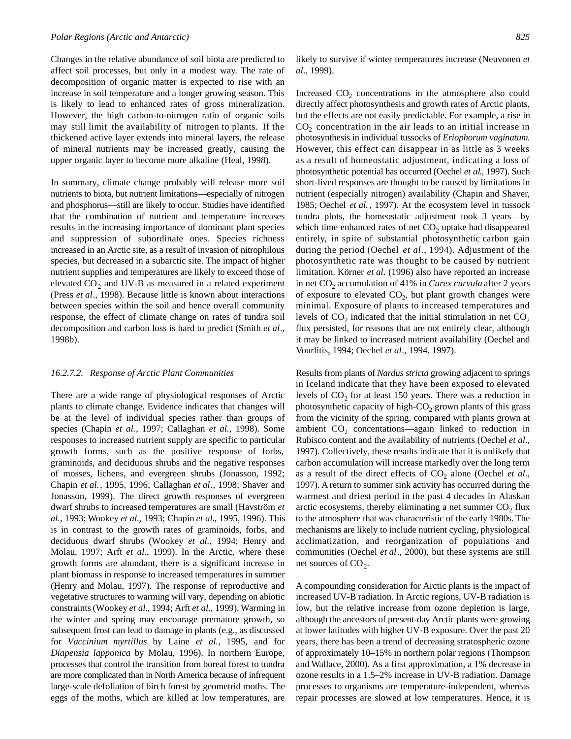Changes in the relative abundance of soil biota are predicted to affect soil processes, but only in a modest way. The rate of decomposition of organic matter is expected to rise with an increase in soil temperature and a longer growing season. This is likely to lead to enhanced rates of gross mineralization. However, the high carbon-to-nitrogen ratio of organic soils may still limit the availability of nitrogen to plants. If the thickened active layer extends into mineral layers, the release of mineral nutrients may be increased greatly, causing the upper organic layer to become more alkaline (Heal, 1998).

In summary, climate change probably will release more soil nutrients to biota, but nutrient limitations—especially of nitrogen and phosphorus—still are likely to occur. Studies have identified that the combination of nutrient and temperature increases results in the increasing importance of dominant plant species and suppression of subordinate ones. Species richness increased in an Arctic site, as a result of invasion of nitrophilous species, but decreased in a subarctic site. The impact of higher nutrient supplies and temperatures are likely to exceed those of elevated $CO_2$ and UV-B as measured in a related experiment (Press *et al*., 1998). Because little is known about interactions between species within the soil and hence overall community response, the effect of climate change on rates of tundra soil decomposition and carbon loss is hard to predict (Smith *et al*., 1998b).

### *16.2.7.2. Response of Arctic Plant Communities*

There are a wide range of physiological responses of Arctic plants to climate change. Evidence indicates that changes will be at the level of individual species rather than groups of species (Chapin *et al.*, 1997; Callaghan *et al.*, 1998). Some responses to increased nutrient supply are specific to particular growth forms, such as the positive response of forbs, graminoids, and deciduous shrubs and the negative responses of mosses, lichens, and evergreen shrubs (Jonasson, 1992; Chapin *et al.*, 1995, 1996; Callaghan *et al*., 1998; Shaver and Jonasson, 1999). The direct growth responses of evergreen dwarf shrubs to increased temperatures are small (Havström *et al*., 1993; Wookey *et al*., 1993; Chapin *et al*., 1995, 1996). This is in contrast to the growth rates of graminoids, forbs, and deciduous dwarf shrubs (Wookey *et al.*, 1994; Henry and Molau, 1997; Arft *et al*., 1999). In the Arctic, where these growth forms are abundant, there is a significant increase in plant biomass in response to increased temperatures in summer (Henry and Molau, 1997). The response of reproductive and vegetative structures to warming will vary, depending on abiotic constraints (Wookey *et al*., 1994; Arft *et al*., 1999). Warming in the winter and spring may encourage premature growth, so subsequent frost can lead to damage in plants (e.g., as discussed for *Vaccinium myrtillus* by Laine *et al.*, 1995, and for *Diapensia lapponica* by Molau, 1996). In northern Europe, processes that control the transition from boreal forest to tundra are more complicated than in North America because of infrequent large-scale defoliation of birch forest by geometrid moths. The eggs of the moths, which are killed at low temperatures, are likely to survive if winter temperatures increase (Neuvonen *et al*., 1999).

Increased $CO_2$ concentrations in the atmosphere also could directly affect photosynthesis and growth rates of Arctic plants, but the effects are not easily predictable. For example, a rise in $CO_2$ concentration in the air leads to an initial increase in photosynthesis in individual tussocks of *Eriophorum vaginatum*. However, this effect can disappear in as little as 3 weeks as a result of homeostatic adjustment, indicating a loss of photosynthetic potential has occurred (Oechel *et al*., 1997). Such short-lived responses are thought to be caused by limitations in nutrient (especially nitrogen) availability (Chapin and Shaver, 1985; Oechel *et al.*, 1997). At the ecosystem level in tussock tundra plots, the homeostatic adjustment took 3 years—by which time enhanced rates of net $CO_2$ uptake had disappeared entirely, in spite of substantial photosynthetic carbon gain during the period (Oechel *et al*., 1994). Adjustment of the photosynthetic rate was thought to be caused by nutrient limitation. Körner *et al*. (1996) also have reported an increase in net $CO_2$ accumulation of 41% in *Carex curvula* after 2 years of exposure to elevated $CO_2$, but plant growth changes were minimal. Exposure of plants to increased temperatures and levels of $CO_2$ indicated that the initial stimulation in net $CO_2$ flux persisted, for reasons that are not entirely clear, although it may be linked to increased nutrient availability (Oechel and Vourlitis, 1994; Oechel *et al*., 1994, 1997).

Results from plants of *Nardus stricta* growing adjacent to springs in Iceland indicate that they have been exposed to elevated levels of $CO_2$ for at least 150 years. There was a reduction in photosynthetic capacity of high-$CO_2$ grown plants of this grass from the vicinity of the spring, compared with plants grown at ambient $CO_2$ concentations—again linked to reduction in Rubisco content and the availability of nutrients (Oechel *et al.*, 1997). Collectively, these results indicate that it is unlikely that carbon accumulation will increase markedly over the long term as a result of the direct effects of $CO_2$ alone (Oechel *et al.*, 1997). A return to summer sink activity has occurred during the warmest and driest period in the past 4 decades in Alaskan arctic ecosystems, thereby eliminating a net summer $CO_2$ flux to the atmosphere that was characteristic of the early 1980s. The mechanisms are likely to include nutrient cycling, physiological acclimatization, and reorganization of populations and communities (Oechel *et al*., 2000), but these systems are still net sources of $CO_2$.

A compounding consideration for Arctic plants is the impact of increased UV-B radiation. In Arctic regions, UV-B radiation is low, but the relative increase from ozone depletion is large, although the ancestors of present-day Arctic plants were growing at lower latitudes with higher UV-B exposure. Over the past 20 years, there has been a trend of decreasing stratospheric ozone of approximately 10–15% in northern polar regions (Thompson and Wallace, 2000). As a first approximation, a 1% decrease in ozone results in a 1.5–2% increase in UV-B radiation. Damage processes to organisms are temperature-independent, whereas repair processes are slowed at low temperatures. Hence, it is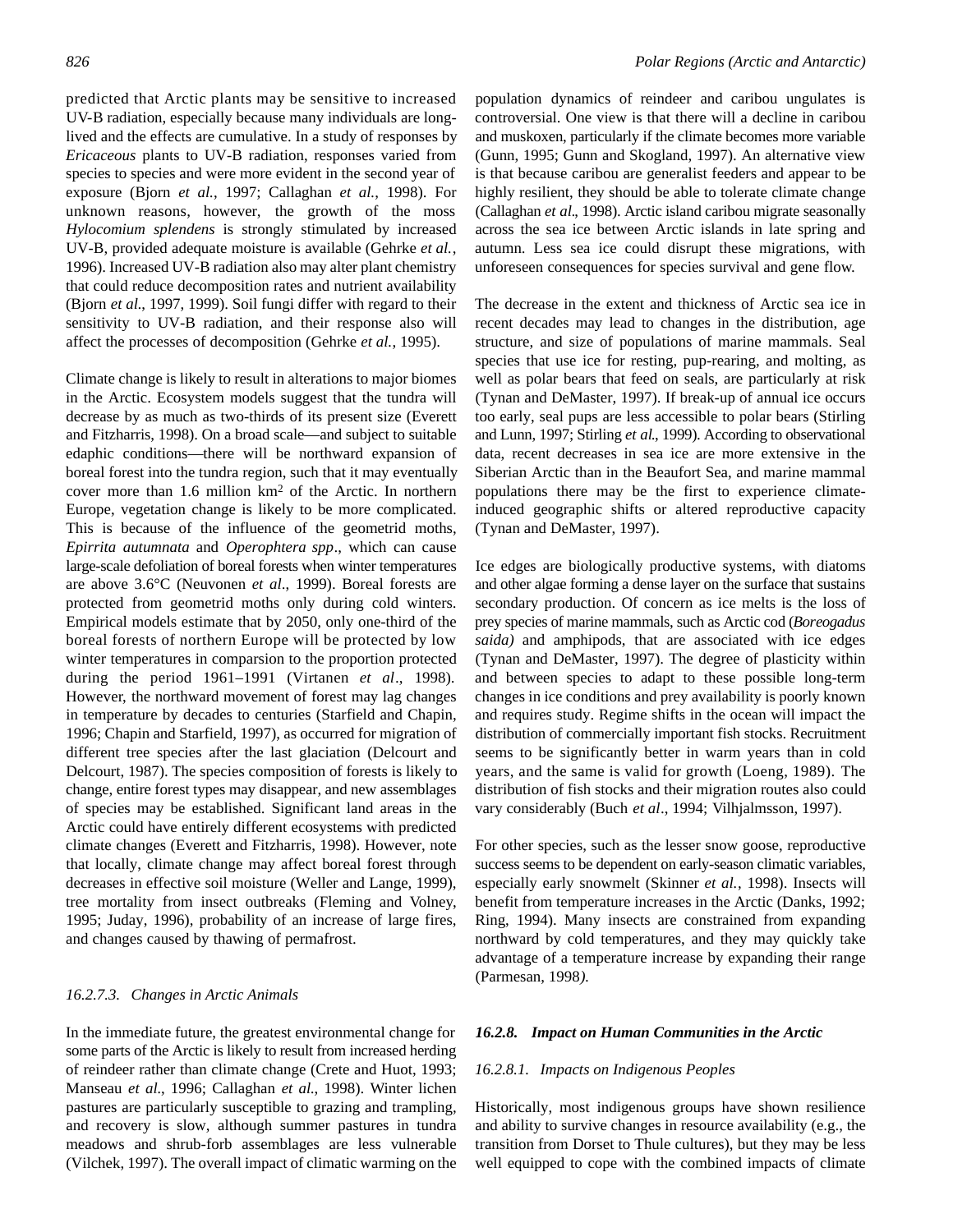predicted that Arctic plants may be sensitive to increased UV-B radiation, especially because many individuals are long-lived and the effects are cumulative. In a study of responses by *Ericaceous* plants to UV-B radiation, responses varied from species to species and were more evident in the second year of exposure (Bjorn *et al.*, 1997; Callaghan *et al.*, 1998). For unknown reasons, however, the growth of the moss *Hylocomium splendens* is strongly stimulated by increased UV-B, provided adequate moisture is available (Gehrke *et al.*, 1996). Increased UV-B radiation also may alter plant chemistry that could reduce decomposition rates and nutrient availability (Bjorn *et al.*, 1997, 1999). Soil fungi differ with regard to their sensitivity to UV-B radiation, and their response also will affect the processes of decomposition (Gehrke *et al.*, 1995).

Climate change is likely to result in alterations to major biomes in the Arctic. Ecosystem models suggest that the tundra will decrease by as much as two-thirds of its present size (Everett and Fitzharris, 1998). On a broad scale—and subject to suitable edaphic conditions—there will be northward expansion of boreal forest into the tundra region, such that it may eventually cover more than 1.6 million km$^2$ of the Arctic. In northern Europe, vegetation change is likely to be more complicated. This is because of the influence of the geometrid moths, *Epirrita autumnata* and *Operophtera spp*., which can cause large-scale defoliation of boreal forests when winter temperatures are above 3.6°C (Neuvonen *et al*., 1999). Boreal forests are protected from geometrid moths only during cold winters. Empirical models estimate that by 2050, only one-third of the boreal forests of northern Europe will be protected by low winter temperatures in comparsion to the proportion protected during the period 1961–1991 (Virtanen *et al*., 1998). However, the northward movement of forest may lag changes in temperature by decades to centuries (Starfield and Chapin, 1996; Chapin and Starfield, 1997), as occurred for migration of different tree species after the last glaciation (Delcourt and Delcourt, 1987). The species composition of forests is likely to change, entire forest types may disappear, and new assemblages of species may be established. Significant land areas in the Arctic could have entirely different ecosystems with predicted climate changes (Everett and Fitzharris, 1998). However, note that locally, climate change may affect boreal forest through decreases in effective soil moisture (Weller and Lange, 1999), tree mortality from insect outbreaks (Fleming and Volney, 1995; Juday, 1996), probability of an increase of large fires, and changes caused by thawing of permafrost.

#### *16.2.7.3. Changes in Arctic Animals*

In the immediate future, the greatest environmental change for some parts of the Arctic is likely to result from increased herding of reindeer rather than climate change (Crete and Huot, 1993; Manseau *et al.*, 1996; Callaghan *et al.*, 1998). Winter lichen pastures are particularly susceptible to grazing and trampling, and recovery is slow, although summer pastures in tundra meadows and shrub-forb assemblages are less vulnerable (Vilchek, 1997). The overall impact of climatic warming on the population dynamics of reindeer and caribou ungulates is controversial. One view is that there will a decline in caribou and muskoxen, particularly if the climate becomes more variable (Gunn, 1995; Gunn and Skogland, 1997). An alternative view is that because caribou are generalist feeders and appear to be highly resilient, they should be able to tolerate climate change (Callaghan *et al*., 1998). Arctic island caribou migrate seasonally across the sea ice between Arctic islands in late spring and autumn. Less sea ice could disrupt these migrations, with unforeseen consequences for species survival and gene flow.

The decrease in the extent and thickness of Arctic sea ice in recent decades may lead to changes in the distribution, age structure, and size of populations of marine mammals. Seal species that use ice for resting, pup-rearing, and molting, as well as polar bears that feed on seals, are particularly at risk (Tynan and DeMaster, 1997). If break-up of annual ice occurs too early, seal pups are less accessible to polar bears (Stirling and Lunn, 1997; Stirling *et al*., 1999). According to observational data, recent decreases in sea ice are more extensive in the Siberian Arctic than in the Beaufort Sea, and marine mammal populations there may be the first to experience climate-induced geographic shifts or altered reproductive capacity (Tynan and DeMaster, 1997).

Ice edges are biologically productive systems, with diatoms and other algae forming a dense layer on the surface that sustains secondary production. Of concern as ice melts is the loss of prey species of marine mammals, such as Arctic cod (*Boreogadus saida)* and amphipods, that are associated with ice edges (Tynan and DeMaster, 1997). The degree of plasticity within and between species to adapt to these possible long-term changes in ice conditions and prey availability is poorly known and requires study. Regime shifts in the ocean will impact the distribution of commercially important fish stocks. Recruitment seems to be significantly better in warm years than in cold years, and the same is valid for growth (Loeng, 1989). The distribution of fish stocks and their migration routes also could vary considerably (Buch *et al*., 1994; Vilhjalmsson, 1997).

For other species, such as the lesser snow goose, reproductive success seems to be dependent on early-season climatic variables, especially early snowmelt (Skinner *et al.*, 1998). Insects will benefit from temperature increases in the Arctic (Danks, 1992; Ring, 1994). Many insects are constrained from expanding northward by cold temperatures, and they may quickly take advantage of a temperature increase by expanding their range (Parmesan, 1998*)*.

### ***16.2.8. Impact on Human Communities in the Arctic***

#### *16.2.8.1. Impacts on Indigenous Peoples*

Historically, most indigenous groups have shown resilience and ability to survive changes in resource availability (e.g., the transition from Dorset to Thule cultures), but they may be less well equipped to cope with the combined impacts of climate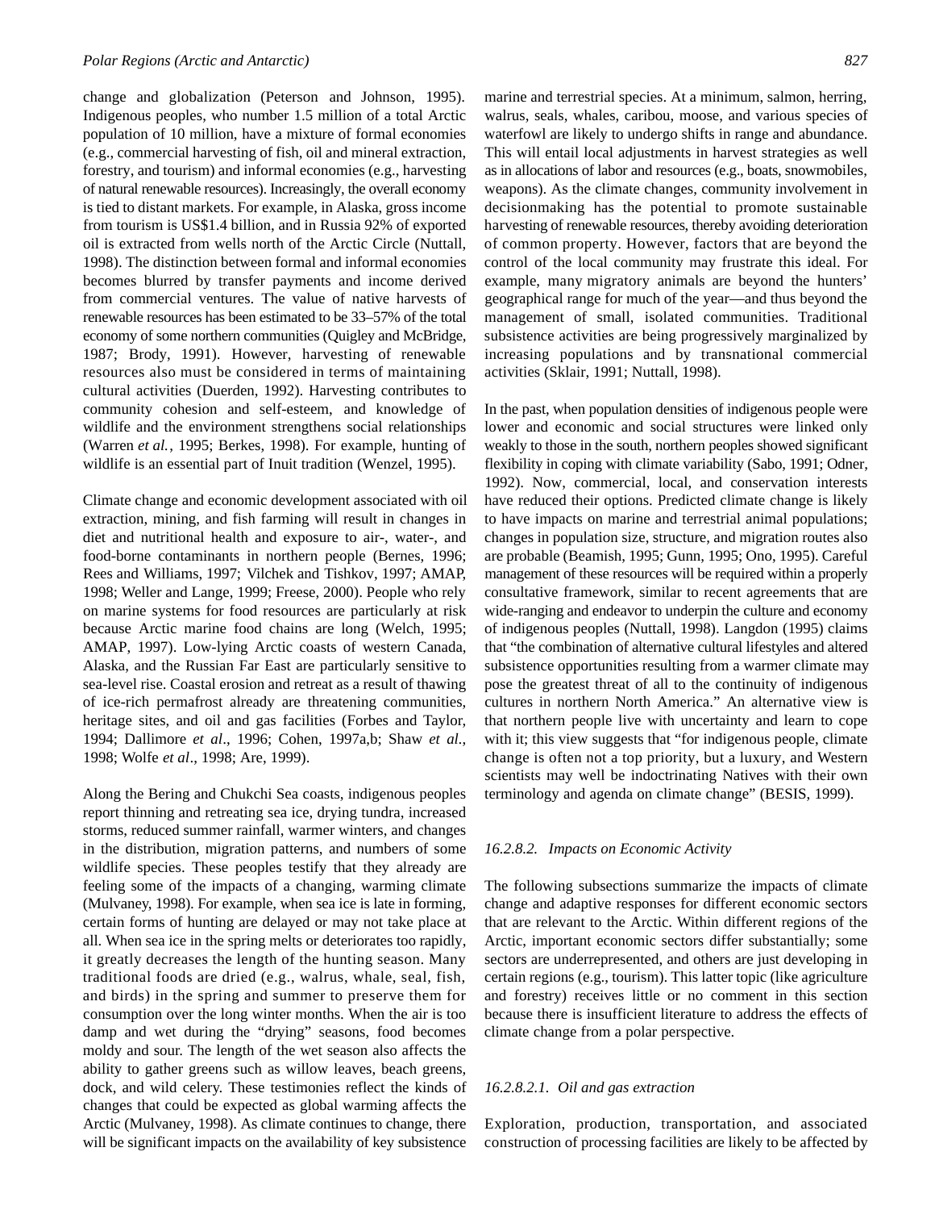change and globalization (Peterson and Johnson, 1995). Indigenous peoples, who number 1.5 million of a total Arctic population of 10 million, have a mixture of formal economies (e.g., commercial harvesting of fish, oil and mineral extraction, forestry, and tourism) and informal economies (e.g., harvesting of natural renewable resources). Increasingly, the overall economy is tied to distant markets. For example, in Alaska, gross income from tourism is US$1.4 billion, and in Russia 92% of exported oil is extracted from wells north of the Arctic Circle (Nuttall, 1998). The distinction between formal and informal economies becomes blurred by transfer payments and income derived from commercial ventures. The value of native harvests of renewable resources has been estimated to be 33–57% of the total economy of some northern communities (Quigley and McBridge, 1987; Brody, 1991). However, harvesting of renewable resources also must be considered in terms of maintaining cultural activities (Duerden, 1992). Harvesting contributes to community cohesion and self-esteem, and knowledge of wildlife and the environment strengthens social relationships (Warren *et al.*, 1995; Berkes, 1998). For example, hunting of wildlife is an essential part of Inuit tradition (Wenzel, 1995).

Climate change and economic development associated with oil extraction, mining, and fish farming will result in changes in diet and nutritional health and exposure to air-, water-, and food-borne contaminants in northern people (Bernes, 1996; Rees and Williams, 1997; Vilchek and Tishkov, 1997; AMAP, 1998; Weller and Lange, 1999; Freese, 2000). People who rely on marine systems for food resources are particularly at risk because Arctic marine food chains are long (Welch, 1995; AMAP, 1997). Low-lying Arctic coasts of western Canada, Alaska, and the Russian Far East are particularly sensitive to sea-level rise. Coastal erosion and retreat as a result of thawing of ice-rich permafrost already are threatening communities, heritage sites, and oil and gas facilities (Forbes and Taylor, 1994; Dallimore *et al*., 1996; Cohen, 1997a,b; Shaw *et al*., 1998; Wolfe *et al*., 1998; Are, 1999).

Along the Bering and Chukchi Sea coasts, indigenous peoples report thinning and retreating sea ice, drying tundra, increased storms, reduced summer rainfall, warmer winters, and changes in the distribution, migration patterns, and numbers of some wildlife species. These peoples testify that they already are feeling some of the impacts of a changing, warming climate (Mulvaney, 1998). For example, when sea ice is late in forming, certain forms of hunting are delayed or may not take place at all. When sea ice in the spring melts or deteriorates too rapidly, it greatly decreases the length of the hunting season. Many traditional foods are dried (e.g., walrus, whale, seal, fish, and birds) in the spring and summer to preserve them for consumption over the long winter months. When the air is too damp and wet during the "drying" seasons, food becomes moldy and sour. The length of the wet season also affects the ability to gather greens such as willow leaves, beach greens, dock, and wild celery. These testimonies reflect the kinds of changes that could be expected as global warming affects the Arctic (Mulvaney, 1998). As climate continues to change, there will be significant impacts on the availability of key subsistence marine and terrestrial species. At a minimum, salmon, herring, walrus, seals, whales, caribou, moose, and various species of waterfowl are likely to undergo shifts in range and abundance. This will entail local adjustments in harvest strategies as well as in allocations of labor and resources (e.g., boats, snowmobiles, weapons). As the climate changes, community involvement in decisionmaking has the potential to promote sustainable harvesting of renewable resources, thereby avoiding deterioration of common property. However, factors that are beyond the control of the local community may frustrate this ideal. For example, many migratory animals are beyond the hunters' geographical range for much of the year—and thus beyond the management of small, isolated communities. Traditional subsistence activities are being progressively marginalized by increasing populations and by transnational commercial activities (Sklair, 1991; Nuttall, 1998).

In the past, when population densities of indigenous people were lower and economic and social structures were linked only weakly to those in the south, northern peoples showed significant flexibility in coping with climate variability (Sabo, 1991; Odner, 1992). Now, commercial, local, and conservation interests have reduced their options. Predicted climate change is likely to have impacts on marine and terrestrial animal populations; changes in population size, structure, and migration routes also are probable (Beamish, 1995; Gunn, 1995; Ono, 1995). Careful management of these resources will be required within a properly consultative framework, similar to recent agreements that are wide-ranging and endeavor to underpin the culture and economy of indigenous peoples (Nuttall, 1998). Langdon (1995) claims that "the combination of alternative cultural lifestyles and altered subsistence opportunities resulting from a warmer climate may pose the greatest threat of all to the continuity of indigenous cultures in northern North America." An alternative view is that northern people live with uncertainty and learn to cope with it; this view suggests that "for indigenous people, climate change is often not a top priority, but a luxury, and Western scientists may well be indoctrinating Natives with their own terminology and agenda on climate change" (BESIS, 1999).

#### *16.2.8.2. Impacts on Economic Activity*

The following subsections summarize the impacts of climate change and adaptive responses for different economic sectors that are relevant to the Arctic. Within different regions of the Arctic, important economic sectors differ substantially; some sectors are underrepresented, and others are just developing in certain regions (e.g., tourism). This latter topic (like agriculture and forestry) receives little or no comment in this section because there is insufficient literature to address the effects of climate change from a polar perspective.

##### *16.2.8.2.1. Oil and gas extraction*

Exploration, production, transportation, and associated construction of processing facilities are likely to be affected by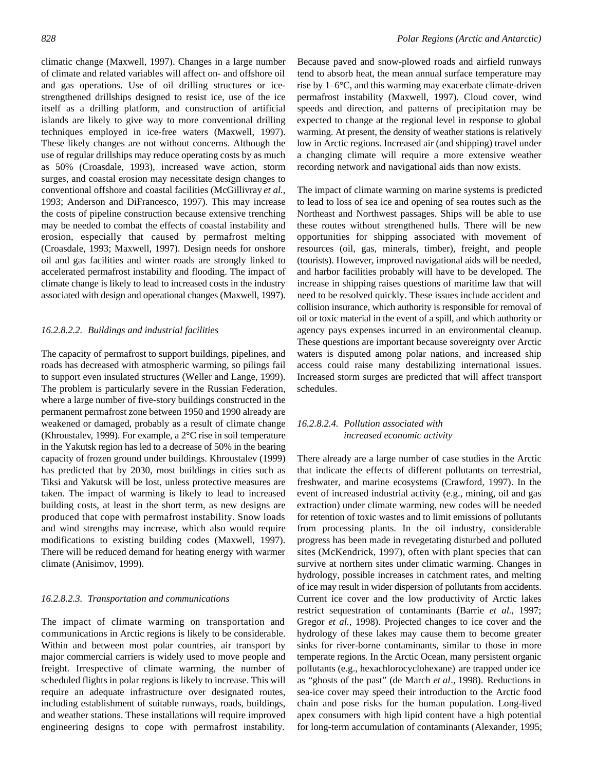climatic change (Maxwell, 1997). Changes in a large number of climate and related variables will affect on- and offshore oil and gas operations. Use of oil drilling structures or ice-strengthened drillships designed to resist ice, use of the ice itself as a drilling platform, and construction of artificial islands are likely to give way to more conventional drilling techniques employed in ice-free waters (Maxwell, 1997). These likely changes are not without concerns. Although the use of regular drillships may reduce operating costs by as much as 50% (Croasdale, 1993), increased wave action, storm surges, and coastal erosion may necessitate design changes to conventional offshore and coastal facilities (McGillivray *et al.*, 1993; Anderson and DiFrancesco, 1997). This may increase the costs of pipeline construction because extensive trenching may be needed to combat the effects of coastal instability and erosion, especially that caused by permafrost melting (Croasdale, 1993; Maxwell, 1997). Design needs for onshore oil and gas facilities and winter roads are strongly linked to accelerated permafrost instability and flooding. The impact of climate change is likely to lead to increased costs in the industry associated with design and operational changes (Maxwell, 1997).

#### *16.2.8.2.2. Buildings and industrial facilities*

The capacity of permafrost to support buildings, pipelines, and roads has decreased with atmospheric warming, so pilings fail to support even insulated structures (Weller and Lange, 1999). The problem is particularly severe in the Russian Federation, where a large number of five-story buildings constructed in the permanent permafrost zone between 1950 and 1990 already are weakened or damaged, probably as a result of climate change (Khroustalev, 1999). For example, a 2°C rise in soil temperature in the Yakutsk region has led to a decrease of 50% in the bearing capacity of frozen ground under buildings. Khroustalev (1999) has predicted that by 2030, most buildings in cities such as Tiksi and Yakutsk will be lost, unless protective measures are taken. The impact of warming is likely to lead to increased building costs, at least in the short term, as new designs are produced that cope with permafrost instability. Snow loads and wind strengths may increase, which also would require modifications to existing building codes (Maxwell, 1997). There will be reduced demand for heating energy with warmer climate (Anisimov, 1999).

#### *16.2.8.2.3. Transportation and communications*

The impact of climate warming on transportation and communications in Arctic regions is likely to be considerable. Within and between most polar countries, air transport by major commercial carriers is widely used to move people and freight. Irrespective of climate warming, the number of scheduled flights in polar regions is likely to increase. This will require an adequate infrastructure over designated routes, including establishment of suitable runways, roads, buildings, and weather stations. These installations will require improved engineering designs to cope with permafrost instability. Because paved and snow-plowed roads and airfield runways tend to absorb heat, the mean annual surface temperature may rise by 1–6°C, and this warming may exacerbate climate-driven permafrost instability (Maxwell, 1997). Cloud cover, wind speeds and direction, and patterns of precipitation may be expected to change at the regional level in response to global warming. At present, the density of weather stations is relatively low in Arctic regions. Increased air (and shipping) travel under a changing climate will require a more extensive weather recording network and navigational aids than now exists.

The impact of climate warming on marine systems is predicted to lead to loss of sea ice and opening of sea routes such as the Northeast and Northwest passages. Ships will be able to use these routes without strengthened hulls. There will be new opportunities for shipping associated with movement of resources (oil, gas, minerals, timber), freight, and people (tourists). However, improved navigational aids will be needed, and harbor facilities probably will have to be developed. The increase in shipping raises questions of maritime law that will need to be resolved quickly. These issues include accident and collision insurance, which authority is responsible for removal of oil or toxic material in the event of a spill, and which authority or agency pays expenses incurred in an environmental cleanup. These questions are important because sovereignty over Arctic waters is disputed among polar nations, and increased ship access could raise many destabilizing international issues. Increased storm surges are predicted that will affect transport schedules.

#### *16.2.8.2.4. Pollution associated with increased economic activity*

There already are a large number of case studies in the Arctic that indicate the effects of different pollutants on terrestrial, freshwater, and marine ecosystems (Crawford, 1997). In the event of increased industrial activity (e.g., mining, oil and gas extraction) under climate warming, new codes will be needed for retention of toxic wastes and to limit emissions of pollutants from processing plants. In the oil industry, considerable progress has been made in revegetating disturbed and polluted sites (McKendrick, 1997), often with plant species that can survive at northern sites under climatic warming. Changes in hydrology, possible increases in catchment rates, and melting of ice may result in wider dispersion of pollutants from accidents. Current ice cover and the low productivity of Arctic lakes restrict sequestration of contaminants (Barrie *et al.*, 1997; Gregor *et al.*, 1998). Projected changes to ice cover and the hydrology of these lakes may cause them to become greater sinks for river-borne contaminants, similar to those in more temperate regions. In the Arctic Ocean, many persistent organic pollutants (e.g., hexachlorocyclohexane) are trapped under ice as "ghosts of the past" (de March *et al*., 1998). Reductions in sea-ice cover may speed their introduction to the Arctic food chain and pose risks for the human population. Long-lived apex consumers with high lipid content have a high potential for long-term accumulation of contaminants (Alexander, 1995;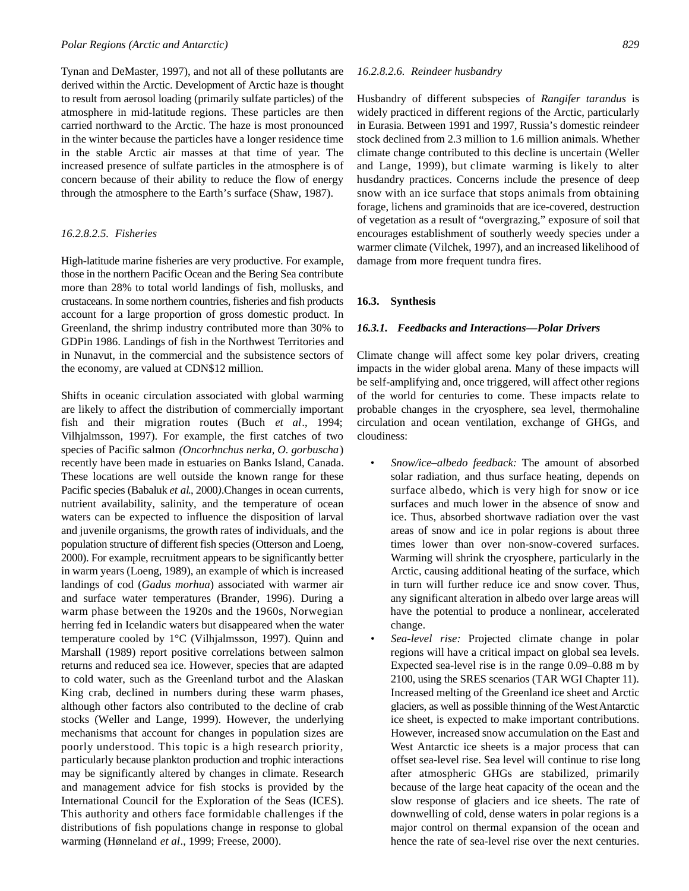Tynan and DeMaster, 1997), and not all of these pollutants are derived within the Arctic. Development of Arctic haze is thought to result from aerosol loading (primarily sulfate particles) of the atmosphere in mid-latitude regions. These particles are then carried northward to the Arctic. The haze is most pronounced in the winter because the particles have a longer residence time in the stable Arctic air masses at that time of year. The increased presence of sulfate particles in the atmosphere is of concern because of their ability to reduce the flow of energy through the atmosphere to the Earth's surface (Shaw, 1987).

#### *16.2.8.2.5. Fisheries*

High-latitude marine fisheries are very productive. For example, those in the northern Pacific Ocean and the Bering Sea contribute more than 28% to total world landings of fish, mollusks, and crustaceans. In some northern countries, fisheries and fish products account for a large proportion of gross domestic product. In Greenland, the shrimp industry contributed more than 30% to GDPin 1986. Landings of fish in the Northwest Territories and in Nunavut, in the commercial and the subsistence sectors of the economy, are valued at CDN$12 million.

Shifts in oceanic circulation associated with global warming are likely to affect the distribution of commercially important fish and their migration routes (Buch *et al*., 1994; Vilhjalmsson, 1997). For example, the first catches of two species of Pacific salmon *(Oncorhnchus nerka, O. gorbuscha*) recently have been made in estuaries on Banks Island, Canada. These locations are well outside the known range for these Pacific species (Babaluk *et al*., 2000*)*.Changes in ocean currents, nutrient availability, salinity, and the temperature of ocean waters can be expected to influence the disposition of larval and juvenile organisms, the growth rates of individuals, and the population structure of different fish species (Otterson and Loeng, 2000). For example, recruitment appears to be significantly better in warm years (Loeng, 1989), an example of which is increased landings of cod (*Gadus morhua*) associated with warmer air and surface water temperatures (Brander, 1996). During a warm phase between the 1920s and the 1960s, Norwegian herring fed in Icelandic waters but disappeared when the water temperature cooled by 1°C (Vilhjalmsson, 1997). Quinn and Marshall (1989) report positive correlations between salmon returns and reduced sea ice. However, species that are adapted to cold water, such as the Greenland turbot and the Alaskan King crab, declined in numbers during these warm phases, although other factors also contributed to the decline of crab stocks (Weller and Lange, 1999). However, the underlying mechanisms that account for changes in population sizes are poorly understood. This topic is a high research priority, particularly because plankton production and trophic interactions may be significantly altered by changes in climate. Research and management advice for fish stocks is provided by the International Council for the Exploration of the Seas (ICES). This authority and others face formidable challenges if the distributions of fish populations change in response to global warming (Hønneland *et al*., 1999; Freese, 2000).

#### *16.2.8.2.6. Reindeer husbandry*

Husbandry of different subspecies of *Rangifer tarandus* is widely practiced in different regions of the Arctic, particularly in Eurasia. Between 1991 and 1997, Russia's domestic reindeer stock declined from 2.3 million to 1.6 million animals. Whether climate change contributed to this decline is uncertain (Weller and Lange, 1999), but climate warming is likely to alter husdandry practices. Concerns include the presence of deep snow with an ice surface that stops animals from obtaining forage, lichens and graminoids that are ice-covered, destruction of vegetation as a result of "overgrazing," exposure of soil that encourages establishment of southerly weedy species under a warmer climate (Vilchek, 1997), and an increased likelihood of damage from more frequent tundra fires.

## 16.3. Synthesis

### *16.3.1. Feedbacks and Interactions—Polar Drivers*

Climate change will affect some key polar drivers, creating impacts in the wider global arena. Many of these impacts will be self-amplifying and, once triggered, will affect other regions of the world for centuries to come. These impacts relate to probable changes in the cryosphere, sea level, thermohaline circulation and ocean ventilation, exchange of GHGs, and cloudiness:

- *Snow/ice–albedo feedback:* The amount of absorbed solar radiation, and thus surface heating, depends on surface albedo, which is very high for snow or ice surfaces and much lower in the absence of snow and ice. Thus, absorbed shortwave radiation over the vast areas of snow and ice in polar regions is about three times lower than over non-snow-covered surfaces. Warming will shrink the cryosphere, particularly in the Arctic, causing additional heating of the surface, which in turn will further reduce ice and snow cover. Thus, any significant alteration in albedo over large areas will have the potential to produce a nonlinear, accelerated change.
- *Sea-level rise:* Projected climate change in polar regions will have a critical impact on global sea levels. Expected sea-level rise is in the range 0.09–0.88 m by 2100, using the SRES scenarios (TAR WGI Chapter 11). Increased melting of the Greenland ice sheet and Arctic glaciers, as well as possible thinning of the West Antarctic ice sheet, is expected to make important contributions. However, increased snow accumulation on the East and West Antarctic ice sheets is a major process that can offset sea-level rise. Sea level will continue to rise long after atmospheric GHGs are stabilized, primarily because of the large heat capacity of the ocean and the slow response of glaciers and ice sheets. The rate of downwelling of cold, dense waters in polar regions is a major control on thermal expansion of the ocean and hence the rate of sea-level rise over the next centuries.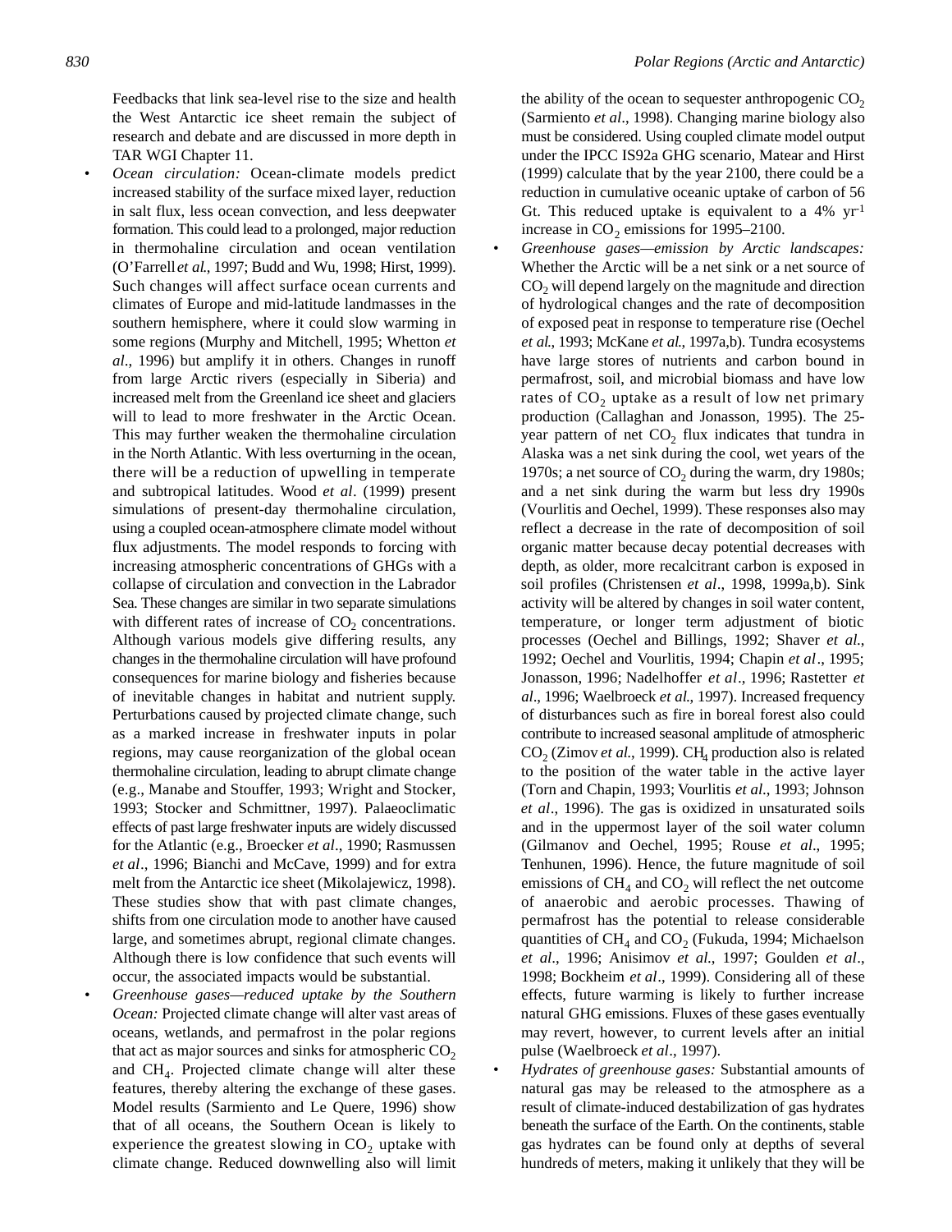Feedbacks that link sea-level rise to the size and health the West Antarctic ice sheet remain the subject of research and debate and are discussed in more depth in TAR WGI Chapter 11.

- *Ocean circulation:* Ocean-climate models predict increased stability of the surface mixed layer, reduction in salt flux, less ocean convection, and less deepwater formation. This could lead to a prolonged, major reduction in thermohaline circulation and ocean ventilation (O'Farrell *et al*., 1997; Budd and Wu, 1998; Hirst, 1999). Such changes will affect surface ocean currents and climates of Europe and mid-latitude landmasses in the southern hemisphere, where it could slow warming in some regions (Murphy and Mitchell, 1995; Whetton *et al*., 1996) but amplify it in others. Changes in runoff from large Arctic rivers (especially in Siberia) and increased melt from the Greenland ice sheet and glaciers will to lead to more freshwater in the Arctic Ocean. This may further weaken the thermohaline circulation in the North Atlantic. With less overturning in the ocean, there will be a reduction of upwelling in temperate and subtropical latitudes. Wood *et al*. (1999) present simulations of present-day thermohaline circulation, using a coupled ocean-atmosphere climate model without flux adjustments. The model responds to forcing with increasing atmospheric concentrations of GHGs with a collapse of circulation and convection in the Labrador Sea. These changes are similar in two separate simulations with different rates of increase of $CO_2$ concentrations. Although various models give differing results, any changes in the thermohaline circulation will have profound consequences for marine biology and fisheries because of inevitable changes in habitat and nutrient supply. Perturbations caused by projected climate change, such as a marked increase in freshwater inputs in polar regions, may cause reorganization of the global ocean thermohaline circulation, leading to abrupt climate change (e.g., Manabe and Stouffer, 1993; Wright and Stocker, 1993; Stocker and Schmittner, 1997). Palaeoclimatic effects of past large freshwater inputs are widely discussed for the Atlantic (e.g., Broecker *et al*., 1990; Rasmussen *et al*., 1996; Bianchi and McCave, 1999) and for extra melt from the Antarctic ice sheet (Mikolajewicz, 1998). These studies show that with past climate changes, shifts from one circulation mode to another have caused large, and sometimes abrupt, regional climate changes. Although there is low confidence that such events will occur, the associated impacts would be substantial.
- *Greenhouse gases—reduced uptake by the Southern Ocean:* Projected climate change will alter vast areas of oceans, wetlands, and permafrost in the polar regions that act as major sources and sinks for atmospheric $CO_2$ and $CH_4$. Projected climate change will alter these features, thereby altering the exchange of these gases. Model results (Sarmiento and Le Quere, 1996) show that of all oceans, the Southern Ocean is likely to experience the greatest slowing in $CO_2$ uptake with climate change. Reduced downwelling also will limit the ability of the ocean to sequester anthropogenic $CO_2$ (Sarmiento *et al*., 1998). Changing marine biology also must be considered. Using coupled climate model output under the IPCC IS92a GHG scenario, Matear and Hirst (1999) calculate that by the year 2100, there could be a reduction in cumulative oceanic uptake of carbon of 56 Gt. This reduced uptake is equivalent to a 4% $yr^{-1}$ increase in $CO_2$ emissions for 1995–2100.
- *Greenhouse gases—emission by Arctic landscapes:* Whether the Arctic will be a net sink or a net source of $CO_2$ will depend largely on the magnitude and direction of hydrological changes and the rate of decomposition of exposed peat in response to temperature rise (Oechel *et al*., 1993; McKane *et al*., 1997a,b). Tundra ecosystems have large stores of nutrients and carbon bound in permafrost, soil, and microbial biomass and have low rates of $CO_2$ uptake as a result of low net primary production (Callaghan and Jonasson, 1995). The 25-year pattern of net $CO_2$ flux indicates that tundra in Alaska was a net sink during the cool, wet years of the 1970s; a net source of $CO_2$ during the warm, dry 1980s; and a net sink during the warm but less dry 1990s (Vourlitis and Oechel, 1999). These responses also may reflect a decrease in the rate of decomposition of soil organic matter because decay potential decreases with depth, as older, more recalcitrant carbon is exposed in soil profiles (Christensen *et al*., 1998, 1999a,b). Sink activity will be altered by changes in soil water content, temperature, or longer term adjustment of biotic processes (Oechel and Billings, 1992; Shaver *et al*., 1992; Oechel and Vourlitis, 1994; Chapin *et al*., 1995; Jonasson, 1996; Nadelhoffer *et al*., 1996; Rastetter *et al*., 1996; Waelbroeck *et al*., 1997). Increased frequency of disturbances such as fire in boreal forest also could contribute to increased seasonal amplitude of atmospheric $CO_2$ (Zimov *et al*., 1999). $CH_4$ production also is related to the position of the water table in the active layer (Torn and Chapin, 1993; Vourlitis *et al*., 1993; Johnson *et al*., 1996). The gas is oxidized in unsaturated soils and in the uppermost layer of the soil water column (Gilmanov and Oechel, 1995; Rouse *et al*., 1995; Tenhunen, 1996). Hence, the future magnitude of soil emissions of $CH_4$ and $CO_2$ will reflect the net outcome of anaerobic and aerobic processes. Thawing of permafrost has the potential to release considerable quantities of $CH_4$ and $CO_2$ (Fukuda, 1994; Michaelson *et al*., 1996; Anisimov *et al*., 1997; Goulden *et al*., 1998; Bockheim *et al*., 1999). Considering all of these effects, future warming is likely to further increase natural GHG emissions. Fluxes of these gases eventually may revert, however, to current levels after an initial pulse (Waelbroeck *et al*., 1997).
- *Hydrates of greenhouse gases:* Substantial amounts of natural gas may be released to the atmosphere as a result of climate-induced destabilization of gas hydrates beneath the surface of the Earth. On the continents, stable gas hydrates can be found only at depths of several hundreds of meters, making it unlikely that they will be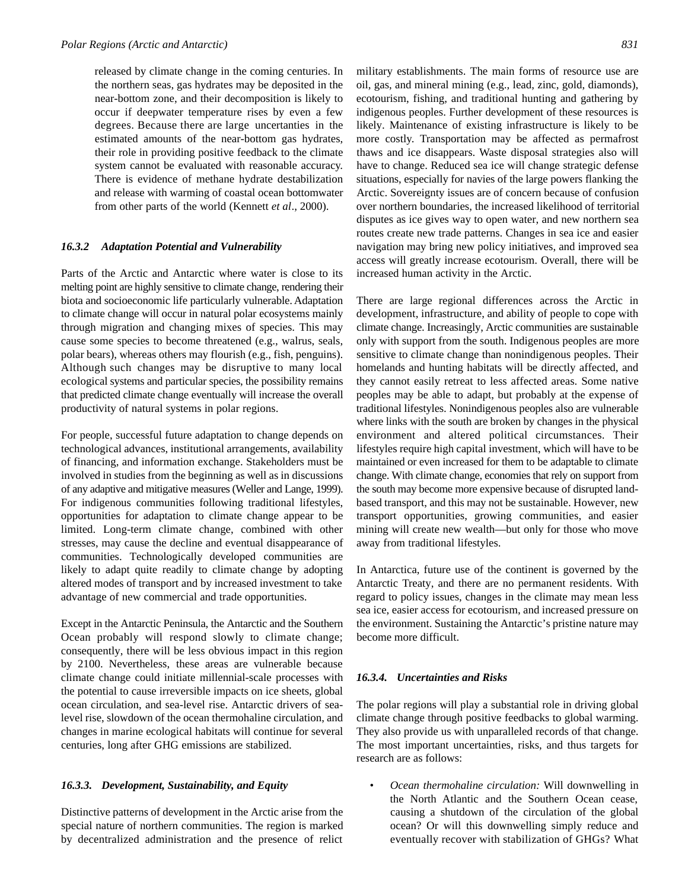released by climate change in the coming centuries. In the northern seas, gas hydrates may be deposited in the near-bottom zone, and their decomposition is likely to occur if deepwater temperature rises by even a few degrees. Because there are large uncertainties in the estimated amounts of the near-bottom gas hydrates, their role in providing positive feedback to the climate system cannot be evaluated with reasonable accuracy. There is evidence of methane hydrate destabilization and release with warming of coastal ocean bottomwater from other parts of the world (Kennett *et al*., 2000).

### *16.3.2 Adaptation Potential and Vulnerability*

Parts of the Arctic and Antarctic where water is close to its melting point are highly sensitive to climate change, rendering their biota and socioeconomic life particularly vulnerable. Adaptation to climate change will occur in natural polar ecosystems mainly through migration and changing mixes of species. This may cause some species to become threatened (e.g., walrus, seals, polar bears), whereas others may flourish (e.g., fish, penguins). Although such changes may be disruptive to many local ecological systems and particular species, the possibility remains that predicted climate change eventually will increase the overall productivity of natural systems in polar regions.

For people, successful future adaptation to change depends on technological advances, institutional arrangements, availability of financing, and information exchange. Stakeholders must be involved in studies from the beginning as well as in discussions of any adaptive and mitigative measures (Weller and Lange, 1999). For indigenous communities following traditional lifestyles, opportunities for adaptation to climate change appear to be limited. Long-term climate change, combined with other stresses, may cause the decline and eventual disappearance of communities. Technologically developed communities are likely to adapt quite readily to climate change by adopting altered modes of transport and by increased investment to take advantage of new commercial and trade opportunities.

Except in the Antarctic Peninsula, the Antarctic and the Southern Ocean probably will respond slowly to climate change; consequently, there will be less obvious impact in this region by 2100. Nevertheless, these areas are vulnerable because climate change could initiate millennial-scale processes with the potential to cause irreversible impacts on ice sheets, global ocean circulation, and sea-level rise. Antarctic drivers of sea-level rise, slowdown of the ocean thermohaline circulation, and changes in marine ecological habitats will continue for several centuries, long after GHG emissions are stabilized.

### *16.3.3. Development, Sustainability, and Equity*

Distinctive patterns of development in the Arctic arise from the special nature of northern communities. The region is marked by decentralized administration and the presence of relict military establishments. The main forms of resource use are oil, gas, and mineral mining (e.g., lead, zinc, gold, diamonds), ecotourism, fishing, and traditional hunting and gathering by indigenous peoples. Further development of these resources is likely. Maintenance of existing infrastructure is likely to be more costly. Transportation may be affected as permafrost thaws and ice disappears. Waste disposal strategies also will have to change. Reduced sea ice will change strategic defense situations, especially for navies of the large powers flanking the Arctic. Sovereignty issues are of concern because of confusion over northern boundaries, the increased likelihood of territorial disputes as ice gives way to open water, and new northern sea routes create new trade patterns. Changes in sea ice and easier navigation may bring new policy initiatives, and improved sea access will greatly increase ecotourism. Overall, there will be increased human activity in the Arctic.

There are large regional differences across the Arctic in development, infrastructure, and ability of people to cope with climate change. Increasingly, Arctic communities are sustainable only with support from the south. Indigenous peoples are more sensitive to climate change than nonindigenous peoples. Their homelands and hunting habitats will be directly affected, and they cannot easily retreat to less affected areas. Some native peoples may be able to adapt, but probably at the expense of traditional lifestyles. Nonindigenous peoples also are vulnerable where links with the south are broken by changes in the physical environment and altered political circumstances. Their lifestyles require high capital investment, which will have to be maintained or even increased for them to be adaptable to climate change. With climate change, economies that rely on support from the south may become more expensive because of disrupted land-based transport, and this may not be sustainable. However, new transport opportunities, growing communities, and easier mining will create new wealth—but only for those who move away from traditional lifestyles.

In Antarctica, future use of the continent is governed by the Antarctic Treaty, and there are no permanent residents. With regard to policy issues, changes in the climate may mean less sea ice, easier access for ecotourism, and increased pressure on the environment. Sustaining the Antarctic's pristine nature may become more difficult.

### *16.3.4. Uncertainties and Risks*

The polar regions will play a substantial role in driving global climate change through positive feedbacks to global warming. They also provide us with unparalleled records of that change. The most important uncertainties, risks, and thus targets for research are as follows:

- *Ocean thermohaline circulation:* Will downwelling in the North Atlantic and the Southern Ocean cease, causing a shutdown of the circulation of the global ocean? Or will this downwelling simply reduce and eventually recover with stabilization of GHGs? What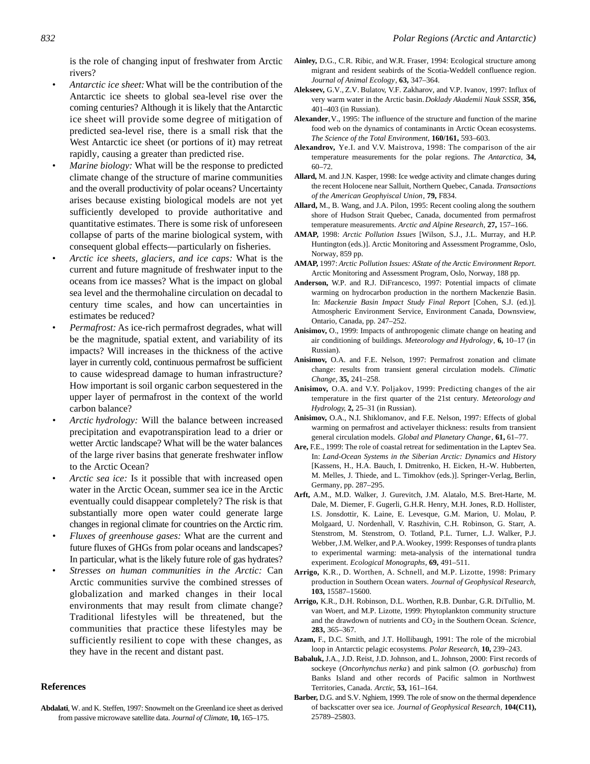is the role of changing input of freshwater from Arctic rivers?

- *Antarctic ice sheet:* What will be the contribution of the Antarctic ice sheets to global sea-level rise over the coming centuries? Although it is likely that the Antarctic ice sheet will provide some degree of mitigation of predicted sea-level rise, there is a small risk that the West Antarctic ice sheet (or portions of it) may retreat rapidly, causing a greater than predicted rise.
- *Marine biology:* What will be the response to predicted climate change of the structure of marine communities and the overall productivity of polar oceans? Uncertainty arises because existing biological models are not yet sufficiently developed to provide authoritative and quantitative estimates. There is some risk of unforeseen collapse of parts of the marine biological system, with consequent global effects—particularly on fisheries.
- *Arctic ice sheets, glaciers, and ice caps:* What is the current and future magnitude of freshwater input to the oceans from ice masses? What is the impact on global sea level and the thermohaline circulation on decadal to century time scales, and how can uncertainties in estimates be reduced?
- *Permafrost:* As ice-rich permafrost degrades, what will be the magnitude, spatial extent, and variability of its impacts? Will increases in the thickness of the active layer in currently cold, continuous permafrost be sufficient to cause widespread damage to human infrastructure? How important is soil organic carbon sequestered in the upper layer of permafrost in the context of the world carbon balance?
- *Arctic hydrology:* Will the balance between increased precipitation and evapotranspiration lead to a drier or wetter Arctic landscape? What will be the water balances of the large river basins that generate freshwater inflow to the Arctic Ocean?
- *Arctic sea ice:* Is it possible that with increased open water in the Arctic Ocean, summer sea ice in the Arctic eventually could disappear completely? The risk is that substantially more open water could generate large changes in regional climate for countries on the Arctic rim.
- *Fluxes of greenhouse gases:* What are the current and future fluxes of GHGs from polar oceans and landscapes? In particular, what is the likely future role of gas hydrates?
- *Stresses on human communities in the Arctic:* Can Arctic communities survive the combined stresses of globalization and marked changes in their local environments that may result from climate change? Traditional lifestyles will be threatened, but the communities that practice these lifestyles may be sufficiently resilient to cope with these changes, as they have in the recent and distant past.

## References

**Abdalati**, W. and K. Steffen, 1997: Snowmelt on the Greenland ice sheet as derived from passive microwave satellite data. *Journal of Climate,* **10,** 165–175.

**Ainley,** D.G., C.R. Ribic, and W.R. Fraser, 1994: Ecological structure among migrant and resident seabirds of the Scotia-Weddell confluence region. *Journal of Animal Ecology*, **63,** 347–364.

**Alekseev,** G.V., Z.V. Bulatov, V.F. Zakharov, and V.P. Ivanov, 1997: Influx of very warm water in the Arctic basin. *Doklady Akademii Nauk SSSR,* **356,** 401–403 (in Russian).

**Alexander**, V., 1995: The influence of the structure and function of the marine food web on the dynamics of contaminants in Arctic Ocean ecosystems. *The Science of the Total Environment,* **160/161,** 593–603.

**Alexandrov,** Ye.I. and V.V. Maistrova, 1998: The comparison of the air temperature measurements for the polar regions. *The Antarctica,* **34,** 60–72.

**Allard,** M. and J.N. Kasper, 1998: Ice wedge activity and climate changes during the recent Holocene near Salluit, Northern Quebec, Canada. *Transactions of the American Geophyiscal Union*, **79,** F834.

**Allard,** M., B. Wang, and J.A. Pilon, 1995: Recent cooling along the southern shore of Hudson Strait Quebec, Canada, documented from permafrost temperature measurements. *Arctic and Alpine Research,* **27,** 157–166.

**AMAP,** 1998: *Arctic Pollution Issues* [Wilson, S.J., J.L. Murray, and H.P. Huntington (eds.)]. Arctic Monitoring and Assessment Programme, Oslo, Norway, 859 pp.

**AMAP,** 1997: *Arctic Pollution Issues: A State of the Arctic Environment Report*. Arctic Monitoring and Assessment Program, Oslo, Norway, 188 pp.

**Anderson,** W.P. and R.J. DiFrancesco, 1997: Potential impacts of climate warming on hydrocarbon production in the northern Mackenzie Basin. In: *Mackenzie Basin Impact Study Final Report* [Cohen, S.J. (ed.)]. Atmospheric Environment Service, Environment Canada, Downsview, Ontario, Canada, pp. 247–252.

**Anisimov,** O., 1999: Impacts of anthropogenic climate change on heating and air conditioning of buildings. *Meteorology and Hydrology*, **6,** 10–17 (in Russian).

**Anisimov,** O.A. and F.E. Nelson, 1997: Permafrost zonation and climate change: results from transient general circulation models. *Climatic Change,* **35,** 241–258.

**Anisimov,** O.A. and V.Y. Poljakov, 1999: Predicting changes of the air temperature in the first quarter of the 21st century. *Meteorology and Hydrology,* **2,** 25–31 (in Russian).

**Anisimov,** O.A., N.I. Shiklomanov, and F.E. Nelson, 1997: Effects of global warming on permafrost and activelayer thickness: results from transient general circulation models. *Global and Planetary Change*, **61,** 61–77.

**Are,** F.E., 1999: The role of coastal retreat for sedimentation in the Laptev Sea. In: *Land-Ocean Systems in the Siberian Arctic: Dynamics and History* [Kassens, H., H.A. Bauch, I. Dmitrenko, H. Eicken, H.-W. Hubberten, M. Melles, J. Thiede, and L. Timokhov (eds.)]. Springer-Verlag, Berlin, Germany, pp. 287–295.

**Arft,** A.M., M.D. Walker, J. Gurevitch, J.M. Alatalo, M.S. Bret-Harte, M. Dale, M. Diemer, F. Gugerli, G.H.R. Henry, M.H. Jones, R.D. Hollister, I.S. Jonsdottir, K. Laine, E. Levesque, G.M. Marion, U. Molau, P. Molgaard, U. Nordenhall, V. Raszhivin, C.H. Robinson, G. Starr, A. Stenstrom, M. Stenstrom, O. Totland, P.L. Turner, L.J. Walker, P.J. Webber, J.M. Welker, and P.A. Wookey, 1999: Responses of tundra plants to experimental warming: meta-analysis of the international tundra experiment. *Ecological Monographs*, **69,** 491–511.

**Arrigo,** K.R., D. Worthen, A. Schnell, and M.P. Lizotte, 1998: Primary production in Southern Ocean waters. *Journal of Geophysical Research,* **103,** 15587–15600.

**Arrigo,** K.R., D.H. Robinson, D.L. Worthen, R.B. Dunbar, G.R. DiTullio, M. van Woert, and M.P. Lizotte, 1999: Phytoplankton community structure and the drawdown of nutrients and $CO_2$ in the Southern Ocean. *Science,* **283,** 365–367.

**Azam,** F., D.C. Smith, and J.T. Hollibaugh, 1991: The role of the microbial loop in Antarctic pelagic ecosystems. *Polar Research,* **10,** 239–243.

**Babaluk,** J.A., J.D. Reist, J.D. Johnson, and L. Johnson, 2000: First records of sockeye (*Oncorhynchus nerka*) and pink salmon (*O. gorbuscha*) from Banks Island and other records of Pacific salmon in Northwest Territories, Canada. *Arctic,* **53,** 161–164.

**Barber,** D.G. and S.V. Nghiem, 1999. The role of snow on the thermal dependence of backscatter over sea ice. *Journal of Geophysical Research,* **104(C11),** 25789–25803.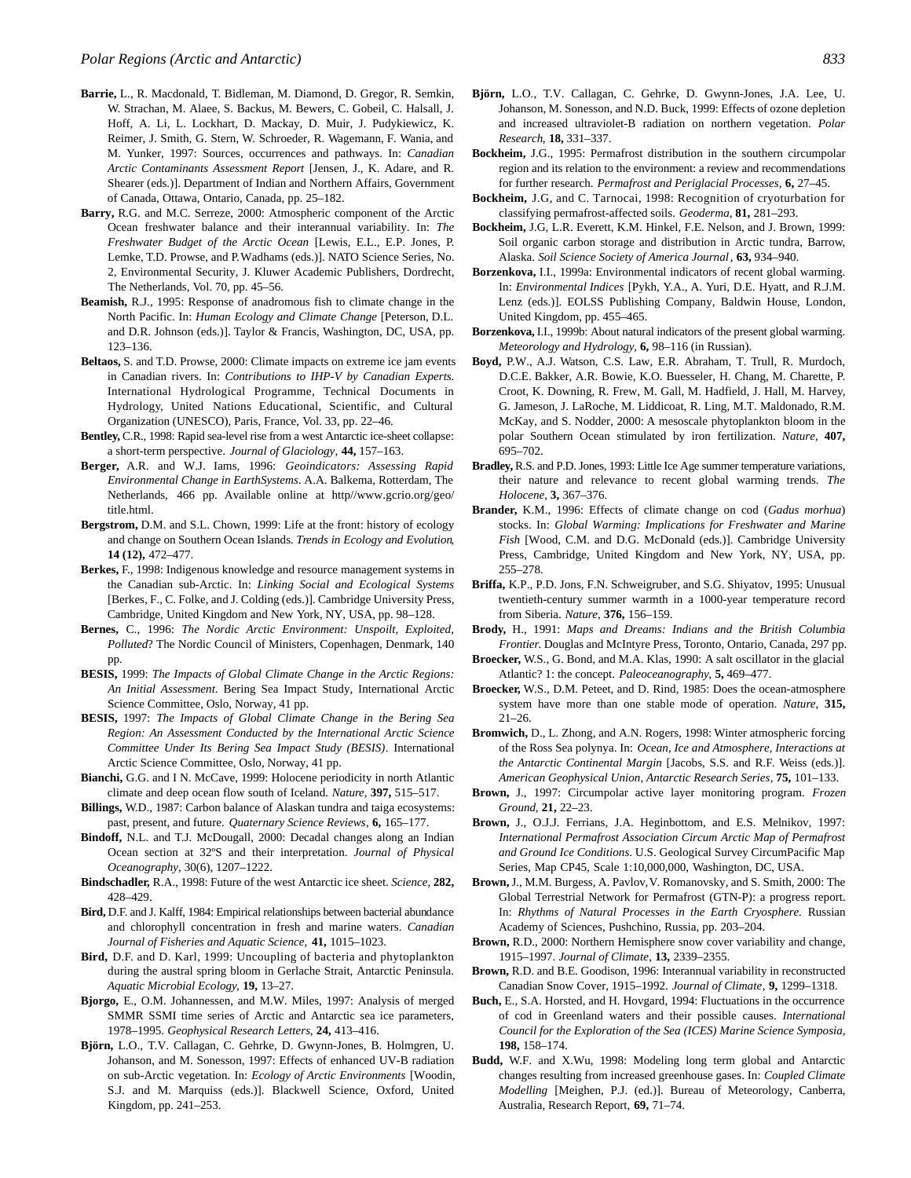**Barrie,** L., R. Macdonald, T. Bidleman, M. Diamond, D. Gregor, R. Semkin, W. Strachan, M. Alaee, S. Backus, M. Bewers, C. Gobeil, C. Halsall, J. Hoff, A. Li, L. Lockhart, D. Mackay, D. Muir, J. Pudykiewicz, K. Reimer, J. Smith, G. Stern, W. Schroeder, R. Wagemann, F. Wania, and M. Yunker, 1997: Sources, occurrences and pathways. In: *Canadian Arctic Contaminants Assessment Report* [Jensen, J., K. Adare, and R. Shearer (eds.)]. Department of Indian and Northern Affairs, Government of Canada, Ottawa, Ontario, Canada, pp. 25–182.

**Barry,** R.G. and M.C. Serreze, 2000: Atmospheric component of the Arctic Ocean freshwater balance and their interannual variability. In: *The Freshwater Budget of the Arctic Ocean* [Lewis, E.L., E.P. Jones, P. Lemke, T.D. Prowse, and P. Wadhams (eds.)]. NATO Science Series, No. 2, Environmental Security, J. Kluwer Academic Publishers, Dordrecht, The Netherlands, Vol. 70, pp. 45–56.

**Beamish,** R.J., 1995: Response of anadromous fish to climate change in the North Pacific. In: *Human Ecology and Climate Change* [Peterson, D.L. and D.R. Johnson (eds.)]. Taylor & Francis, Washington, DC, USA, pp. 123–136.

**Beltaos,** S. and T.D. Prowse, 2000: Climate impacts on extreme ice jam events in Canadian rivers. In: *Contributions to IHP-V by Canadian Experts.* International Hydrological Programme, Technical Documents in Hydrology, United Nations Educational, Scientific, and Cultural Organization (UNESCO), Paris, France, Vol. 33, pp. 22–46.

**Bentley,** C.R., 1998: Rapid sea-level rise from a west Antarctic ice-sheet collapse: a short-term perspective. *Journal of Glaciology*, **44,** 157–163.

**Berger,** A.R. and W.J. Iams, 1996: *Geoindicators: Assessing Rapid Environmental Change in EarthSystems*. A.A. Balkema, Rotterdam, The Netherlands, 466 pp. Available online at http//www.gcrio.org/geo/title.html.

**Bergstrom,** D.M. and S.L. Chown, 1999: Life at the front: history of ecology and change on Southern Ocean Islands. *Trends in Ecology and Evolution*, **14 (12),** 472–477.

**Berkes,** F., 1998: Indigenous knowledge and resource management systems in the Canadian sub-Arctic. In: *Linking Social and Ecological Systems* [Berkes, F., C. Folke, and J. Colding (eds.)]. Cambridge University Press, Cambridge, United Kingdom and New York, NY, USA, pp. 98–128.

**Bernes,** C., 1996: *The Nordic Arctic Environment: Unspoilt, Exploited, Polluted*? The Nordic Council of Ministers, Copenhagen, Denmark, 140 pp.

**BESIS,** 1999: *The Impacts of Global Climate Change in the Arctic Regions: An Initial Assessment*. Bering Sea Impact Study, International Arctic Science Committee, Oslo, Norway, 41 pp.

**BESIS,** 1997: *The Impacts of Global Climate Change in the Bering Sea Region: An Assessment Conducted by the International Arctic Science Committee Under Its Bering Sea Impact Study (BESIS)*. International Arctic Science Committee, Oslo, Norway, 41 pp.

**Bianchi,** G.G. and I N. McCave, 1999: Holocene periodicity in north Atlantic climate and deep ocean flow south of Iceland. *Nature*, **397,** 515–517.

**Billings,** W.D., 1987: Carbon balance of Alaskan tundra and taiga ecosystems: past, present, and future. *Quaternary Science Reviews*, **6,** 165–177.

**Bindoff,** N.L. and T.J. McDougall, 2000: Decadal changes along an Indian Ocean section at 32ºS and their interpretation. *Journal of Physical Oceanography*, 30(6), 1207–1222.

**Bindschadler,** R.A., 1998: Future of the west Antarctic ice sheet. *Science*, **282,** 428–429.

**Bird,** D.F. and J. Kalff, 1984: Empirical relationships between bacterial abundance and chlorophyll concentration in fresh and marine waters. *Canadian Journal of Fisheries and Aquatic Science*, **41,** 1015–1023.

**Bird,** D.F. and D. Karl, 1999: Uncoupling of bacteria and phytoplankton during the austral spring bloom in Gerlache Strait, Antarctic Peninsula. *Aquatic Microbial Ecology*, **19,** 13–27.

**Bjorgo,** E., O.M. Johannessen, and M.W. Miles, 1997: Analysis of merged SMMR SSMI time series of Arctic and Antarctic sea ice parameters, 1978–1995. *Geophysical Research Letters*, **24,** 413–416.

**Björn,** L.O., T.V. Callagan, C. Gehrke, D. Gwynn-Jones, B. Holmgren, U. Johanson, and M. Sonesson, 1997: Effects of enhanced UV-B radiation on sub-Arctic vegetation. In: *Ecology of Arctic Environments* [Woodin, S.J. and M. Marquiss (eds.)]. Blackwell Science, Oxford, United Kingdom, pp. 241–253.

**Björn,** L.O., T.V. Callagan, C. Gehrke, D. Gwynn-Jones, J.A. Lee, U. Johanson, M. Sonesson, and N.D. Buck, 1999: Effects of ozone depletion and increased ultraviolet-B radiation on northern vegetation. *Polar Research*, **18,** 331–337.

**Bockheim,** J.G., 1995: Permafrost distribution in the southern circumpolar region and its relation to the environment: a review and recommendations for further research. *Permafrost and Periglacial Processes*, **6,** 27–45.

**Bockheim,** J.G, and C. Tarnocai, 1998: Recognition of cryoturbation for classifying permafrost-affected soils. *Geoderma*, **81,** 281–293.

**Bockheim,** J.G, L.R. Everett, K.M. Hinkel, F.E. Nelson, and J. Brown, 1999: Soil organic carbon storage and distribution in Arctic tundra, Barrow, Alaska. *Soil Science Society of America Journal*, **63,** 934–940.

**Borzenkova,** I.I., 1999a: Environmental indicators of recent global warming. In: *Environmental Indices* [Pykh, Y.A., A. Yuri, D.E. Hyatt, and R.J.M. Lenz (eds.)]. EOLSS Publishing Company, Baldwin House, London, United Kingdom, pp. 455–465.

**Borzenkova,** I.I., 1999b: About natural indicators of the present global warming. *Meteorology and Hydrology*, **6,** 98–116 (in Russian).

**Boyd,** P.W., A.J. Watson, C.S. Law, E.R. Abraham, T. Trull, R. Murdoch, D.C.E. Bakker, A.R. Bowie, K.O. Buesseler, H. Chang, M. Charette, P. Croot, K. Downing, R. Frew, M. Gall, M. Hadfield, J. Hall, M. Harvey, G. Jameson, J. LaRoche, M. Liddicoat, R. Ling, M.T. Maldonado, R.M. McKay, and S. Nodder, 2000: A mesoscale phytoplankton bloom in the polar Southern Ocean stimulated by iron fertilization. *Nature*, **407,** 695–702.

**Bradley,** R.S. and P.D. Jones, 1993: Little Ice Age summer temperature variations, their nature and relevance to recent global warming trends. *The Holocene*, **3,** 367–376.

**Brander,** K.M., 1996: Effects of climate change on cod (*Gadus morhua*) stocks. In: *Global Warming: Implications for Freshwater and Marine Fish* [Wood, C.M. and D.G. McDonald (eds.)]. Cambridge University Press, Cambridge, United Kingdom and New York, NY, USA, pp. 255–278.

**Briffa,** K.P., P.D. Jons, F.N. Schweigruber, and S.G. Shiyatov, 1995: Unusual twentieth-century summer warmth in a 1000-year temperature record from Siberia. *Nature*, **376,** 156–159.

**Brody,** H., 1991: *Maps and Dreams: Indians and the British Columbia Frontier.* Douglas and McIntyre Press, Toronto, Ontario, Canada, 297 pp.

**Broecker,** W.S., G. Bond, and M.A. Klas, 1990: A salt oscillator in the glacial Atlantic? 1: the concept. *Paleoceanography*, **5,** 469–477.

**Broecker,** W.S., D.M. Peteet, and D. Rind, 1985: Does the ocean-atmosphere system have more than one stable mode of operation. *Nature*, **315,** 21–26.

**Bromwich,** D., L. Zhong, and A.N. Rogers, 1998: Winter atmospheric forcing of the Ross Sea polynya. In: *Ocean, Ice and Atmosphere, Interactions at the Antarctic Continental Margin* [Jacobs, S.S. and R.F. Weiss (eds.)]. *American Geophysical Union, Antarctic Research Series*, **75,** 101–133.

**Brown,** J., 1997: Circumpolar active layer monitoring program. *Frozen Ground*, **21,** 22–23.

**Brown,** J., O.J.J. Ferrians, J.A. Heginbottom, and E.S. Melnikov, 1997: *International Permafrost Association Circum Arctic Map of Permafrost and Ground Ice Conditions*. U.S. Geological Survey CircumPacific Map Series, Map CP45, Scale 1:10,000,000, Washington, DC, USA.

**Brown,** J., M.M. Burgess, A. Pavlov, V. Romanovsky, and S. Smith, 2000: The Global Terrestrial Network for Permafrost (GTN-P): a progress report. In: *Rhythms of Natural Processes in the Earth Cryosphere.* Russian Academy of Sciences, Pushchino, Russia, pp. 203–204.

**Brown,** R.D., 2000: Northern Hemisphere snow cover variability and change, 1915–1997. *Journal of Climate*, **13,** 2339–2355.

**Brown,** R.D. and B.E. Goodison, 1996: Interannual variability in reconstructed Canadian Snow Cover, 1915–1992. *Journal of Climate*, **9,** 1299–1318.

**Buch,** E., S.A. Horsted, and H. Hovgard, 1994: Fluctuations in the occurrence of cod in Greenland waters and their possible causes. *International Council for the Exploration of the Sea (ICES) Marine Science Symposia*, **198,** 158–174.

**Budd,** W.F. and X.Wu, 1998: Modeling long term global and Antarctic changes resulting from increased greenhouse gases. In: *Coupled Climate Modelling* [Meighen, P.J. (ed.)]. Bureau of Meteorology, Canberra, Australia, Research Report, **69,** 71–74.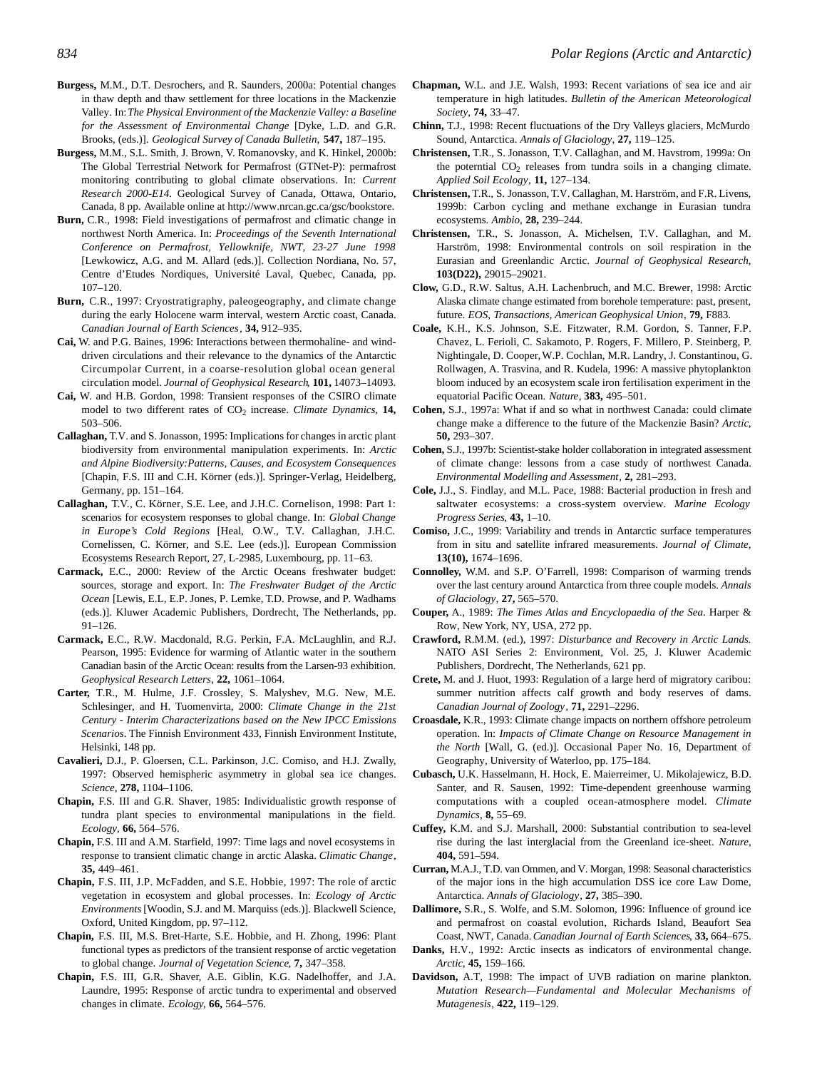**Burgess,** M.M., D.T. Desrochers, and R. Saunders, 2000a: Potential changes in thaw depth and thaw settlement for three locations in the Mackenzie Valley. In: *The Physical Environment of the Mackenzie Valley: a Baseline for the Assessment of Environmental Change* [Dyke, L.D. and G.R. Brooks, (eds.)]. *Geological Survey of Canada Bulletin,* **547,** 187–195.

**Burgess,** M.M., S.L. Smith, J. Brown, V. Romanovsky, and K. Hinkel, 2000b: The Global Terrestrial Network for Permafrost (GTNet-P): permafrost monitoring contributing to global climate observations. In: *Current Research 2000-E14.* Geological Survey of Canada, Ottawa, Ontario, Canada, 8 pp. Available online at http://www.nrcan.gc.ca/gsc/bookstore.

**Burn,** C.R., 1998: Field investigations of permafrost and climatic change in northwest North America. In: *Proceedings of the Seventh International Conference on Permafrost, Yellowknife, NWT, 23-27 June 1998* [Lewkowicz, A.G. and M. Allard (eds.)]. Collection Nordiana, No. 57, Centre d'Etudes Nordiques, Université Laval, Quebec, Canada, pp. 107–120.

**Burn,** C.R., 1997: Cryostratigraphy, paleogeography, and climate change during the early Holocene warm interval, western Arctic coast, Canada. *Canadian Journal of Earth Sciences*, **34,** 912–935.

**Cai,** W. and P.G. Baines, 1996: Interactions between thermohaline- and wind-driven circulations and their relevance to the dynamics of the Antarctic Circumpolar Current, in a coarse-resolution global ocean general circulation model. *Journal of Geophysical Research*, **101,** 14073–14093.

**Cai,** W. and H.B. Gordon, 1998: Transient responses of the CSIRO climate model to two different rates of $CO_2$ increase. *Climate Dynamics*, **14,** 503–506.

**Callaghan,** T.V. and S. Jonasson, 1995: Implications for changes in arctic plant biodiversity from environmental manipulation experiments. In: *Arctic and Alpine Biodiversity:Patterns, Causes, and Ecosystem Consequences* [Chapin, F.S. III and C.H. Körner (eds.)]. Springer-Verlag, Heidelberg, Germany, pp. 151–164.

**Callaghan,** T.V., C. Körner, S.E. Lee, and J.H.C. Cornelison, 1998: Part 1: scenarios for ecosystem responses to global change. In: *Global Change in Europe's Cold Regions* [Heal, O.W., T.V. Callaghan, J.H.C. Cornelissen, C. Körner, and S.E. Lee (eds.)]. European Commission Ecosystems Research Report, 27, L-2985, Luxembourg, pp. 11–63.

**Carmack,** E.C., 2000: Review of the Arctic Oceans freshwater budget: sources, storage and export. In: *The Freshwater Budget of the Arctic Ocean* [Lewis, E.L, E.P. Jones, P. Lemke, T.D. Prowse, and P. Wadhams (eds.)]. Kluwer Academic Publishers, Dordrecht, The Netherlands, pp. 91–126.

**Carmack,** E.C., R.W. Macdonald, R.G. Perkin, F.A. McLaughlin, and R.J. Pearson, 1995: Evidence for warming of Atlantic water in the southern Canadian basin of the Arctic Ocean: results from the Larsen-93 exhibition. *Geophysical Research Letters*, **22,** 1061–1064.

**Carter,** T.R., M. Hulme, J.F. Crossley, S. Malyshev, M.G. New, M.E. Schlesinger, and H. Tuomenvirta, 2000: *Climate Change in the 21st Century - Interim Characterizations based on the New IPCC Emissions Scenarios*. The Finnish Environment 433, Finnish Environment Institute, Helsinki, 148 pp.

**Cavalieri,** D.J., P. Gloersen, C.L. Parkinson, J.C. Comiso, and H.J. Zwally, 1997: Observed hemispheric asymmetry in global sea ice changes. *Science*, **278,** 1104–1106.

**Chapin,** F.S. III and G.R. Shaver, 1985: Individualistic growth response of tundra plant species to environmental manipulations in the field. *Ecology*, **66,** 564–576.

**Chapin,** F.S. III and A.M. Starfield, 1997: Time lags and novel ecosystems in response to transient climatic change in arctic Alaska. *Climatic Change*, **35,** 449–461.

**Chapin,** F.S. III, J.P. McFadden, and S.E. Hobbie, 1997: The role of arctic vegetation in ecosystem and global processes. In: *Ecology of Arctic Environments* [Woodin, S.J. and M. Marquiss (eds.)]. Blackwell Science, Oxford, United Kingdom, pp. 97–112.

**Chapin,** F.S. III, M.S. Bret-Harte, S.E. Hobbie, and H. Zhong, 1996: Plant functional types as predictors of the transient response of arctic vegetation to global change. *Journal of Vegetation Science,* **7,** 347–358.

**Chapin,** F.S. III, G.R. Shaver, A.E. Giblin, K.G. Nadelhoffer, and J.A. Laundre, 1995: Response of arctic tundra to experimental and observed changes in climate. *Ecology*, **66,** 564–576.

**Chapman,** W.L. and J.E. Walsh, 1993: Recent variations of sea ice and air temperature in high latitudes. *Bulletin of the American Meteorological Society*, **74,** 33–47.

**Chinn,** T.J., 1998: Recent fluctuations of the Dry Valleys glaciers, McMurdo Sound, Antarctica. *Annals of Glaciology*, **27,** 119–125.

**Christensen,** T.R., S. Jonasson, T.V. Callaghan, and M. Havstrom, 1999a: On the poterntial $CO_2$ releases from tundra soils in a changing climate. *Applied Soil Ecology*, **11,** 127–134.

**Christensen,** T.R., S. Jonasson, T.V. Callaghan, M. Harström, and F.R. Livens, 1999b: Carbon cycling and methane exchange in Eurasian tundra ecosystems. *Ambio*, **28,** 239–244.

**Christensen,** T.R., S. Jonasson, A. Michelsen, T.V. Callaghan, and M. Harström, 1998: Environmental controls on soil respiration in the Eurasian and Greenlandic Arctic. *Journal of Geophysical Research*, **103(D22),** 29015–29021.

**Clow,** G.D., R.W. Saltus, A.H. Lachenbruch, and M.C. Brewer, 1998: Arctic Alaska climate change estimated from borehole temperature: past, present, future. *EOS, Transactions, American Geophysical Union*, **79,** F883.

**Coale,** K.H., K.S. Johnson, S.E. Fitzwater, R.M. Gordon, S. Tanner, F.P. Chavez, L. Ferioli, C. Sakamoto, P. Rogers, F. Millero, P. Steinberg, P. Nightingale, D. Cooper, W.P. Cochlan, M.R. Landry, J. Constantinou, G. Rollwagen, A. Trasvina, and R. Kudela, 1996: A massive phytoplankton bloom induced by an ecosystem scale iron fertilisation experiment in the equatorial Pacific Ocean. *Nature*, **383,** 495–501.

**Cohen,** S.J., 1997a: What if and so what in northwest Canada: could climate change make a difference to the future of the Mackenzie Basin? *Arctic*, **50,** 293–307.

**Cohen,** S.J., 1997b: Scientist-stake holder collaboration in integrated assessment of climate change: lessons from a case study of northwest Canada. *Environmental Modelling and Assessment*, **2,** 281–293.

**Cole,** J.J., S. Findlay, and M.L. Pace, 1988: Bacterial production in fresh and saltwater ecosystems: a cross-system overview. *Marine Ecology Progress Series*, **43,** 1–10.

**Comiso,** J.C., 1999: Variability and trends in Antarctic surface temperatures from in situ and satellite infrared measurements. *Journal of Climate,* **13(10),** 1674–1696.

**Connolley,** W.M. and S.P. O'Farrell, 1998: Comparison of warming trends over the last century around Antarctica from three couple models. *Annals of Glaciology*, **27,** 565–570.

**Couper,** A., 1989: *The Times Atlas and Encyclopaedia of the Sea*. Harper & Row, New York, NY, USA, 272 pp.

**Crawford,** R.M.M. (ed.), 1997: *Disturbance and Recovery in Arctic Lands.* NATO ASI Series 2: Environment, Vol. 25, J. Kluwer Academic Publishers, Dordrecht, The Netherlands, 621 pp.

**Crete,** M. and J. Huot, 1993: Regulation of a large herd of migratory caribou: summer nutrition affects calf growth and body reserves of dams. *Canadian Journal of Zoology*, **71,** 2291–2296.

**Croasdale,** K.R., 1993: Climate change impacts on northern offshore petroleum operation. In: *Impacts of Climate Change on Resource Management in the North* [Wall, G. (ed.)]. Occasional Paper No. 16, Department of Geography, University of Waterloo, pp. 175–184.

**Cubasch,** U.K. Hasselmann, H. Hock, E. Maierreimer, U. Mikolajewicz, B.D. Santer, and R. Sausen, 1992: Time-dependent greenhouse warming computations with a coupled ocean-atmosphere model. *Climate Dynamics*, **8,** 55–69.

**Cuffey,** K.M. and S.J. Marshall, 2000: Substantial contribution to sea-level rise during the last interglacial from the Greenland ice-sheet. *Nature,* **404,** 591–594.

**Curran,** M.A.J., T.D. van Ommen, and V. Morgan, 1998: Seasonal characteristics of the major ions in the high accumulation DSS ice core Law Dome, Antarctica. *Annals of Glaciology*, **27,** 385–390.

**Dallimore,** S.R., S. Wolfe, and S.M. Solomon, 1996: Influence of ground ice and permafrost on coastal evolution, Richards Island, Beaufort Sea Coast, NWT, Canada. *Canadian Journal of Earth Sciences*, **33,** 664–675.

**Danks,** H.V., 1992: Arctic insects as indicators of environmental change. *Arctic*, **45,** 159–166.

**Davidson,** A.T, 1998: The impact of UVB radiation on marine plankton. *Mutation Research—Fundamental and Molecular Mechanisms of Mutagenesis*, **422,** 119–129.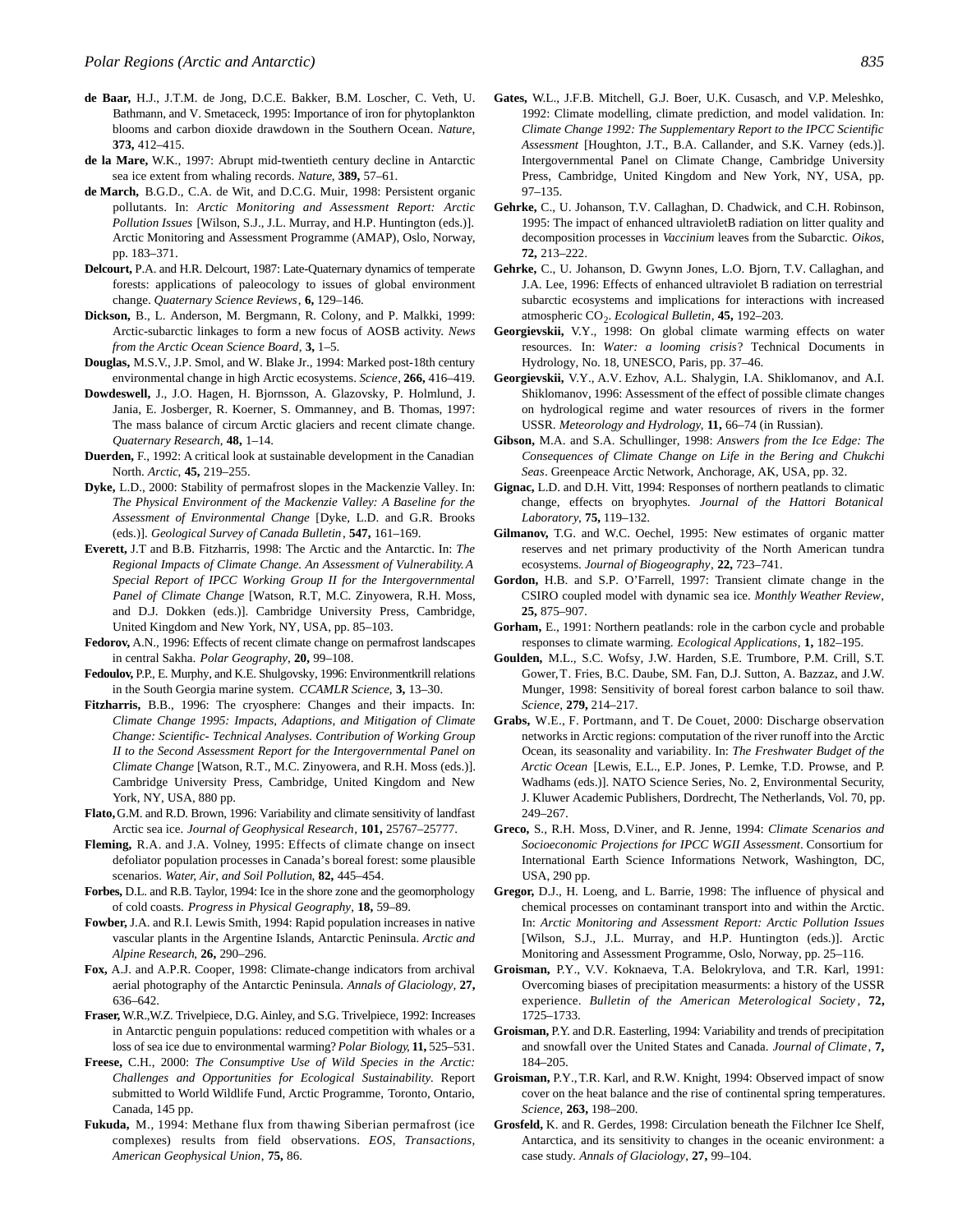**de Baar,** H.J., J.T.M. de Jong, D.C.E. Bakker, B.M. Loscher, C. Veth, U. Bathmann, and V. Smetaceck, 1995: Importance of iron for phytoplankton blooms and carbon dioxide drawdown in the Southern Ocean. *Nature*, **373,** 412–415.

**de la Mare,** W.K., 1997: Abrupt mid-twentieth century decline in Antarctic sea ice extent from whaling records. *Nature,* **389,** 57–61.

**de March,** B.G.D., C.A. de Wit, and D.C.G. Muir, 1998: Persistent organic pollutants. In: *Arctic Monitoring and Assessment Report: Arctic Pollution Issues* [Wilson, S.J., J.L. Murray, and H.P. Huntington (eds.)]. Arctic Monitoring and Assessment Programme (AMAP), Oslo, Norway, pp. 183–371.

**Delcourt,** P.A. and H.R. Delcourt, 1987: Late-Quaternary dynamics of temperate forests: applications of paleocology to issues of global environment change. *Quaternary Science Reviews*, **6,** 129–146.

**Dickson,** B., L. Anderson, M. Bergmann, R. Colony, and P. Malkki, 1999: Arctic-subarctic linkages to form a new focus of AOSB activity. *News from the Arctic Ocean Science Board*, **3,** 1–5.

**Douglas,** M.S.V., J.P. Smol, and W. Blake Jr., 1994: Marked post-18th century environmental change in high Arctic ecosystems. *Science*, **266,** 416–419.

**Dowdeswell,** J., J.O. Hagen, H. Bjornsson, A. Glazovsky, P. Holmlund, J. Jania, E. Josberger, R. Koerner, S. Ommanney, and B. Thomas, 1997: The mass balance of circum Arctic glaciers and recent climate change. *Quaternary Research*, **48,** 1–14.

**Duerden,** F., 1992: A critical look at sustainable development in the Canadian North. *Arctic*, **45,** 219–255.

**Dyke,** L.D., 2000: Stability of permafrost slopes in the Mackenzie Valley. In: *The Physical Environment of the Mackenzie Valley: A Baseline for the Assessment of Environmental Change* [Dyke, L.D. and G.R. Brooks (eds.)]. *Geological Survey of Canada Bulletin*, **547,** 161–169.

**Everett,** J.T and B.B. Fitzharris, 1998: The Arctic and the Antarctic. In: *The Regional Impacts of Climate Change. An Assessment of Vulnerability. A Special Report of IPCC Working Group II for the Intergovernmental Panel of Climate Change* [Watson, R.T, M.C. Zinyowera, R.H. Moss, and D.J. Dokken (eds.)]. Cambridge University Press, Cambridge, United Kingdom and New York, NY, USA, pp. 85–103.

**Fedorov,** A.N., 1996: Effects of recent climate change on permafrost landscapes in central Sakha. *Polar Geography*, **20,** 99–108.

**Fedoulov,** P.P., E. Murphy, and K.E. Shulgovsky, 1996: Environmentkrill relations in the South Georgia marine system. *CCAMLR Science*, **3,** 13–30.

**Fitzharris,** B.B., 1996: The cryosphere: Changes and their impacts. In: *Climate Change 1995: Impacts, Adaptions, and Mitigation of Climate Change: Scientific- Technical Analyses. Contribution of Working Group II to the Second Assessment Report for the Intergovernmental Panel on Climate Change* [Watson, R.T., M.C. Zinyowera, and R.H. Moss (eds.)]. Cambridge University Press, Cambridge, United Kingdom and New York, NY, USA, 880 pp.

**Flato,** G.M. and R.D. Brown, 1996: Variability and climate sensitivity of landfast Arctic sea ice. *Journal of Geophysical Research*, **101,** 25767–25777.

**Fleming,** R.A. and J.A. Volney, 1995: Effects of climate change on insect defoliator population processes in Canada's boreal forest: some plausible scenarios. *Water, Air, and Soil Pollution*, **82,** 445–454.

**Forbes,** D.L. and R.B. Taylor, 1994: Ice in the shore zone and the geomorphology of cold coasts. *Progress in Physical Geography*, **18,** 59–89.

**Fowber,** J.A. and R.I. Lewis Smith, 1994: Rapid population increases in native vascular plants in the Argentine Islands, Antarctic Peninsula. *Arctic and Alpine Research*, **26,** 290–296.

**Fox,** A.J. and A.P.R. Cooper, 1998: Climate-change indicators from archival aerial photography of the Antarctic Peninsula. *Annals of Glaciology*, **27,** 636–642.

**Fraser,** W.R.,W.Z. Trivelpiece, D.G. Ainley, and S.G. Trivelpiece, 1992: Increases in Antarctic penguin populations: reduced competition with whales or a loss of sea ice due to environmental warming? *Polar Biology*, **11,** 525–531.

**Freese,** C.H., 2000: *The Consumptive Use of Wild Species in the Arctic: Challenges and Opportunities for Ecological Sustainability*. Report submitted to World Wildlife Fund, Arctic Programme, Toronto, Ontario, Canada, 145 pp.

**Fukuda,** M., 1994: Methane flux from thawing Siberian permafrost (ice complexes) results from field observations. *EOS, Transactions, American Geophysical Union*, **75,** 86.

**Gates,** W.L., J.F.B. Mitchell, G.J. Boer, U.K. Cusasch, and V.P. Meleshko, 1992: Climate modelling, climate prediction, and model validation. In: *Climate Change 1992: The Supplementary Report to the IPCC Scientific Assessment* [Houghton, J.T., B.A. Callander, and S.K. Varney (eds.)]. Intergovernmental Panel on Climate Change, Cambridge University Press, Cambridge, United Kingdom and New York, NY, USA, pp. 97–135.

**Gehrke,** C., U. Johanson, T.V. Callaghan, D. Chadwick, and C.H. Robinson, 1995: The impact of enhanced ultravioletB radiation on litter quality and decomposition processes in *Vaccinium* leaves from the Subarctic. *Oikos*, **72,** 213–222.

**Gehrke,** C., U. Johanson, D. Gwynn Jones, L.O. Bjorn, T.V. Callaghan, and J.A. Lee, 1996: Effects of enhanced ultraviolet B radiation on terrestrial subarctic ecosystems and implications for interactions with increased atmospheric $CO_2$. *Ecological Bulletin*, **45,** 192–203.

**Georgievskii,** V.Y., 1998: On global climate warming effects on water resources. In: *Water: a looming crisis*? Technical Documents in Hydrology, No. 18, UNESCO, Paris, pp. 37–46.

**Georgievskii,** V.Y., A.V. Ezhov, A.L. Shalygin, I.A. Shiklomanov, and A.I. Shiklomanov, 1996: Assessment of the effect of possible climate changes on hydrological regime and water resources of rivers in the former USSR. *Meteorology and Hydrology*, **11,** 66–74 (in Russian).

**Gibson,** M.A. and S.A. Schullinger, 1998: *Answers from the Ice Edge: The Consequences of Climate Change on Life in the Bering and Chukchi Seas*. Greenpeace Arctic Network, Anchorage, AK, USA, pp. 32.

**Gignac,** L.D. and D.H. Vitt, 1994: Responses of northern peatlands to climatic change, effects on bryophytes. *Journal of the Hattori Botanical Laboratory*, **75,** 119–132.

**Gilmanov,** T.G. and W.C. Oechel, 1995: New estimates of organic matter reserves and net primary productivity of the North American tundra ecosystems. *Journal of Biogeography*, **22,** 723–741.

**Gordon,** H.B. and S.P. O'Farrell, 1997: Transient climate change in the CSIRO coupled model with dynamic sea ice. *Monthly Weather Review*, **25,** 875–907.

**Gorham,** E., 1991: Northern peatlands: role in the carbon cycle and probable responses to climate warming. *Ecological Applications*, **1,** 182–195.

**Goulden,** M.L., S.C. Wofsy, J.W. Harden, S.E. Trumbore, P.M. Crill, S.T. Gower, T. Fries, B.C. Daube, SM. Fan, D.J. Sutton, A. Bazzaz, and J.W. Munger, 1998: Sensitivity of boreal forest carbon balance to soil thaw. *Science*, **279,** 214–217.

**Grabs,** W.E., F. Portmann, and T. De Couet, 2000: Discharge observation networks in Arctic regions: computation of the river runoff into the Arctic Ocean, its seasonality and variability. In: *The Freshwater Budget of the Arctic Ocean* [Lewis, E.L., E.P. Jones, P. Lemke, T.D. Prowse, and P. Wadhams (eds.)]. NATO Science Series, No. 2, Environmental Security, J. Kluwer Academic Publishers, Dordrecht, The Netherlands, Vol. 70, pp. 249–267.

**Greco,** S., R.H. Moss, D.Viner, and R. Jenne, 1994: *Climate Scenarios and Socioeconomic Projections for IPCC WGII Assessment*. Consortium for International Earth Science Informations Network, Washington, DC, USA, 290 pp.

**Gregor,** D.J., H. Loeng, and L. Barrie, 1998: The influence of physical and chemical processes on contaminant transport into and within the Arctic. In: *Arctic Monitoring and Assessment Report: Arctic Pollution Issues* [Wilson, S.J., J.L. Murray, and H.P. Huntington (eds.)]. Arctic Monitoring and Assessment Programme, Oslo, Norway, pp. 25–116.

**Groisman,** P.Y., V.V. Koknaeva, T.A. Belokrylova, and T.R. Karl, 1991: Overcoming biases of precipitation measurments: a history of the USSR experience. *Bulletin of the American Meterological Society*, **72,** 1725–1733.

**Groisman,** P.Y. and D.R. Easterling, 1994: Variability and trends of precipitation and snowfall over the United States and Canada. *Journal of Climate*, **7,** 184–205.

**Groisman,** P.Y., T.R. Karl, and R.W. Knight, 1994: Observed impact of snow cover on the heat balance and the rise of continental spring temperatures. *Science*, **263,** 198–200.

**Grosfeld,** K. and R. Gerdes, 1998: Circulation beneath the Filchner Ice Shelf, Antarctica, and its sensitivity to changes in the oceanic environment: a case study. *Annals of Glaciology*, **27,** 99–104.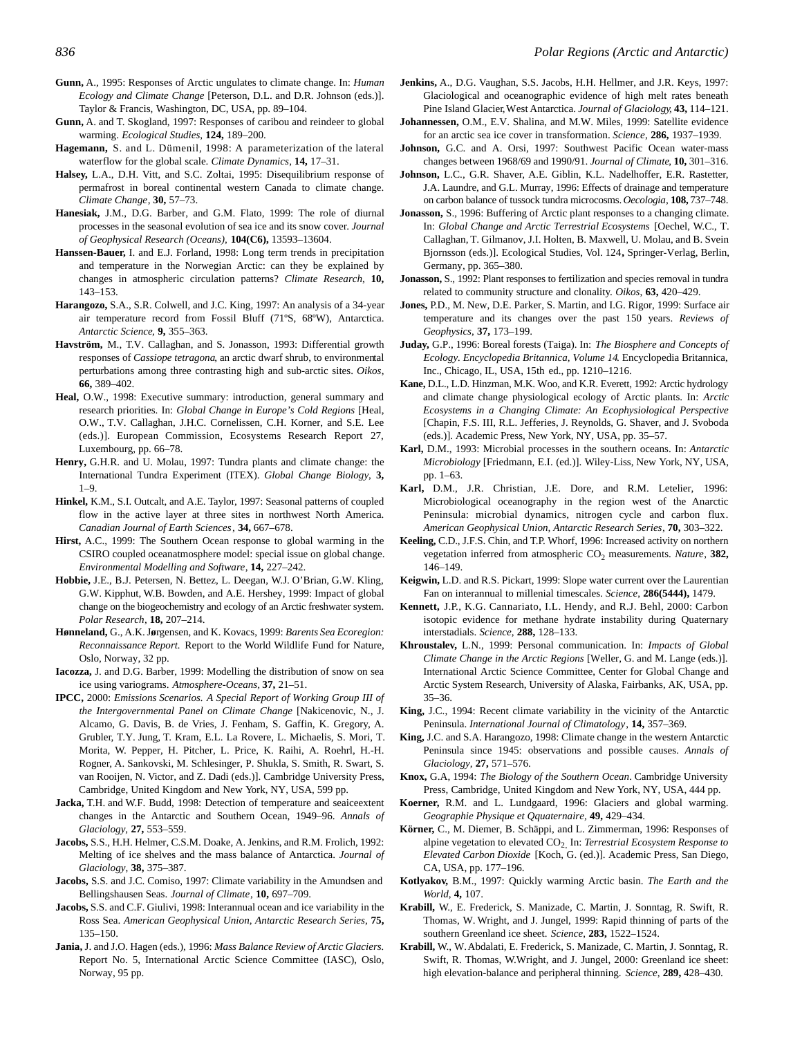**Gunn,** A., 1995: Responses of Arctic ungulates to climate change. In: *Human Ecology and Climate Change* [Peterson, D.L. and D.R. Johnson (eds.)]. Taylor & Francis, Washington, DC, USA, pp. 89–104.

**Gunn,** A. and T. Skogland, 1997: Responses of caribou and reindeer to global warming. *Ecological Studies*, **124,** 189–200.

**Hagemann,** S. and L. Dümenil, 1998: A parameterization of the lateral waterflow for the global scale. *Climate Dynamics*, **14,** 17–31.

**Halsey,** L.A., D.H. Vitt, and S.C. Zoltai, 1995: Disequilibrium response of permafrost in boreal continental western Canada to climate change. *Climate Change*, **30,** 57–73.

**Hanesiak,** J.M., D.G. Barber, and G.M. Flato, 1999: The role of diurnal processes in the seasonal evolution of sea ice and its snow cover. *Journal of Geophysical Research (Oceans)*, **104(C6),** 13593–13604.

**Hanssen-Bauer,** I. and E.J. Forland, 1998: Long term trends in precipitation and temperature in the Norwegian Arctic: can they be explained by changes in atmospheric circulation patterns? *Climate Research*, **10,** 143–153.

**Harangozo,** S.A., S.R. Colwell, and J.C. King, 1997: An analysis of a 34-year air temperature record from Fossil Bluff (71ºS, 68ºW), Antarctica. *Antarctic Science*, **9,** 355–363.

**Havström,** M., T.V. Callaghan, and S. Jonasson, 1993: Differential growth responses of *Cassiope tetragona*, an arctic dwarf shrub, to environmental perturbations among three contrasting high and sub-arctic sites. *Oikos*, **66,** 389–402.

**Heal,** O.W., 1998: Executive summary: introduction, general summary and research priorities. In: *Global Change in Europe's Cold Regions* [Heal, O.W., T.V. Callaghan, J.H.C. Cornelissen, C.H. Korner, and S.E. Lee (eds.)]. European Commission, Ecosystems Research Report 27, Luxembourg, pp. 66–78.

**Henry,** G.H.R. and U. Molau, 1997: Tundra plants and climate change: the International Tundra Experiment (ITEX). *Global Change Biology*, **3,** 1–9.

**Hinkel,** K.M., S.I. Outcalt, and A.E. Taylor, 1997: Seasonal patterns of coupled flow in the active layer at three sites in northwest North America. *Canadian Journal of Earth Sciences*, **34,** 667–678.

**Hirst,** A.C., 1999: The Southern Ocean response to global warming in the CSIRO coupled oceanatmosphere model: special issue on global change. *Environmental Modelling and Software*, **14,** 227–242.

**Hobbie,** J.E., B.J. Petersen, N. Bettez, L. Deegan, W.J. O'Brian, G.W. Kling, G.W. Kipphut, W.B. Bowden, and A.E. Hershey, 1999: Impact of global change on the biogeochemistry and ecology of an Arctic freshwater system. *Polar Research*, **18,** 207–214.

**Hønneland,** G., A.K. Jørgensen, and K. Kovacs, 1999: *Barents Sea Ecoregion: Reconnaissance Report.* Report to the World Wildlife Fund for Nature, Oslo, Norway, 32 pp.

**Iacozza,** J. and D.G. Barber, 1999: Modelling the distribution of snow on sea ice using variograms. *Atmosphere-Oceans*, **37,** 21–51.

**IPCC,** 2000: *Emissions Scenarios. A Special Report of Working Group III of the Intergovernmental Panel on Climate Change* [Nakicenovic, N., J. Alcamo, G. Davis, B. de Vries, J. Fenham, S. Gaffin, K. Gregory, A. Grubler, T.Y. Jung, T. Kram, E.L. La Rovere, L. Michaelis, S. Mori, T. Morita, W. Pepper, H. Pitcher, L. Price, K. Raihi, A. Roehrl, H.-H. Rogner, A. Sankovski, M. Schlesinger, P. Shukla, S. Smith, R. Swart, S. van Rooijen, N. Victor, and Z. Dadi (eds.)]. Cambridge University Press, Cambridge, United Kingdom and New York, NY, USA, 599 pp.

**Jacka,** T.H. and W.F. Budd, 1998: Detection of temperature and seaiceextent changes in the Antarctic and Southern Ocean, 1949–96. *Annals of Glaciology*, **27,** 553–559.

**Jacobs,** S.S., H.H. Helmer, C.S.M. Doake, A. Jenkins, and R.M. Frolich, 1992: Melting of ice shelves and the mass balance of Antarctica. *Journal of Glaciology*, **38,** 375–387.

**Jacobs,** S.S. and J.C. Comiso, 1997: Climate variability in the Amundsen and Bellingshausen Seas. *Journal of Climate*, **10,** 697–709.

**Jacobs,** S.S. and C.F. Giulivi, 1998: Interannual ocean and ice variability in the Ross Sea. *American Geophysical Union, Antarctic Research Series*, **75,** 135–150.

**Jania,** J. and J.O. Hagen (eds.), 1996: *Mass Balance Review of Arctic Glaciers.* Report No. 5, International Arctic Science Committee (IASC), Oslo, Norway, 95 pp.

**Jenkins,** A., D.G. Vaughan, S.S. Jacobs, H.H. Hellmer, and J.R. Keys, 1997: Glaciological and oceanographic evidence of high melt rates beneath Pine Island Glacier, West Antarctica. *Journal of Glaciology*, **43,** 114–121.

**Johannessen,** O.M., E.V. Shalina, and M.W. Miles, 1999: Satellite evidence for an arctic sea ice cover in transformation. *Science*, **286,** 1937–1939.

**Johnson,** G.C. and A. Orsi, 1997: Southwest Pacific Ocean water-mass changes between 1968/69 and 1990/91. *Journal of Climate*, **10,** 301–316.

**Johnson,** L.C., G.R. Shaver, A.E. Giblin, K.L. Nadelhoffer, E.R. Rastetter, J.A. Laundre, and G.L. Murray, 1996: Effects of drainage and temperature on carbon balance of tussock tundra microcosms. *Oecologia*, **108,** 737–748.

**Jonasson,** S., 1996: Buffering of Arctic plant responses to a changing climate. In: *Global Change and Arctic Terrestrial Ecosystems* [Oechel, W.C., T. Callaghan, T. Gilmanov, J.I. Holten, B. Maxwell, U. Molau, and B. Svein Bjornsson (eds.)]. Ecological Studies, Vol. 124**,** Springer-Verlag, Berlin, Germany, pp. 365–380.

**Jonasson,** S., 1992: Plant responses to fertilization and species removal in tundra related to community structure and clonality. *Oikos*, **63,** 420–429.

**Jones,** P.D., M. New, D.E. Parker, S. Martin, and I.G. Rigor, 1999: Surface air temperature and its changes over the past 150 years. *Reviews of Geophysics*, **37,** 173–199.

**Juday,** G.P., 1996: Boreal forests (Taiga). In: *The Biosphere and Concepts of Ecology. Encyclopedia Britannica, Volume 14*. Encyclopedia Britannica, Inc., Chicago, IL, USA, 15th ed., pp. 1210–1216.

**Kane,** D.L., L.D. Hinzman, M.K. Woo, and K.R. Everett, 1992: Arctic hydrology and climate change physiological ecology of Arctic plants. In: *Arctic Ecosystems in a Changing Climate: An Ecophysiological Perspective* [Chapin, F.S. III, R.L. Jefferies, J. Reynolds, G. Shaver, and J. Svoboda (eds.)]. Academic Press, New York, NY, USA, pp. 35–57.

**Karl,** D.M., 1993: Microbial processes in the southern oceans. In: *Antarctic Microbiology* [Friedmann, E.I. (ed.)]. Wiley-Liss, New York, NY, USA, pp. 1–63.

**Karl,** D.M., J.R. Christian, J.E. Dore, and R.M. Letelier, 1996: Microbiological oceanography in the region west of the Anarctic Peninsula: microbial dynamics, nitrogen cycle and carbon flux. *American Geophysical Union, Antarctic Research Series*, **70,** 303–322.

**Keeling,** C.D., J.F.S. Chin, and T.P. Whorf, 1996: Increased activity on northern vegetation inferred from atmospheric $CO_2$ measurements. *Nature*, **382,** 146–149.

**Keigwin,** L.D. and R.S. Pickart, 1999: Slope water current over the Laurentian Fan on interannual to millenial timescales. *Science*, **286(5444),** 1479.

**Kennett,** J.P., K.G. Cannariato, I.L. Hendy, and R.J. Behl, 2000: Carbon isotopic evidence for methane hydrate instability during Quaternary interstadials. *Science*, **288,** 128–133.

**Khroustalev,** L.N., 1999: Personal communication. In: *Impacts of Global Climate Change in the Arctic Regions* [Weller, G. and M. Lange (eds.)]. International Arctic Science Committee, Center for Global Change and Arctic System Research, University of Alaska, Fairbanks, AK, USA, pp. 35–36.

**King,** J.C., 1994: Recent climate variability in the vicinity of the Antarctic Peninsula. *International Journal of Climatology*, **14,** 357–369.

**King,** J.C. and S.A. Harangozo, 1998: Climate change in the western Antarctic Peninsula since 1945: observations and possible causes. *Annals of Glaciology*, **27,** 571–576.

**Knox,** G.A, 1994: *The Biology of the Southern Ocean*. Cambridge University Press, Cambridge, United Kingdom and New York, NY, USA, 444 pp.

**Koerner,** R.M. and L. Lundgaard, 1996: Glaciers and global warming. *Geographie Physique et Qquaternaire*, **49,** 429–434.

**Körner,** C., M. Diemer, B. Schäppi, and L. Zimmerman, 1996: Responses of alpine vegetation to elevated $CO_2$. In: *Terrestrial Ecosystem Response to Elevated Carbon Dioxide* [Koch, G. (ed.)]. Academic Press, San Diego, CA, USA, pp. 177–196.

**Kotlyakov,** B.M., 1997: Quickly warming Arctic basin. *The Earth and the World*, **4,** 107.

**Krabill,** W., E. Frederick, S. Manizade, C. Martin, J. Sonntag, R. Swift, R. Thomas, W. Wright, and J. Jungel, 1999: Rapid thinning of parts of the southern Greenland ice sheet. *Science*, **283,** 1522–1524.

**Krabill,** W., W. Abdalati, E. Frederick, S. Manizade, C. Martin, J. Sonntag, R. Swift, R. Thomas, W.Wright, and J. Jungel, 2000: Greenland ice sheet: high elevation-balance and peripheral thinning. *Science*, **289,** 428–430.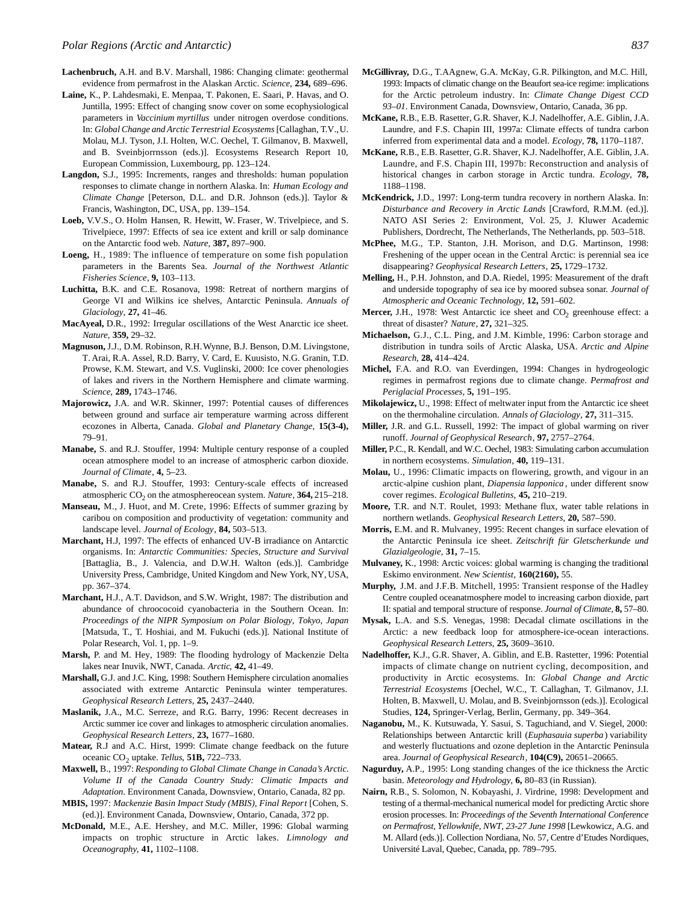**Lachenbruch,** A.H. and B.V. Marshall, 1986: Changing climate: geothermal evidence from permafrost in the Alaskan Arctic. *Science*, **234,** 689–696.

**Laine,** K., P. Lahdesmaki, E. Menpaa, T. Pakonen, E. Saari, P. Havas, and O. Juntilla, 1995: Effect of changing snow cover on some ecophysiological parameters in *Vaccinium myrtillus* under nitrogen overdose conditions. In: *Global Change and Arctic Terrestrial Ecosystems* [Callaghan, T.V., U. Molau, M.J. Tyson, J.I. Holten, W.C. Oechel, T. Gilmanov, B. Maxwell, and B. Sveinbjorrnsson (eds.)]. Ecosystems Research Report 10, European Commission, Luxembourg, pp. 123–124.

**Langdon,** S.J., 1995: Increments, ranges and thresholds: human population responses to climate change in northern Alaska. In: *Human Ecology and Climate Change* [Peterson, D.L. and D.R. Johnson (eds.)]. Taylor & Francis, Washington, DC, USA, pp. 139–154.

**Loeb,** V.V.S., O. Holm Hansen, R. Hewitt, W. Fraser, W. Trivelpiece, and S. Trivelpiece, 1997: Effects of sea ice extent and krill or salp dominance on the Antarctic food web. *Nature*, **387,** 897–900.

**Loeng,** H., 1989: The influence of temperature on some fish population parameters in the Barents Sea. *Journal of the Northwest Atlantic Fisheries Science*, **9,** 103–113.

**Luchitta,** B.K. and C.E. Rosanova, 1998: Retreat of northern margins of George VI and Wilkins ice shelves, Antarctic Peninsula. *Annuals of Glaciology*, **27,** 41–46.

**MacAyeal,** D.R., 1992: Irregular oscillations of the West Anarctic ice sheet. *Nature*, **359,** 29–32.

**Magnuson,** J.J., D.M. Robinson, R.H. Wynne, B.J. Benson, D.M. Livingstone, T. Arai, R.A. Assel, R.D. Barry, V. Card, E. Kuusisto, N.G. Granin, T.D. Prowse, K.M. Stewart, and V.S. Vuglinski, 2000: Ice cover phenologies of lakes and rivers in the Northern Hemisphere and climate warming. *Science*, **289,** 1743–1746.

**Majorowicz,** J.A. and W.R. Skinner, 1997: Potential causes of differences between ground and surface air temperature warming across different ecozones in Alberta, Canada. *Global and Planetary Change*, **15(3-4),** 79–91.

**Manabe,** S. and R.J. Stouffer, 1994: Multiple century response of a coupled ocean atmosphere model to an increase of atmospheric carbon dioxide. *Journal of Climate*, **4,** 5–23.

**Manabe,** S. and R.J. Stouffer, 1993: Century-scale effects of increased atmospheric $CO_2$ on the atmosphereocean system. *Nature*, **364,** 215–218.

**Manseau,** M., J. Huot, and M. Crete, 1996: Effects of summer grazing by caribou on composition and productivity of vegetation: community and landscape level. *Journal of Ecology*, **84,** 503–513.

**Marchant,** H.J, 1997: The effects of enhanced UV-B irradiance on Antarctic organisms. In: *Antarctic Communities: Species, Structure and Survival* [Battaglia, B., J. Valencia, and D.W.H. Walton (eds.)]. Cambridge University Press, Cambridge, United Kingdom and New York, NY, USA, pp. 367–374.

**Marchant,** H.J., A.T. Davidson, and S.W. Wright, 1987: The distribution and abundance of chroococoid cyanobacteria in the Southern Ocean. In: *Proceedings of the NIPR Symposium on Polar Biology, Tokyo, Japan* [Matsuda, T., T. Hoshiai, and M. Fukuchi (eds.)]. National Institute of Polar Research, Vol. 1, pp. 1–9.

**Marsh,** P. and M. Hey, 1989: The flooding hydrology of Mackenzie Delta lakes near Inuvik, NWT, Canada. *Arctic*, **42,** 41–49.

**Marshall,** G.J. and J.C. King, 1998: Southern Hemisphere circulation anomalies associated with extreme Antarctic Peninsula winter temperatures. *Geophysical Research Letters*, **25,** 2437–2440.

**Maslanik,** J.A., M.C. Serreze, and R.G. Barry, 1996: Recent decreases in Arctic summer ice cover and linkages to atmospheric circulation anomalies. *Geophysical Research Letters*, **23,** 1677–1680.

**Matear,** R.J and A.C. Hirst, 1999: Climate change feedback on the future oceanic $CO_2$ uptake. *Tellus*, **51B,** 722–733.

**Maxwell,** B., 1997: *Responding to Global Climate Change in Canada's Arctic. Volume II of the Canada Country Study: Climatic Impacts and Adaptation*. Environment Canada, Downsview, Ontario, Canada, 82 pp.

**MBIS,** 1997: *Mackenzie Basin Impact Study (MBIS), Final Report* [Cohen, S. (ed.)]. Environment Canada, Downsview, Ontario, Canada, 372 pp.

**McDonald,** M.E., A.E. Hershey, and M.C. Miller, 1996: Global warming impacts on trophic structure in Arctic lakes. *Limnology and Oceanography*, **41,** 1102–1108.

**McGillivray,** D.G., T.AAgnew, G.A. McKay, G.R. Pilkington, and M.C. Hill, 1993: Impacts of climatic change on the Beaufort sea-ice regime: implications for the Arctic petroleum industry. In: *Climate Change Digest CCD 93–01*. Environment Canada, Downsview, Ontario, Canada, 36 pp.

**McKane,** R.B., E.B. Rasetter, G.R. Shaver, K.J. Nadelhoffer, A.E. Giblin, J.A. Laundre, and F.S. Chapin III, 1997a: Climate effects of tundra carbon inferred from experimental data and a model. *Ecology*, **78,** 1170–1187.

**McKane,** R.B., E.B. Rasetter, G.R. Shaver, K.J. Nadelhoffer, A.E. Giblin, J.A. Laundre, and F.S. Chapin III, 1997b: Reconstruction and analysis of historical changes in carbon storage in Arctic tundra. *Ecology*, **78,** 1188–1198.

**McKendrick,** J.D., 1997: Long-term tundra recovery in northern Alaska. In: *Disturbance and Recovery in Arctic Lands* [Crawford, R.M.M. (ed.)]. NATO ASI Series 2: Environment, Vol. 25, J. Kluwer Academic Publishers, Dordrecht, The Netherlands, The Netherlands, pp. 503–518.

**McPhee,** M.G., T.P. Stanton, J.H. Morison, and D.G. Martinson, 1998: Freshening of the upper ocean in the Central Arctic: is perennial sea ice disappearing? *Geophysical Research Letters*, **25,** 1729–1732.

**Melling,** H., P.H. Johnston, and D.A. Riedel, 1995: Measurement of the draft and underside topography of sea ice by moored subsea sonar. *Journal of Atmospheric and Oceanic Technology*, **12,** 591–602.

**Mercer,** J.H., 1978: West Antarctic ice sheet and $CO_2$ greenhouse effect: a threat of disaster? *Nature*, **27,** 321–325.

**Michaelson,** G.J., C.L. Ping, and J.M. Kimble, 1996: Carbon storage and distribution in tundra soils of Arctic Alaska, USA. *Arctic and Alpine Research*, **28,** 414–424.

**Michel,** F.A. and R.O. van Everdingen, 1994: Changes in hydrogeologic regimes in permafrost regions due to climate change. *Permafrost and Periglacial Processes*, **5,** 191–195.

**Mikolajewicz,** U., 1998: Effect of meltwater input from the Antarctic ice sheet on the thermohaline circulation. *Annals of Glaciology*, **27,** 311–315.

**Miller,** J.R. and G.L. Russell, 1992: The impact of global warming on river runoff. *Journal of Geophysical Research*, **97,** 2757–2764.

**Miller,** P.C., R. Kendall, and W.C. Oechel, 1983: Simulating carbon accumulation in northern ecosystems. *Simulation*, **40,** 119–131.

**Molau,** U., 1996: Climatic impacts on flowering, growth, and vigour in an arctic-alpine cushion plant, *Diapensia lapponica*, under different snow cover regimes. *Ecological Bulletins*, **45,** 210–219.

**Moore,** T.R. and N.T. Roulet, 1993: Methane flux, water table relations in northern wetlands. *Geophysical Research Letters*, **20,** 587–590.

**Morris,** E.M. and R. Mulvaney, 1995: Recent changes in surface elevation of the Antarctic Peninsula ice sheet. *Zeitschrift für Gletscherkunde und Glazialgeologie*, **31,** 7–15.

**Mulvaney,** K., 1998: Arctic voices: global warming is changing the traditional Eskimo environment. *New Scientist*, **160(2160),** 55.

**Murphy,** J.M. and J.F.B. Mitchell, 1995: Transient response of the Hadley Centre coupled oceanatmosphere model to increasing carbon dioxide, part II: spatial and temporal structure of response. *Journal of Climate*, **8,** 57–80.

**Mysak,** L.A. and S.S. Venegas, 1998: Decadal climate oscillations in the Arctic: a new feedback loop for atmosphere-ice-ocean interactions. *Geophysical Research Letters*, **25,** 3609–3610.

**Nadelhoffer,** K.J., G.R. Shaver, A. Giblin, and E.B. Rastetter, 1996: Potential impacts of climate change on nutrient cycling, decomposition, and productivity in Arctic ecosystems. In: *Global Change and Arctic Terrestrial Ecosystems* [Oechel, W.C., T. Callaghan, T. Gilmanov, J.I. Holten, B. Maxwell, U. Molau, and B. Sveinbjornsson (eds.)]. Ecological Studies, **124,** Springer-Verlag, Berlin, Germany, pp. 349–364.

**Naganobu,** M., K. Kutsuwada, Y. Sasui, S. Taguchiand, and V. Siegel, 2000: Relationships between Antarctic krill (*Euphasauia superba*) variability and westerly fluctuations and ozone depletion in the Antarctic Peninsula area. *Journal of Geophysical Research*, **104(C9),** 20651–20665.

**Nagurduy,** A.P., 1995: Long standing changes of the ice thickness the Arctic basin. *Meteorology and Hydrology*, **6,** 80–83 (in Russian).

**Nairn,** R.B., S. Solomon, N. Kobayashi, J. Virdrine, 1998: Development and testing of a thermal-mechanical numerical model for predicting Arctic shore erosion processes. In: *Proceedings of the Seventh International Conference on Permafrost, Yellowknife, NWT, 23-27 June 1998* [Lewkowicz, A.G. and M. Allard (eds.)]. Collection Nordiana, No. 57, Centre d'Etudes Nordiques, Université Laval, Quebec, Canada, pp. 789–795.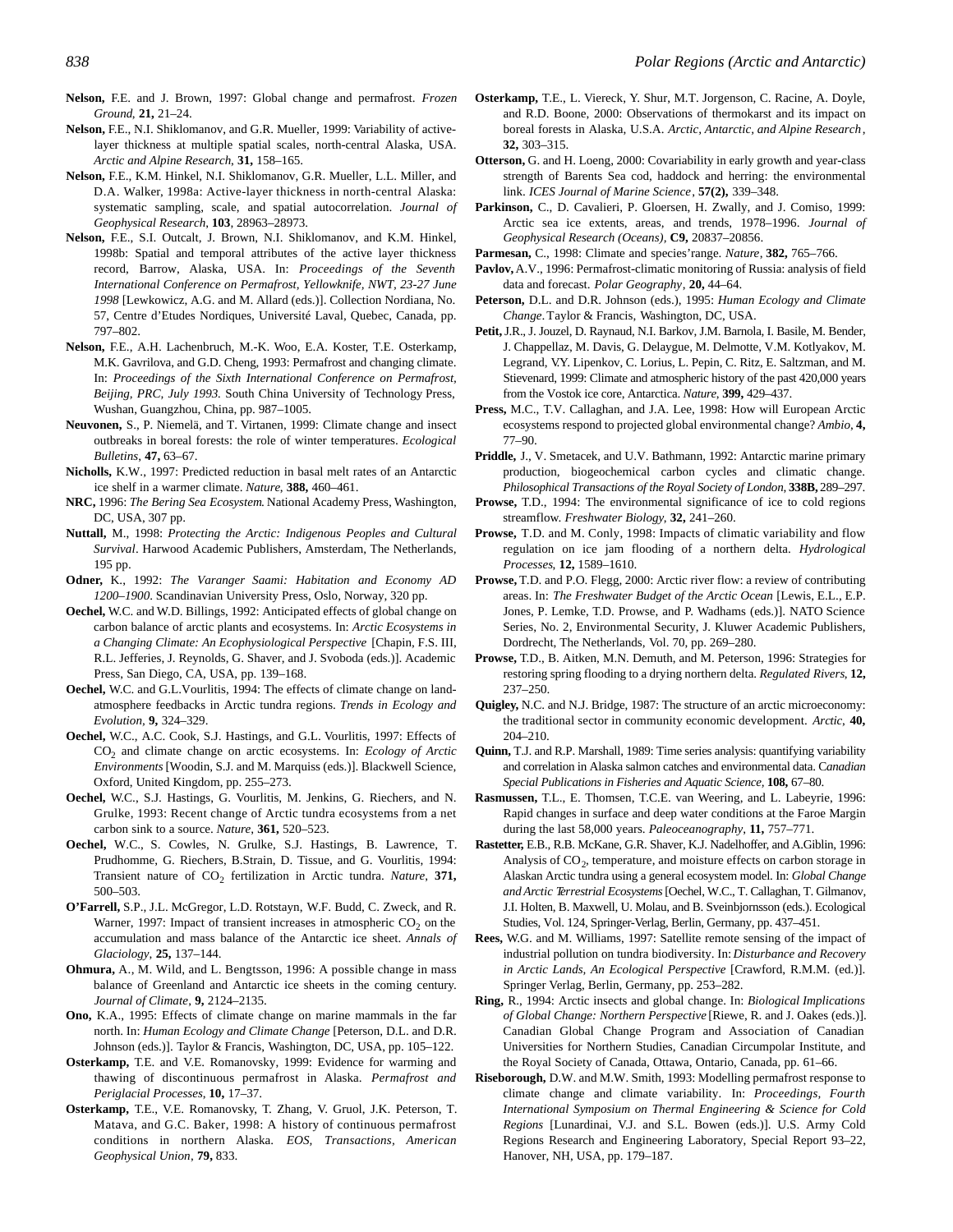**Nelson,** F.E. and J. Brown, 1997: Global change and permafrost. *Frozen Ground*, **21,** 21–24.

**Nelson,** F.E., N.I. Shiklomanov, and G.R. Mueller, 1999: Variability of active-layer thickness at multiple spatial scales, north-central Alaska, USA. *Arctic and Alpine Research*, **31,** 158–165.

**Nelson,** F.E., K.M. Hinkel, N.I. Shiklomanov, G.R. Mueller, L.L. Miller, and D.A. Walker, 1998a: Active-layer thickness in north-central Alaska: systematic sampling, scale, and spatial autocorrelation. *Journal of Geophysical Research*, **103**, 28963–28973.

**Nelson,** F.E., S.I. Outcalt, J. Brown, N.I. Shiklomanov, and K.M. Hinkel, 1998b: Spatial and temporal attributes of the active layer thickness record, Barrow, Alaska, USA. In: *Proceedings of the Seventh International Conference on Permafrost, Yellowknife, NWT, 23-27 June 1998* [Lewkowicz, A.G. and M. Allard (eds.)]. Collection Nordiana, No. 57, Centre d'Etudes Nordiques, Université Laval, Quebec, Canada, pp. 797–802.

**Nelson,** F.E., A.H. Lachenbruch, M.-K. Woo, E.A. Koster, T.E. Osterkamp, M.K. Gavrilova, and G.D. Cheng, 1993: Permafrost and changing climate. In: *Proceedings of the Sixth International Conference on Permafrost, Beijing, PRC, July 1993.* South China University of Technology Press, Wushan, Guangzhou, China, pp. 987–1005.

**Neuvonen,** S., P. Niemelä, and T. Virtanen, 1999: Climate change and insect outbreaks in boreal forests: the role of winter temperatures. *Ecological Bulletins*, **47,** 63–67.

**Nicholls,** K.W., 1997: Predicted reduction in basal melt rates of an Antarctic ice shelf in a warmer climate. *Nature*, **388,** 460–461.

**NRC,** 1996: *The Bering Sea Ecosystem*. National Academy Press, Washington, DC, USA, 307 pp.

**Nuttall,** M., 1998: *Protecting the Arctic: Indigenous Peoples and Cultural Survival*. Harwood Academic Publishers, Amsterdam, The Netherlands, 195 pp.

**Odner,** K., 1992: *The Varanger Saami: Habitation and Economy AD 1200–1900*. Scandinavian University Press, Oslo, Norway, 320 pp.

**Oechel,** W.C. and W.D. Billings, 1992: Anticipated effects of global change on carbon balance of arctic plants and ecosystems. In: *Arctic Ecosystems in a Changing Climate: An Ecophysiological Perspective* [Chapin, F.S. III, R.L. Jefferies, J. Reynolds, G. Shaver, and J. Svoboda (eds.)]. Academic Press, San Diego, CA, USA, pp. 139–168.

**Oechel,** W.C. and G.L.Vourlitis, 1994: The effects of climate change on land-atmosphere feedbacks in Arctic tundra regions. *Trends in Ecology and Evolution*, **9,** 324–329.

**Oechel,** W.C., A.C. Cook, S.J. Hastings, and G.L. Vourlitis, 1997: Effects of $CO_2$ and climate change on arctic ecosystems. In: *Ecology of Arctic Environments* [Woodin, S.J. and M. Marquiss (eds.)]. Blackwell Science, Oxford, United Kingdom, pp. 255–273.

**Oechel,** W.C., S.J. Hastings, G. Vourlitis, M. Jenkins, G. Riechers, and N. Grulke, 1993: Recent change of Arctic tundra ecosystems from a net carbon sink to a source. *Nature*, **361,** 520–523.

**Oechel,** W.C., S. Cowles, N. Grulke, S.J. Hastings, B. Lawrence, T. Prudhomme, G. Riechers, B.Strain, D. Tissue, and G. Vourlitis, 1994: Transient nature of $CO_2$ fertilization in Arctic tundra. *Nature*, **371,** 500–503.

**O'Farrell,** S.P., J.L. McGregor, L.D. Rotstayn, W.F. Budd, C. Zweck, and R. Warner, 1997: Impact of transient increases in atmospheric $CO_2$ on the accumulation and mass balance of the Antarctic ice sheet. *Annals of Glaciology*, **25,** 137–144.

**Ohmura,** A., M. Wild, and L. Bengtsson, 1996: A possible change in mass balance of Greenland and Antarctic ice sheets in the coming century. *Journal of Climate*, **9,** 2124–2135.

**Ono,** K.A., 1995: Effects of climate change on marine mammals in the far north. In: *Human Ecology and Climate Change* [Peterson, D.L. and D.R. Johnson (eds.)]. Taylor & Francis, Washington, DC, USA, pp. 105–122.

**Osterkamp,** T.E. and V.E. Romanovsky, 1999: Evidence for warming and thawing of discontinuous permafrost in Alaska. *Permafrost and Periglacial Processes*, **10,** 17–37.

**Osterkamp,** T.E., V.E. Romanovsky, T. Zhang, V. Gruol, J.K. Peterson, T. Matava, and G.C. Baker, 1998: A history of continuous permafrost conditions in northern Alaska. *EOS, Transactions, American Geophysical Union*, **79,** 833.

**Osterkamp,** T.E., L. Viereck, Y. Shur, M.T. Jorgenson, C. Racine, A. Doyle, and R.D. Boone, 2000: Observations of thermokarst and its impact on boreal forests in Alaska, U.S.A. *Arctic, Antarctic, and Alpine Research*, **32,** 303–315.

**Otterson,** G. and H. Loeng, 2000: Covariability in early growth and year-class strength of Barents Sea cod, haddock and herring: the environmental link. *ICES Journal of Marine Science*, **57(2),** 339–348.

**Parkinson,** C., D. Cavalieri, P. Gloersen, H. Zwally, and J. Comiso, 1999: Arctic sea ice extents, areas, and trends, 1978–1996. *Journal of Geophysical Research (Oceans)*, **C9,** 20837–20856.

**Parmesan,** C., 1998: Climate and species'range. *Nature*, **382,** 765–766.

**Pavlov,** A.V., 1996: Permafrost-climatic monitoring of Russia: analysis of field data and forecast. *Polar Geography*, **20,** 44–64.

**Peterson,** D.L. and D.R. Johnson (eds.), 1995: *Human Ecology and Climate Change*. Taylor & Francis, Washington, DC, USA.

**Petit,** J.R., J. Jouzel, D. Raynaud, N.I. Barkov, J.M. Barnola, I. Basile, M. Bender, J. Chappellaz, M. Davis, G. Delaygue, M. Delmotte, V.M. Kotlyakov, M. Legrand, V.Y. Lipenkov, C. Lorius, L. Pepin, C. Ritz, E. Saltzman, and M. Stievenard, 1999: Climate and atmospheric history of the past 420,000 years from the Vostok ice core, Antarctica. *Nature*, **399,** 429–437.

**Press,** M.C., T.V. Callaghan, and J.A. Lee, 1998: How will European Arctic ecosystems respond to projected global environmental change? *Ambio*, **4,** 77–90.

**Priddle,** J., V. Smetacek, and U.V. Bathmann, 1992: Antarctic marine primary production, biogeochemical carbon cycles and climatic change. *Philosophical Transactions of the Royal Society of London*, **338B,** 289–297.

**Prowse,** T.D., 1994: The environmental significance of ice to cold regions streamflow. *Freshwater Biology*, **32,** 241–260.

**Prowse,** T.D. and M. Conly, 1998: Impacts of climatic variability and flow regulation on ice jam flooding of a northern delta. *Hydrological Processes*, **12,** 1589–1610.

**Prowse,** T.D. and P.O. Flegg, 2000: Arctic river flow: a review of contributing areas. In: *The Freshwater Budget of the Arctic Ocean* [Lewis, E.L., E.P. Jones, P. Lemke, T.D. Prowse, and P. Wadhams (eds.)]. NATO Science Series, No. 2, Environmental Security, J. Kluwer Academic Publishers, Dordrecht, The Netherlands, Vol. 70, pp. 269–280.

**Prowse,** T.D., B. Aitken, M.N. Demuth, and M. Peterson, 1996: Strategies for restoring spring flooding to a drying northern delta. *Regulated Rivers*, **12,** 237–250.

**Quigley,** N.C. and N.J. Bridge, 1987: The structure of an arctic microeconomy: the traditional sector in community economic development. *Arctic*, **40,** 204–210.

**Quinn,** T.J. and R.P. Marshall, 1989: Time series analysis: quantifying variability and correlation in Alaska salmon catches and environmental data. *Canadian Special Publications in Fisheries and Aquatic Science*, **108,** 67–80.

**Rasmussen,** T.L., E. Thomsen, T.C.E. van Weering, and L. Labeyrie, 1996: Rapid changes in surface and deep water conditions at the Faroe Margin during the last 58,000 years. *Paleoceanography*, **11,** 757–771.

**Rastetter,** E.B., R.B. McKane, G.R. Shaver, K.J. Nadelhoffer, and A.Giblin, 1996: Analysis of $CO_2$, temperature, and moisture effects on carbon storage in Alaskan Arctic tundra using a general ecosystem model. In: *Global Change and Arctic Terrestrial Ecosystems* [Oechel, W.C., T. Callaghan, T. Gilmanov, J.I. Holten, B. Maxwell, U. Molau, and B. Sveinbjornsson (eds.). Ecological Studies, Vol. 124, Springer-Verlag, Berlin, Germany, pp. 437–451.

**Rees,** W.G. and M. Williams, 1997: Satellite remote sensing of the impact of industrial pollution on tundra biodiversity. In: *Disturbance and Recovery in Arctic Lands, An Ecological Perspective* [Crawford, R.M.M. (ed.)]. Springer Verlag, Berlin, Germany, pp. 253–282.

**Ring,** R., 1994: Arctic insects and global change. In: *Biological Implications of Global Change: Northern Perspective* [Riewe, R. and J. Oakes (eds.)]. Canadian Global Change Program and Association of Canadian Universities for Northern Studies, Canadian Circumpolar Institute, and the Royal Society of Canada, Ottawa, Ontario, Canada, pp. 61–66.

**Riseborough,** D.W. and M.W. Smith, 1993: Modelling permafrost response to climate change and climate variability. In: *Proceedings, Fourth International Symposium on Thermal Engineering & Science for Cold Regions* [Lunardinai, V.J. and S.L. Bowen (eds.)]. U.S. Army Cold Regions Research and Engineering Laboratory, Special Report 93–22, Hanover, NH, USA, pp. 179–187.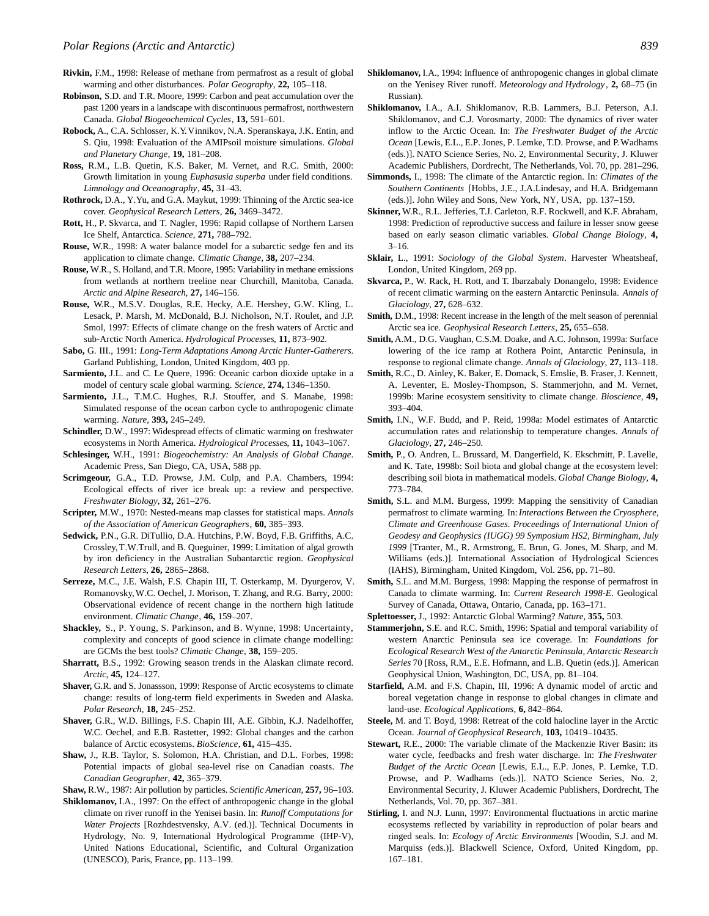**Rivkin,** F.M., 1998: Release of methane from permafrost as a result of global warming and other disturbances. *Polar Geography*, **22,** 105–118.

**Robinson,** S.D. and T.R. Moore, 1999: Carbon and peat accumulation over the past 1200 years in a landscape with discontinuous permafrost, northwestern Canada. *Global Biogeochemical Cycles*, **13,** 591–601.

**Robock,** A., C.A. Schlosser, K.Y. Vinnikov, N.A. Speranskaya, J.K. Entin, and S. Qiu, 1998: Evaluation of the AMIPsoil moisture simulations. *Global and Planetary Change*, **19,** 181–208.

**Ross,** R.M., L.B. Quetin, K.S. Baker, M. Vernet, and R.C. Smith, 2000: Growth limitation in young *Euphasusia superba* under field conditions. *Limnology and Oceanography*, **45,** 31–43.

**Rothrock,** D.A., Y. Yu, and G.A. Maykut, 1999: Thinning of the Arctic sea-ice cover. *Geophysical Research Letters*, **26,** 3469–3472.

**Rott,** H., P. Skvarca, and T. Nagler, 1996: Rapid collapse of Northern Larsen Ice Shelf, Antarctica. *Science*, **271,** 788–792.

**Rouse,** W.R., 1998: A water balance model for a subarctic sedge fen and its application to climate change. *Climatic Change*, **38,** 207–234.

**Rouse,** W.R., S. Holland, and T.R. Moore, 1995: Variability in methane emissions from wetlands at northern treeline near Churchill, Manitoba, Canada. *Arctic and Alpine Research*, **27,** 146–156.

**Rouse,** W.R., M.S.V. Douglas, R.E. Hecky, A.E. Hershey, G.W. Kling, L. Lesack, P. Marsh, M. McDonald, B.J. Nicholson, N.T. Roulet, and J.P. Smol, 1997: Effects of climate change on the fresh waters of Arctic and sub-Arctic North America. *Hydrological Processes*, **11,** 873–902.

**Sabo,** G. III., 1991: *Long-Term Adaptations Among Arctic Hunter-Gatherers*. Garland Publishing, London, United Kingdom, 403 pp.

**Sarmiento,** J.L. and C. Le Quere, 1996: Oceanic carbon dioxide uptake in a model of century scale global warming. *Science*, **274,** 1346–1350.

**Sarmiento,** J.L., T.M.C. Hughes, R.J. Stouffer, and S. Manabe, 1998: Simulated response of the ocean carbon cycle to anthropogenic climate warming. *Nature*, **393,** 245–249.

**Schindler,** D.W., 1997: Widespread effects of climatic warming on freshwater ecosystems in North America. *Hydrological Processes*, **11,** 1043–1067.

**Schlesinger,** W.H., 1991: *Biogeochemistry: An Analysis of Global Change*. Academic Press, San Diego, CA, USA, 588 pp.

**Scrimgeour,** G.A., T.D. Prowse, J.M. Culp, and P.A. Chambers, 1994: Ecological effects of river ice break up: a review and perspective. *Freshwater Biology*, **32,** 261–276.

**Scripter,** M.W., 1970: Nested-means map classes for statistical maps. *Annals of the Association of American Geographers*, **60,** 385–393.

**Sedwick,** P.N., G.R. DiTullio, D.A. Hutchins, P.W. Boyd, F.B. Griffiths, A.C. Crossley, T.W. Trull, and B. Queguiner, 1999: Limitation of algal growth by iron deficiency in the Australian Subantarctic region. *Geophysical Research Letters*, **26,** 2865–2868.

**Serreze,** M.C., J.E. Walsh, F.S. Chapin III, T. Osterkamp, M. Dyurgerov, V. Romanovsky, W.C. Oechel, J. Morison, T. Zhang, and R.G. Barry, 2000: Observational evidence of recent change in the northern high latitude environment. *Climatic Change*, **46,** 159–207.

**Shackley,** S., P. Young, S. Parkinson, and B. Wynne, 1998: Uncertainty, complexity and concepts of good science in climate change modelling: are GCMs the best tools? *Climatic Change*, **38,** 159–205.

**Sharratt,** B.S., 1992: Growing season trends in the Alaskan climate record. *Arctic*, **45,** 124–127.

**Shaver,** G.R. and S. Jonassson, 1999: Response of Arctic ecosystems to climate change: results of long-term field experiments in Sweden and Alaska. *Polar Research*, **18,** 245–252.

**Shaver,** G.R., W.D. Billings, F.S. Chapin III, A.E. Gibbin, K.J. Nadelhoffer, W.C. Oechel, and E.B. Rastetter, 1992: Global changes and the carbon balance of Arctic ecosystems. *BioScience*, **61,** 415–435.

**Shaw,** J., R.B. Taylor, S. Solomon, H.A. Christian, and D.L. Forbes, 1998: Potential impacts of global sea-level rise on Canadian coasts. *The Canadian Geographer*, **42,** 365–379.

**Shaw,** R.W., 1987: Air pollution by particles. *Scientific American*, **257,** 96–103.

**Shiklomanov,** I.A., 1997: On the effect of anthropogenic change in the global climate on river runoff in the Yenisei basin. In: *Runoff Computations for Water Projects* [Rozhdestvensky, A.V. (ed.)]. Technical Documents in Hydrology, No. 9, International Hydrological Programme (IHP-V), United Nations Educational, Scientific, and Cultural Organization (UNESCO), Paris, France, pp. 113–199.

**Shiklomanov,** I.A., 1994: Influence of anthropogenic changes in global climate on the Yenisey River runoff. *Meteorology and Hydrology*, **2,** 68–75 (in Russian).

**Shiklomanov,** I.A., A.I. Shiklomanov, R.B. Lammers, B.J. Peterson, A.I. Shiklomanov, and C.J. Vorosmarty, 2000: The dynamics of river water inflow to the Arctic Ocean. In: *The Freshwater Budget of the Arctic Ocean* [Lewis, E.L., E.P. Jones, P. Lemke, T.D. Prowse, and P. Wadhams (eds.)]. NATO Science Series, No. 2, Environmental Security, J. Kluwer Academic Publishers, Dordrecht, The Netherlands, Vol. 70, pp. 281–296.

**Simmonds,** I., 1998: The climate of the Antarctic region. In: *Climates of the Southern Continents* [Hobbs, J.E., J.A.Lindesay, and H.A. Bridgemann (eds.)]. John Wiley and Sons, New York, NY, USA, pp. 137–159.

**Skinner,** W.R., R.L. Jefferies, T.J. Carleton, R.F. Rockwell, and K.F. Abraham, 1998: Prediction of reproductive success and failure in lesser snow geese based on early season climatic variables. *Global Change Biology*, **4,** 3–16.

**Sklair,** L., 1991: *Sociology of the Global System*. Harvester Wheatsheaf, London, United Kingdom, 269 pp.

**Skvarca,** P., W. Rack, H. Rott, and T. Ibarzabaly Donangelo, 1998: Evidence of recent climatic warming on the eastern Antarctic Peninsula. *Annals of Glaciology*, **27,** 628–632.

**Smith,** D.M., 1998: Recent increase in the length of the melt season of perennial Arctic sea ice. *Geophysical Research Letters*, **25,** 655–658.

**Smith,** A.M., D.G. Vaughan, C.S.M. Doake, and A.C. Johnson, 1999a: Surface lowering of the ice ramp at Rothera Point, Antarctic Peninsula, in response to regional climate change. *Annals of Glaciology*, **27,** 113–118.

**Smith,** R.C., D. Ainley, K. Baker, E. Domack, S. Emslie, B. Fraser, J. Kennett, A. Leventer, E. Mosley-Thompson, S. Stammerjohn, and M. Vernet, 1999b: Marine ecosystem sensitivity to climate change. *Bioscience*, **49,** 393–404.

**Smith,** I.N., W.F. Budd, and P. Reid, 1998a: Model estimates of Antarctic accumulation rates and relationship to temperature changes. *Annals of Glaciology*, **27,** 246–250.

**Smith,** P., O. Andren, L. Brussard, M. Dangerfield, K. Ekschmitt, P. Lavelle, and K. Tate, 1998b: Soil biota and global change at the ecosystem level: describing soil biota in mathematical models. *Global Change Biology*, **4,** 773–784.

**Smith,** S.L. and M.M. Burgess, 1999: Mapping the sensitivity of Canadian permafrost to climate warming. In: *Interactions Between the Cryosphere, Climate and Greenhouse Gases. Proceedings of International Union of Geodesy and Geophysics (IUGG) 99 Symposium HS2, Birmingham, July 1999* [Tranter, M., R. Armstrong, E. Brun, G. Jones, M. Sharp, and M. Williams (eds.)]. International Association of Hydrological Sciences (IAHS), Birmingham, United Kingdom, Vol. 256, pp. 71–80.

**Smith,** S.L. and M.M. Burgess, 1998: Mapping the response of permafrost in Canada to climate warming. In: *Current Research 1998-E*. Geological Survey of Canada, Ottawa, Ontario, Canada, pp. 163–171.

**Splettoesser,** J., 1992: Antarctic Global Warming? *Nature*, **355,** 503.

**Stammerjohn,** S.E. and R.C. Smith, 1996: Spatial and temporal variability of western Anarctic Peninsula sea ice coverage. In: *Foundations for Ecological Research West of the Antarctic Peninsula, Antarctic Research Series* 70 [Ross, R.M., E.E. Hofmann, and L.B. Quetin (eds.)]. American Geophysical Union, Washington, DC, USA, pp. 81–104.

**Starfield,** A.M. and F.S. Chapin, III, 1996: A dynamic model of arctic and boreal vegetation change in response to global changes in climate and land-use. *Ecological Applications*, **6,** 842–864.

**Steele,** M. and T. Boyd, 1998: Retreat of the cold halocline layer in the Arctic Ocean. *Journal of Geophysical Research*, **103,** 10419–10435.

**Stewart,** R.E., 2000: The variable climate of the Mackenzie River Basin: its water cycle, feedbacks and fresh water discharge. In: *The Freshwater Budget of the Arctic Ocean* [Lewis, E.L., E.P. Jones, P. Lemke, T.D. Prowse, and P. Wadhams (eds.)]. NATO Science Series, No. 2, Environmental Security, J. Kluwer Academic Publishers, Dordrecht, The Netherlands, Vol. 70, pp. 367–381.

**Stirling,** I. and N.J. Lunn, 1997: Environmental fluctuations in arctic marine ecosystems reflected by variability in reproduction of polar bears and ringed seals. In: *Ecology of Arctic Environments* [Woodin, S.J. and M. Marquiss (eds.)]. Blackwell Science, Oxford, United Kingdom, pp. 167–181.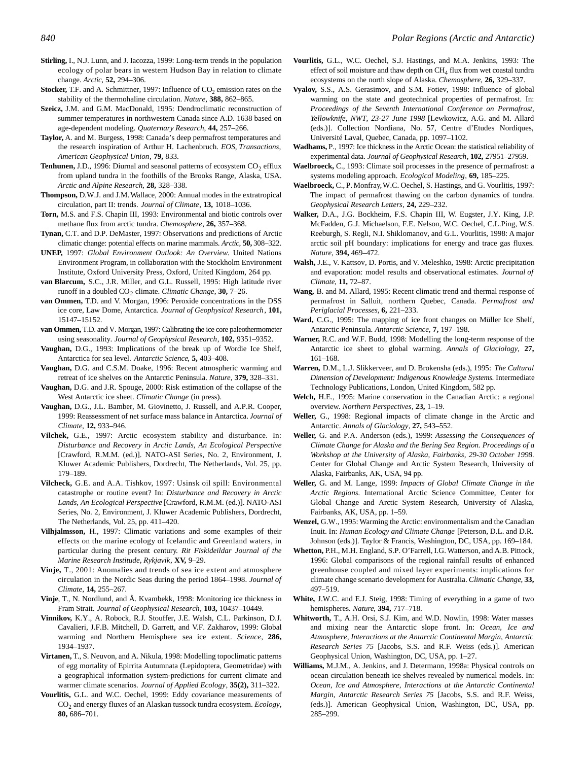**Stirling,** I., N.J. Lunn, and J. Iacozza, 1999: Long-term trends in the population ecology of polar bears in western Hudson Bay in relation to climate change. *Arctic*, **52,** 294–306.

**Stocker,** T.F. and A. Schmittner, 1997: Influence of $CO_2$ emission rates on the stability of the thermohaline circulation. *Nature*, **388,** 862–865.

**Szeicz,** J.M. and G.M. MacDonald, 1995: Dendroclimatic reconstruction of summer temperatures in northwestern Canada since A.D. 1638 based on age-dependent modeling. *Quaternary Research*, **44,** 257–266.

**Taylor,** A. and M. Burgess, 1998: Canada's deep permafrost temperatures and the research inspiration of Arthur H. Lachenbruch. *EOS, Transactions, American Geophysical Union*, **79,** 833.

**Tenhunen,** J.D., 1996: Diurnal and seasonal patterns of ecosystem $CO_2$ efflux from upland tundra in the foothills of the Brooks Range, Alaska, USA. *Arctic and Alpine Research*, **28,** 328–338.

**Thompson,** D.W.J. and J.M. Wallace, 2000: Annual modes in the extratropical circulation, part II: trends. *Journal of Climate*, **13,** 1018–1036.

**Torn,** M.S. and F.S. Chapin III, 1993: Environmental and biotic controls over methane flux from arctic tundra. *Chemosphere*, **26,** 357–368.

**Tynan,** C.T. and D.P. DeMaster, 1997: Observations and predictions of Arctic climatic change: potential effects on marine mammals. *Arctic*, **50,** 308–322.

**UNEP,** 1997: *Global Environment Outlook: An Overview.* United Nations Environment Program, in collaboration with the Stockholm Environment Institute, Oxford University Press, Oxford, United Kingdom, 264 pp.

**van Blarcum,** S.C., J.R. Miller, and G.L. Russell, 1995: High latitude river runoff in a doubled $CO_2$ climate. *Climatic Change*, **30,** 7–26.

**van Ommen,** T.D. and V. Morgan, 1996: Peroxide concentrations in the DSS ice core, Law Dome, Antarctica. *Journal of Geophysical Research*, **101,** 15147–15152.

**van Ommen,** T.D. and V. Morgan, 1997: Calibrating the ice core paleothermometer using seasonality. *Journal of Geophysical Research*, **102,** 9351–9352.

**Vaughan,** D.G., 1993: Implications of the break up of Wordie Ice Shelf, Antarctica for sea level. *Antarctic Science*, **5,** 403–408.

**Vaughan,** D.G. and C.S.M. Doake, 1996: Recent atmospheric warming and retreat of ice shelves on the Antarctic Peninsula. *Nature*, **379,** 328–331.

**Vaughan,** D.G. and J.R. Spouge, 2000: Risk estimation of the collapse of the West Antarctic ice sheet. *Climatic Change* (in press).

**Vaughan,** D.G., J.L. Bamber, M. Giovinetto, J. Russell, and A.P.R. Cooper, 1999: Reassessment of net surface mass balance in Antarctica. *Journal of Climate*, **12,** 933–946.

**Vilchek,** G.E., 1997: Arctic ecosystem stability and disturbance. In: *Disturbance and Recovery in Arctic Lands, An Ecological Perspective* [Crawford, R.M.M. (ed.)]. NATO-ASI Series, No. 2, Environment, J. Kluwer Academic Publishers, Dordrecht, The Netherlands, Vol. 25, pp. 179–189.

**Vilcheck,** G.E. and A.A. Tishkov, 1997: Usinsk oil spill: Environmental catastrophe or routine event? In: *Disturbance and Recovery in Arctic Lands, An Ecological Perspective* [Crawford, R.M.M. (ed.)]. NATO-ASI Series, No. 2, Environment, J. Kluwer Academic Publishers, Dordrecht, The Netherlands, Vol. 25, pp. 411–420.

**Vilhjalmsson,** H., 1997: Climatic variations and some examples of their effects on the marine ecology of Icelandic and Greenland waters, in particular during the present century. *Rit Fiskideildar Journal of the Marine Research Institute, Rykjavik*, **XV,** 9–29.

**Vinje,** T., 2001: Anomalies and trends of sea ice extent and atmosphere circulation in the Nordic Seas during the period 1864–1998. *Journal of Climate*, **14,** 255–267.

**Vinje**, T., N. Nordlund, and Å. Kvambekk, 1998: Monitoring ice thickness in Fram Strait. *Journal of Geophysical Research*, **103,** 10437–10449.

**Vinnikov,** K.Y., A. Robock, R.J. Stouffer, J.E. Walsh, C.L. Parkinson, D.J. Cavalieri, J.F.B. Mitchell, D. Garrett, and V.F. Zakharov, 1999: Global warming and Northern Hemisphere sea ice extent. *Science*, **286,** 1934–1937.

**Virtanen,** T., S. Neuvon, and A. Nikula, 1998: Modelling topoclimatic patterns of egg mortality of Epirrita Autumnata (Lepidoptera, Geometridae) with a geographical information system-predictions for current climate and warmer climate scenarios. *Journal of Applied Ecology*, **35(2),** 311–322.

**Vourlitis,** G.L. and W.C. Oechel, 1999: Eddy covariance measurements of $CO_2$ and energy fluxes of an Alaskan tussock tundra ecosystem. *Ecology*, **80,** 686–701.

**Vourlitis,** G.L., W.C. Oechel, S.J. Hastings, and M.A. Jenkins, 1993: The effect of soil moisture and thaw depth on $CH_4$ flux from wet coastal tundra ecosystems on the north slope of Alaska. *Chemosphere*, **26,** 329–337.

**Vyalov,** S.S., A.S. Gerasimov, and S.M. Fotiev, 1998: Influence of global warming on the state and geotechnical properties of permafrost. In: *Proceedings of the Seventh International Conference on Permafrost, Yellowknife, NWT, 23-27 June 1998* [Lewkowicz, A.G. and M. Allard (eds.)]. Collection Nordiana, No. 57, Centre d'Etudes Nordiques, Université Laval, Quebec, Canada, pp. 1097–1102.

**Wadhams,** P., 1997: Ice thickness in the Arctic Ocean: the statistical reliability of experimental data. *Journal of Geophysical Research*, **102,** 27951–27959.

**Waelbroeck,** C., 1993: Climate soil processes in the presence of permafrost: a systems modeling approach. *Ecological Modeling*, **69,** 185–225.

**Waelbroeck,** C., P. Monfray, W.C. Oechel, S. Hastings, and G. Vourlitis, 1997: The impact of permafrost thawing on the carbon dynamics of tundra. *Geophysical Research Letters*, **24,** 229–232.

**Walker,** D.A., J.G. Bockheim, F.S. Chapin III, W. Eugster, J.Y. King, J.P. McFadden, G.J. Michaelson, F.E. Nelson, W.C. Oechel, C.L.Ping, W.S. Reeburgh, S. Regli, N.I. Shiklomanov, and G.L. Vourlitis, 1998: A major arctic soil pH boundary: implications for energy and trace gas fluxes. *Nature*, **394,** 469–472.

**Walsh,** J.E., V. Kattsov, D. Portis, and V. Meleshko, 1998: Arctic precipitation and evaporation: model results and observational estimates. *Journal of Climate*, **11,** 72–87.

**Wang,** B. and M. Allard, 1995: Recent climatic trend and thermal response of permafrost in Salluit, northern Quebec, Canada. *Permafrost and Periglacial Processes*, **6,** 221–233.

**Ward,** C.G., 1995: The mapping of ice front changes on Müller Ice Shelf, Antarctic Peninsula. *Antarctic Science*, **7,** 197–198.

**Warner,** R.C. and W.F. Budd, 1998: Modelling the long-term response of the Antarctic ice sheet to global warming. *Annals of Glaciology*, **27,** 161–168.

**Warren,** D.M., L.J. Slikkerveer, and D. Brokensha (eds.), 1995: *The Cultural Dimension of Development: Indigenous Knowledge Systems.* Intermediate Technology Publications, London, United Kingdom, 582 pp.

**Welch,** H.E., 1995: Marine conservation in the Canadian Arctic: a regional overview. *Northern Perspectives*, **23,** 1–19.

**Weller,** G., 1998: Regional impacts of climate change in the Arctic and Antarctic. *Annals of Glaciology*, **27,** 543–552.

**Weller,** G. and P.A. Anderson (eds.), 1999: *Assessing the Consequences of Climate Change for Alaska and the Bering Sea Region. Proceedings of a Workshop at the University of Alaska, Fairbanks, 29-30 October 1998.* Center for Global Change and Arctic System Research, University of Alaska, Fairbanks, AK, USA, 94 pp.

**Weller,** G. and M. Lange, 1999: *Impacts of Global Climate Change in the Arctic Regions.* International Arctic Science Committee, Center for Global Change and Arctic System Research, University of Alaska, Fairbanks, AK, USA, pp. 1–59.

**Wenzel,** G.W., 1995: Warming the Arctic: environmentalism and the Canadian Inuit. In: *Human Ecology and Climate Change* [Peterson, D.L. and D.R. Johnson (eds.)]. Taylor & Francis, Washington, DC, USA, pp. 169–184.

**Whetton,** P.H., M.H. England, S.P. O'Farrell, I.G. Watterson, and A.B. Pittock, 1996: Global comparisons of the regional rainfall results of enhanced greenhouse coupled and mixed layer experiments: implications for climate change scenario development for Australia. *Climatic Change*, **33,** 497–519.

**White,** J.W.C. and E.J. Steig, 1998: Timing of everything in a game of two hemispheres. *Nature*, **394,** 717–718.

**Whitworth,** T., A.H. Orsi, S.J. Kim, and W.D. Nowlin, 1998: Water masses and mixing near the Antarctic slope front. In: *Ocean, Ice and Atmosphere, Interactions at the Antarctic Continental Margin, Antarctic Research Series 75* [Jacobs, S.S. and R.F. Weiss (eds.)]. American Geophysical Union, Washington, DC, USA, pp. 1–27.

**Williams,** M.J.M., A. Jenkins, and J. Determann, 1998a: Physical controls on ocean circulation beneath ice shelves revealed by numerical models. In: *Ocean, Ice and Atmosphere, Interactions at the Antarctic Continental Margin, Antarctic Research Series 75* [Jacobs, S.S. and R.F. Weiss, (eds.)]. American Geophysical Union, Washington, DC, USA, pp. 285–299.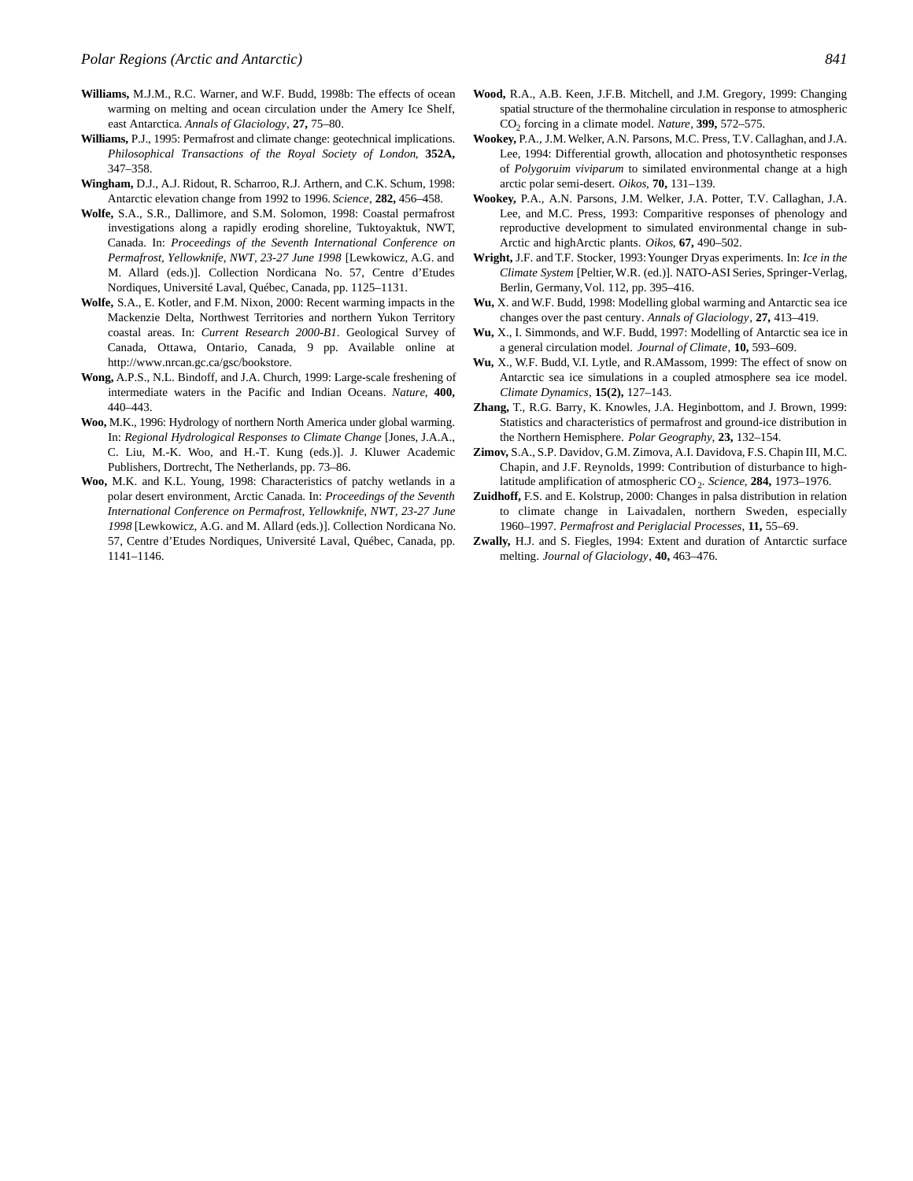**Williams,** M.J.M., R.C. Warner, and W.F. Budd, 1998b: The effects of ocean warming on melting and ocean circulation under the Amery Ice Shelf, east Antarctica. *Annals of Glaciology*, **27,** 75–80.

**Williams,** P.J., 1995: Permafrost and climate change: geotechnical implications. *Philosophical Transactions of the Royal Society of London*, **352A,** 347–358.

**Wingham,** D.J., A.J. Ridout, R. Scharroo, R.J. Arthern, and C.K. Schum, 1998: Antarctic elevation change from 1992 to 1996. *Science*, **282,** 456–458.

**Wolfe,** S.A., S.R., Dallimore, and S.M. Solomon, 1998: Coastal permafrost investigations along a rapidly eroding shoreline, Tuktoyaktuk, NWT, Canada. In: *Proceedings of the Seventh International Conference on Permafrost, Yellowknife, NWT, 23-27 June 1998* [Lewkowicz, A.G. and M. Allard (eds.)]. Collection Nordicana No. 57, Centre d'Etudes Nordiques, Université Laval, Québec, Canada, pp. 1125–1131.

**Wolfe,** S.A., E. Kotler, and F.M. Nixon, 2000: Recent warming impacts in the Mackenzie Delta, Northwest Territories and northern Yukon Territory coastal areas. In: *Current Research 2000-B1*. Geological Survey of Canada, Ottawa, Ontario, Canada, 9 pp. Available online at http://www.nrcan.gc.ca/gsc/bookstore.

**Wong,** A.P.S., N.L. Bindoff, and J.A. Church, 1999: Large-scale freshening of intermediate waters in the Pacific and Indian Oceans. *Nature*, **400,** 440–443.

**Woo,** M.K., 1996: Hydrology of northern North America under global warming. In: *Regional Hydrological Responses to Climate Change* [Jones, J.A.A., C. Liu, M.-K. Woo, and H.-T. Kung (eds.)]. J. Kluwer Academic Publishers, Dortrecht, The Netherlands, pp. 73–86.

**Woo,** M.K. and K.L. Young, 1998: Characteristics of patchy wetlands in a polar desert environment, Arctic Canada. In: *Proceedings of the Seventh International Conference on Permafrost, Yellowknife, NWT, 23-27 June 1998* [Lewkowicz, A.G. and M. Allard (eds.)]. Collection Nordicana No. 57, Centre d'Etudes Nordiques, Université Laval, Québec, Canada, pp. 1141–1146.

**Wood,** R.A., A.B. Keen, J.F.B. Mitchell, and J.M. Gregory, 1999: Changing spatial structure of the thermohaline circulation in response to atmospheric $CO_2$ forcing in a climate model. *Nature*, **399,** 572–575.

**Wookey,** P.A., J.M. Welker, A.N. Parsons, M.C. Press, T.V. Callaghan, and J.A. Lee, 1994: Differential growth, allocation and photosynthetic responses of *Polygoruim viviparum* to similated environmental change at a high arctic polar semi-desert. *Oikos*, **70,** 131–139.

**Wookey,** P.A., A.N. Parsons, J.M. Welker, J.A. Potter, T.V. Callaghan, J.A. Lee, and M.C. Press, 1993: Comparitive responses of phenology and reproductive development to simulated environmental change in sub-Arctic and highArctic plants. *Oikos*, **67,** 490–502.

**Wright,** J.F. and T.F. Stocker, 1993: Younger Dryas experiments. In: *Ice in the Climate System* [Peltier, W.R. (ed.)]. NATO-ASI Series, Springer-Verlag, Berlin, Germany, Vol. 112, pp. 395–416.

**Wu,** X. and W.F. Budd, 1998: Modelling global warming and Antarctic sea ice changes over the past century. *Annals of Glaciology*, **27,** 413–419.

**Wu,** X., I. Simmonds, and W.F. Budd, 1997: Modelling of Antarctic sea ice in a general circulation model. *Journal of Climate*, **10,** 593–609.

**Wu,** X., W.F. Budd, V.I. Lytle, and R.AMassom, 1999: The effect of snow on Antarctic sea ice simulations in a coupled atmosphere sea ice model. *Climate Dynamics*, **15(2),** 127–143.

**Zhang,** T., R.G. Barry, K. Knowles, J.A. Heginbottom, and J. Brown, 1999: Statistics and characteristics of permafrost and ground-ice distribution in the Northern Hemisphere. *Polar Geography*, **23,** 132–154.

**Zimov,** S.A., S.P. Davidov, G.M. Zimova, A.I. Davidova, F.S. Chapin III, M.C. Chapin, and J.F. Reynolds, 1999: Contribution of disturbance to high-latitude amplification of atmospheric $CO_2$. *Science*, **284,** 1973–1976.

**Zuidhoff,** F.S. and E. Kolstrup, 2000: Changes in palsa distribution in relation to climate change in Laivadalen, northern Sweden, especially 1960–1997. *Permafrost and Periglacial Processes*, **11,** 55–69.

**Zwally,** H.J. and S. Fiegles, 1994: Extent and duration of Antarctic surface melting. *Journal of Glaciology*, **40,** 463–476.